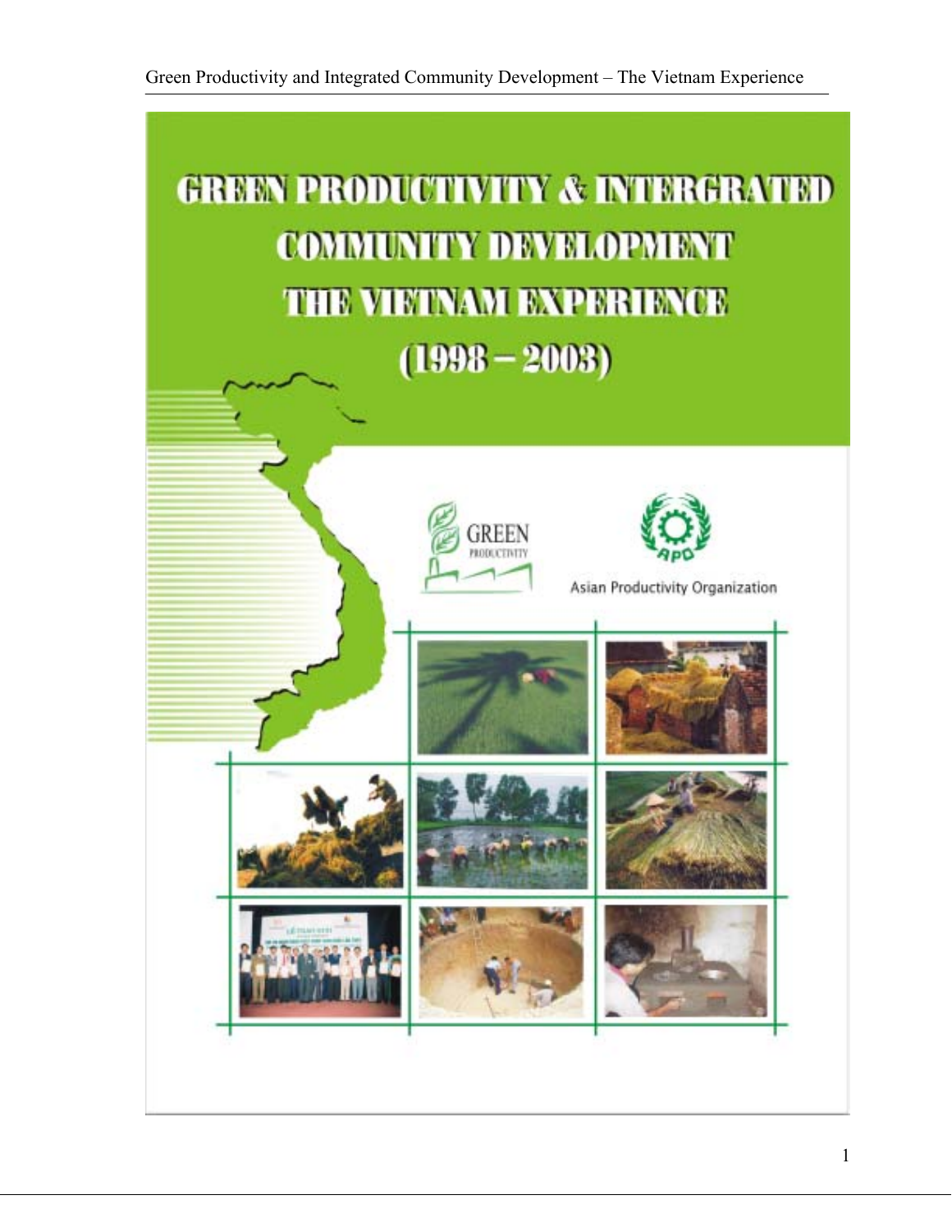# GREEN PRODUCTIVITY & INTERGRATED COMMUNITY DEVELOPMENT THE VIETNAM EXPERIENCE (1998 – 2003)

GREEN PRODUCTIVITY

APO

Asian Productivity Organization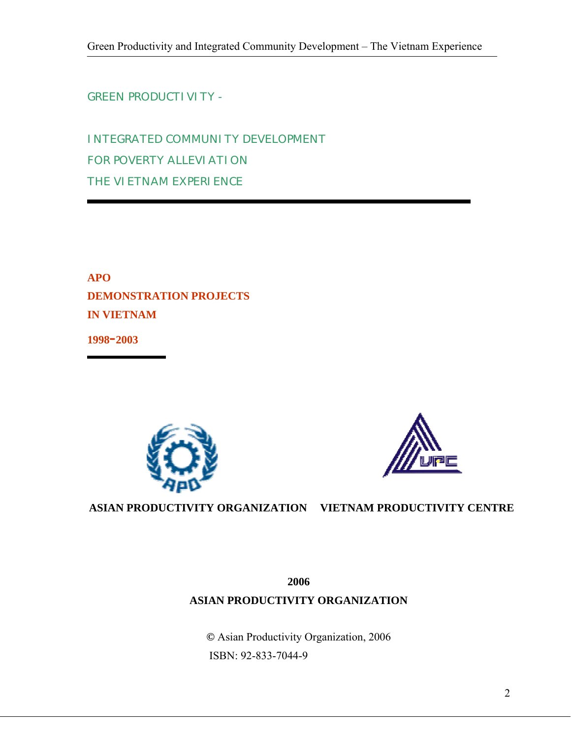# GREEN PRODUCTIVITY -

# INTEGRATED COMMUNITY DEVELOPMENT FOR POVERTY ALLEVIATION THE VIETNAM EXPERIENCE

**APO**
**DEMONSTRATION PROJECTS**
**IN VIETNAM**

**1998-2003**

**ASIAN PRODUCTIVITY ORGANIZATION** **VIETNAM PRODUCTIVITY CENTRE**

**2006**
**ASIAN PRODUCTIVITY ORGANIZATION**

© Asian Productivity Organization, 2006
ISBN: 92-833-7044-9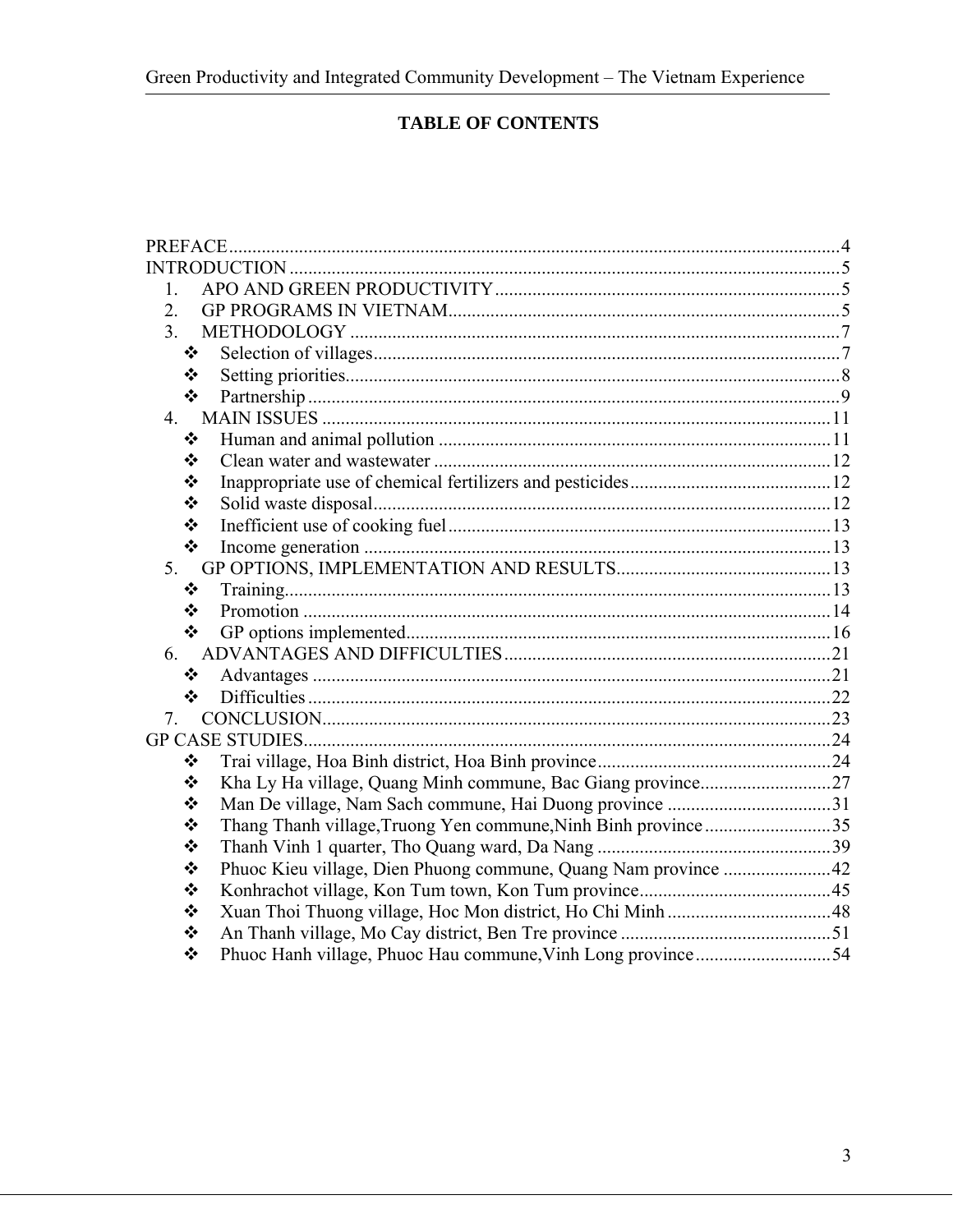# TABLE OF CONTENTS

PREFACE....................................................................................................................4
INTRODUCTION .......................................................................................................5
1. APO AND GREEN PRODUCTIVITY..........................................................................5
2. GP PROGRAMS IN VIETNAM....................................................................................5
3. METHODOLOGY .........................................................................................................7
   - ❖ Selection of villages....................................................................................................7
   - ❖ Setting priorities...........................................................................................................8
   - ❖ Partnership ..................................................................................................................9
4. MAIN ISSUES ..............................................................................................................11
   - ❖ Human and animal pollution ....................................................................................11
   - ❖ Clean water and wastewater .....................................................................................12
   - ❖ Inappropriate use of chemical fertilizers and pesticides...........................................12
   - ❖ Solid waste disposal..................................................................................................12
   - ❖ Inefficient use of cooking fuel..................................................................................13
   - ❖ Income generation ....................................................................................................13
5. GP OPTIONS, IMPLEMENTATION AND RESULTS..............................................13
   - ❖ Training.....................................................................................................................13
   - ❖ Promotion .................................................................................................................14
   - ❖ GP options implemented...........................................................................................16
6. ADVANTAGES AND DIFFICULTIES......................................................................21
   - ❖ Advantages ...............................................................................................................21
   - ❖ Difficulties ................................................................................................................22
7. CONCLUSION.............................................................................................................23

GP CASE STUDIES.................................................................................................24
- ❖ Trai village, Hoa Binh district, Hoa Binh province..................................................24
- ❖ Kha Ly Ha village, Quang Minh commune, Bac Giang province............................27
- ❖ Man De village, Nam Sach commune, Hai Duong province ...................................31
- ❖ Thang Thanh village,Truong Yen commune,Ninh Binh province...........................35
- ❖ Thanh Vinh 1 quarter, Tho Quang ward, Da Nang ..................................................39
- ❖ Phuoc Kieu village, Dien Phuong commune, Quang Nam province .......................42
- ❖ Konhrachot village, Kon Tum town, Kon Tum province.........................................45
- ❖ Xuan Thoi Thuong village, Hoc Mon district, Ho Chi Minh ...................................48
- ❖ An Thanh village, Mo Cay district, Ben Tre province .............................................51
- ❖ Phuoc Hanh village, Phuoc Hau commune,Vinh Long province.............................54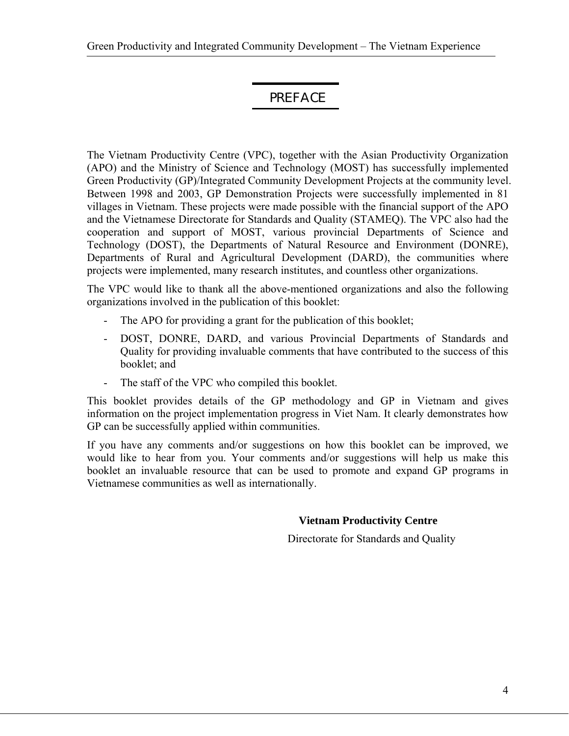# PREFACE

The Vietnam Productivity Centre (VPC), together with the Asian Productivity Organization (APO) and the Ministry of Science and Technology (MOST) has successfully implemented Green Productivity (GP)/Integrated Community Development Projects at the community level. Between 1998 and 2003, GP Demonstration Projects were successfully implemented in 81 villages in Vietnam. These projects were made possible with the financial support of the APO and the Vietnamese Directorate for Standards and Quality (STAMEQ). The VPC also had the cooperation and support of MOST, various provincial Departments of Science and Technology (DOST), the Departments of Natural Resource and Environment (DONRE), Departments of Rural and Agricultural Development (DARD), the communities where projects were implemented, many research institutes, and countless other organizations.

The VPC would like to thank all the above-mentioned organizations and also the following organizations involved in the publication of this booklet:

- The APO for providing a grant for the publication of this booklet;
- DOST, DONRE, DARD, and various Provincial Departments of Standards and Quality for providing invaluable comments that have contributed to the success of this booklet; and
- The staff of the VPC who compiled this booklet.

This booklet provides details of the GP methodology and GP in Vietnam and gives information on the project implementation progress in Viet Nam. It clearly demonstrates how GP can be successfully applied within communities.

If you have any comments and/or suggestions on how this booklet can be improved, we would like to hear from you. Your comments and/or suggestions will help us make this booklet an invaluable resource that can be used to promote and expand GP programs in Vietnamese communities as well as internationally.

**Vietnam Productivity Centre**

Directorate for Standards and Quality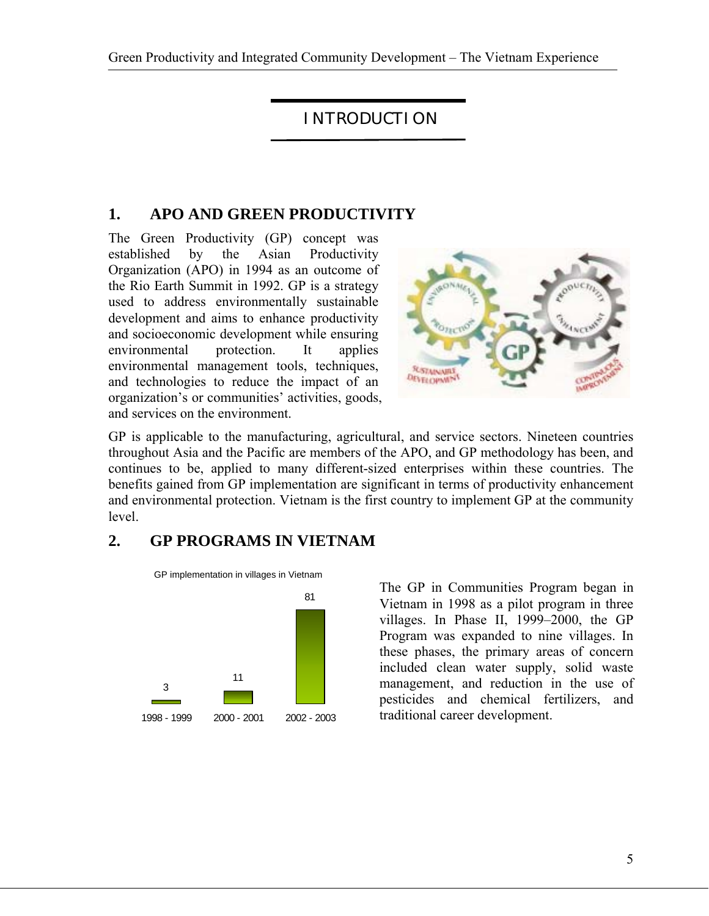# INTRODUCTION

## 1. APO AND GREEN PRODUCTIVITY

The Green Productivity (GP) concept was established by the Asian Productivity Organization (APO) in 1994 as an outcome of the Rio Earth Summit in 1992. GP is a strategy used to address environmentally sustainable development and aims to enhance productivity and socioeconomic development while ensuring environmental protection. It applies environmental management tools, techniques, and technologies to reduce the impact of an organization's or communities' activities, goods, and services on the environment.

GP is applicable to the manufacturing, agricultural, and service sectors. Nineteen countries throughout Asia and the Pacific are members of the APO, and GP methodology has been, and continues to be, applied to many different-sized enterprises within these countries. The benefits gained from GP implementation are significant in terms of productivity enhancement and environmental protection. Vietnam is the first country to implement GP at the community level.

## 2. GP PROGRAMS IN VIETNAM

GP implementation in villages in Vietnam

| Period | Villages |
| --- | --- |
| 1998 - 1999 | 3 |
| 2000 - 2001 | 11 |
| 2002 - 2003 | 81 |

The GP in Communities Program began in Vietnam in 1998 as a pilot program in three villages. In Phase II, 1999–2000, the GP Program was expanded to nine villages. In these phases, the primary areas of concern included clean water supply, solid waste management, and reduction in the use of pesticides and chemical fertilizers, and traditional career development.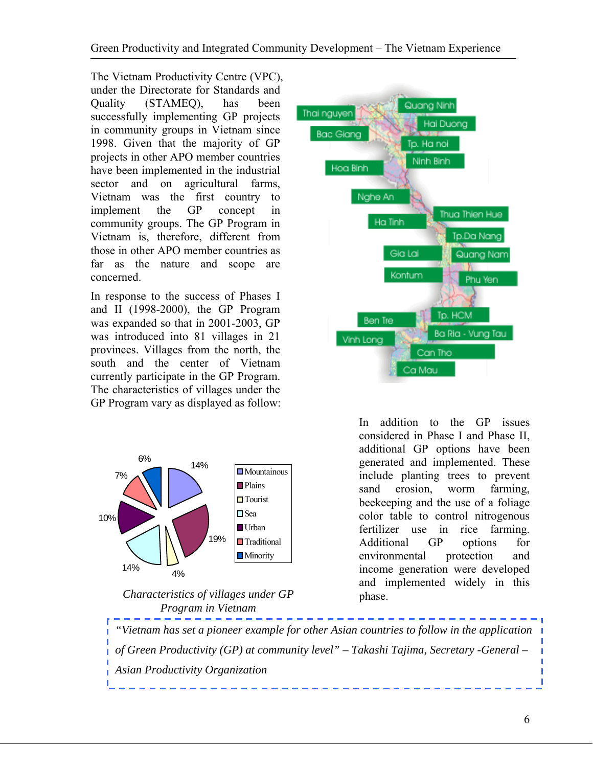The Vietnam Productivity Centre (VPC), under the Directorate for Standards and Quality (STAMEQ), has been successfully implementing GP projects in community groups in Vietnam since 1998. Given that the majority of GP projects in other APO member countries have been implemented in the industrial sector and on agricultural farms, Vietnam was the first country to implement the GP concept in community groups. The GP Program in Vietnam is, therefore, different from those in other APO member countries as far as the nature and scope are concerned.

In response to the success of Phases I and II (1998-2000), the GP Program was expanded so that in 2001-2003, GP was introduced into 81 villages in 21 provinces. Villages from the north, the south and the center of Vietnam currently participate in the GP Program. The characteristics of villages under the GP Program vary as displayed as follow:

*Characteristics of villages under GP Program in Vietnam*

In addition to the GP issues considered in Phase I and Phase II, additional GP options have been generated and implemented. These include planting trees to prevent sand erosion, worm farming, beekeeping and the use of a foliage color table to control nitrogenous fertilizer use in rice farming. Additional GP options for environmental protection and income generation were developed and implemented widely in this phase.

> *"Vietnam has set a pioneer example for other Asian countries to follow in the application of Green Productivity (GP) at community level" – Takashi Tajima, Secretary -General – Asian Productivity Organization*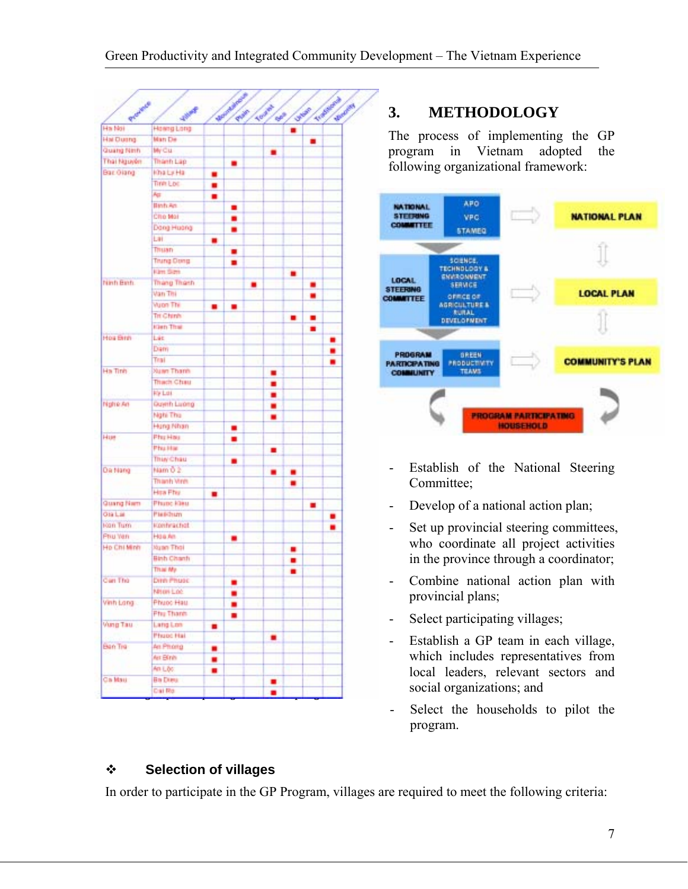| Province | Village | Mountainous | Plain | Tourist | Sea | Urban | Traditional | Minority |
|---|---|---|---|---|---|---|---|---|
| Ha Noi | Hoang Long | | | | | ■ | | |
| Hai Duong | Man De | | | | | | ■ | |
| Quang Ninh | My Cu | | | | ■ | | | |
| Thai Nguyen | Thanh Lap | | ■ | | | | | |
| Bac Giang | Kha Ly Ha | ■ | | | | | | |
| | Tinh Loc | ■ | | | | | | |
| | Ap | ■ | | | | | | |
| | Binh An | | ■ | | | | | |
| | Cho Moi | | ■ | | | | | |
| | Dong Huong | | ■ | | | | | |
| | Lai | ■ | | | | | | |
| | Thuan | | ■ | | | | | |
| | Trung Dong | | ■ | | | | | |
| | Kim Son | | | | | ■ | | |
| Ninh Binh | Thang Thanh | | | ■ | | | ■ | |
| | Van Thi | | | | | | ■ | |
| | Vuon Thi | ■ | ■ | | | | | |
| | Tri Chinh | | | | | ■ | ■ | |
| | Kien Thai | | | | | | ■ | |
| Hoa Binh | Lac | | | | | | | ■ |
| | Dam | | | | | | | ■ |
| | Trai | | | | | | | ■ |
| Ha Tinh | Xuan Thanh | | | | ■ | | | |
| | Thach Chau | | | | ■ | | | |
| | Ky Loi | | | | ■ | | | |
| Nghe An | Quynh Luong | | | | ■ | | | |
| | Nghi Thu | | | | ■ | | | |
| | Hung Nhan | | ■ | | | | | |
| Hue | Phu Hau | | ■ | | | | | |
| | Phu Hai | | | | ■ | | | |
| | Thuy Chau | | ■ | | | | | |
| Da Nang | Nam O 2 | | | | ■ | ■ | | |
| | Thanh Vinh | | | | | ■ | | |
| | Hoa Phu | ■ | | | | | | |
| Quang Nam | Phuoc Kieu | | | | | | ■ | |
| Gia Lai | Pleikhum | | | | | | | ■ |
| Kon Tum | Konhrachot | | | | | | | ■ |
| Phu Yen | Hoa An | | ■ | | | | | |
| Ho Chi Minh | Xuan Thoi | | | | | ■ | | |
| | Binh Chanh | | | | | ■ | | |
| | Thai My | | | | | ■ | | |
| Can Tho | Dinh Phuoc | | ■ | | | | | |
| | Nhon Loc | | ■ | | | | | |
| Vinh Long | Phuoc Hau | | ■ | | | | | |
| | Phu Thanh | | ■ | | | | | |
| Vung Tau | Long Lon | ■ | | | | | | |
| | Phuoc Hai | | | | ■ | | | |
| Ben Tre | An Phong | ■ | | | | | | |
| | An Binh | ■ | | | | | | |
| | An Lộc | ■ | | | | | | |
| Ca Mau | Ba Dieu | | | | ■ | | | |
| | Cai Ro | | | | ■ | | | |

## 3. METHODOLOGY

The process of implementing the GP program in Vietnam adopted the following organizational framework:

NATIONAL STEERING COMMITTEE (APO, VPC, STAMEQ) → NATIONAL PLAN

LOCAL STEERING COMMITTEE (SCIENCE, TECHNOLOGY & ENVIRONMENT SERVICE; OFFICE OF AGRICULTURE & RURAL DEVELOPMENT) → LOCAL PLAN

PROGRAM PARTICIPATING COMMUNITY (GREEN PRODUCTIVITY TEAMS) → COMMUNITY'S PLAN

PROGRAM PARTICIPATING HOUSEHOLD

- Establish of the National Steering Committee;
- Develop of a national action plan;
- Set up provincial steering committees, who coordinate all project activities in the province through a coordinator;
- Combine national action plan with provincial plans;
- Select participating villages;
- Establish a GP team in each village, which includes representatives from local leaders, relevant sectors and social organizations; and
- Select the households to pilot the program.

### ❖ Selection of villages

In order to participate in the GP Program, villages are required to meet the following criteria: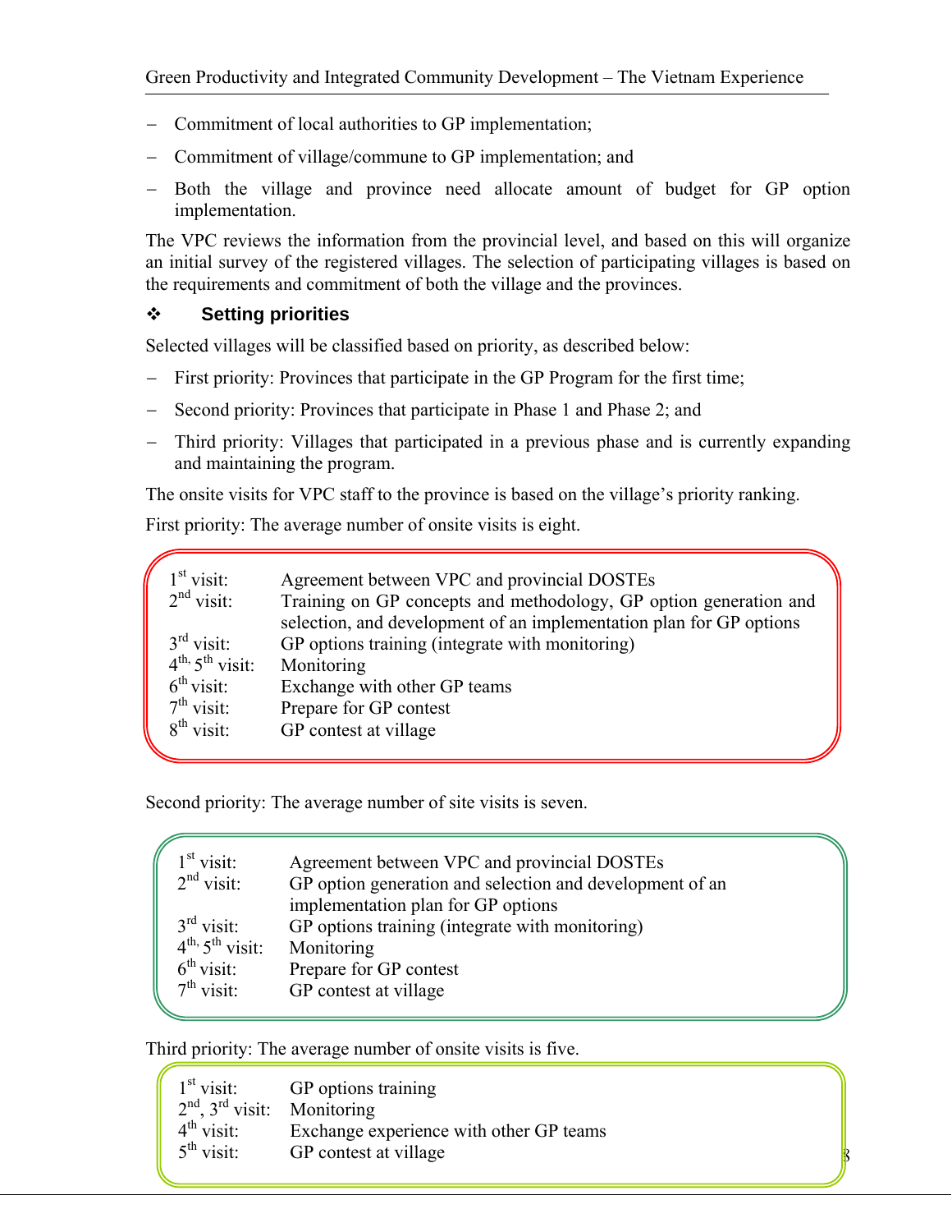- Commitment of local authorities to GP implementation;
- Commitment of village/commune to GP implementation; and
- Both the village and province need allocate amount of budget for GP option implementation.

The VPC reviews the information from the provincial level, and based on this will organize an initial survey of the registered villages. The selection of participating villages is based on the requirements and commitment of both the village and the provinces.

### ❖ Setting priorities

Selected villages will be classified based on priority, as described below:

- First priority: Provinces that participate in the GP Program for the first time;
- Second priority: Provinces that participate in Phase 1 and Phase 2; and
- Third priority: Villages that participated in a previous phase and is currently expanding and maintaining the program.

The onsite visits for VPC staff to the province is based on the village's priority ranking.

First priority: The average number of onsite visits is eight.

| | |
|---|---|
| 1st visit: | Agreement between VPC and provincial DOSTEs |
| 2nd visit: | Training on GP concepts and methodology, GP option generation and selection, and development of an implementation plan for GP options |
| 3rd visit: | GP options training (integrate with monitoring) |
| 4th, 5th visit: | Monitoring |
| 6th visit: | Exchange with other GP teams |
| 7th visit: | Prepare for GP contest |
| 8th visit: | GP contest at village |

Second priority: The average number of site visits is seven.

| | |
|---|---|
| 1st visit: | Agreement between VPC and provincial DOSTEs |
| 2nd visit: | GP option generation and selection and development of an implementation plan for GP options |
| 3rd visit: | GP options training (integrate with monitoring) |
| 4th, 5th visit: | Monitoring |
| 6th visit: | Prepare for GP contest |
| 7th visit: | GP contest at village |

Third priority: The average number of onsite visits is five.

| | |
|---|---|
| 1st visit: | GP options training |
| 2nd, 3rd visit: | Monitoring |
| 4th visit: | Exchange experience with other GP teams |
| 5th visit: | GP contest at village |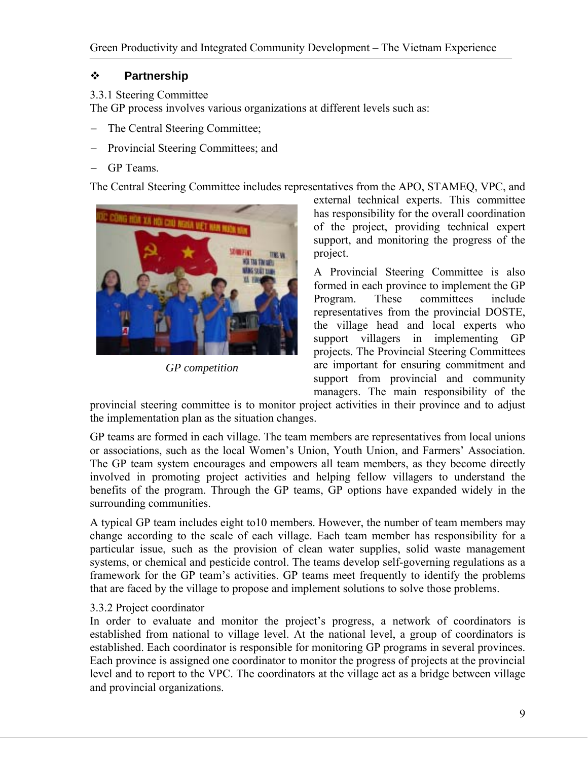## ❖ Partnership

3.3.1 Steering Committee

The GP process involves various organizations at different levels such as:

- The Central Steering Committee;
- Provincial Steering Committees; and
- GP Teams.

The Central Steering Committee includes representatives from the APO, STAMEQ, VPC, and external technical experts. This committee has responsibility for the overall coordination of the project, providing technical expert support, and monitoring the progress of the project.

*GP competition*

A Provincial Steering Committee is also formed in each province to implement the GP Program. These committees include representatives from the provincial DOSTE, the village head and local experts who support villagers in implementing GP projects. The Provincial Steering Committees are important for ensuring commitment and support from provincial and community managers. The main responsibility of the provincial steering committee is to monitor project activities in their province and to adjust the implementation plan as the situation changes.

GP teams are formed in each village. The team members are representatives from local unions or associations, such as the local Women's Union, Youth Union, and Farmers' Association. The GP team system encourages and empowers all team members, as they become directly involved in promoting project activities and helping fellow villagers to understand the benefits of the program. Through the GP teams, GP options have expanded widely in the surrounding communities.

A typical GP team includes eight to10 members. However, the number of team members may change according to the scale of each village. Each team member has responsibility for a particular issue, such as the provision of clean water supplies, solid waste management systems, or chemical and pesticide control. The teams develop self-governing regulations as a framework for the GP team's activities. GP teams meet frequently to identify the problems that are faced by the village to propose and implement solutions to solve those problems.

3.3.2 Project coordinator

In order to evaluate and monitor the project's progress, a network of coordinators is established from national to village level. At the national level, a group of coordinators is established. Each coordinator is responsible for monitoring GP programs in several provinces. Each province is assigned one coordinator to monitor the progress of projects at the provincial level and to report to the VPC. The coordinators at the village act as a bridge between village and provincial organizations.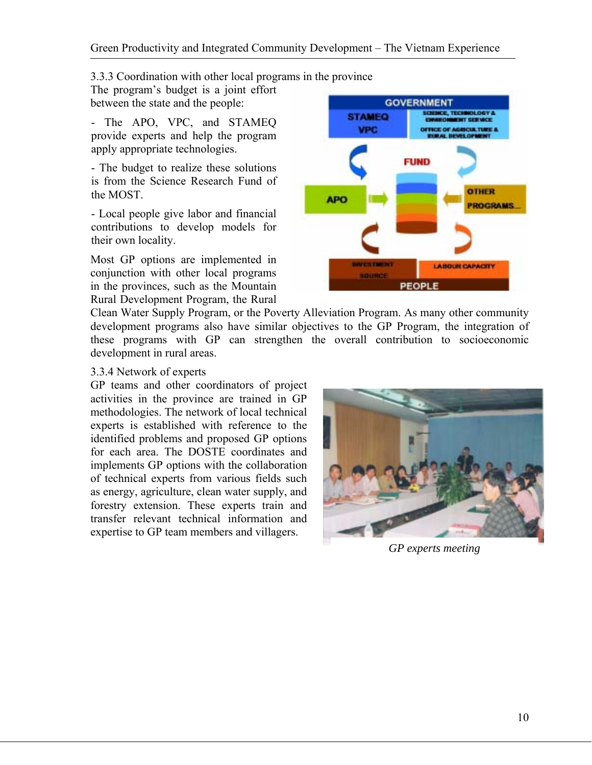### 3.3.3 Coordination with other local programs in the province

The program's budget is a joint effort between the state and the people:

- The APO, VPC, and STAMEQ provide experts and help the program apply appropriate technologies.
- The budget to realize these solutions is from the Science Research Fund of the MOST.
- Local people give labor and financial contributions to develop models for their own locality.

Most GP options are implemented in conjunction with other local programs in the provinces, such as the Mountain Rural Development Program, the Rural Clean Water Supply Program, or the Poverty Alleviation Program. As many other community development programs also have similar objectives to the GP Program, the integration of these programs with GP can strengthen the overall contribution to socioeconomic development in rural areas.

### 3.3.4 Network of experts

GP teams and other coordinators of project activities in the province are trained in GP methodologies. The network of local technical experts is established with reference to the identified problems and proposed GP options for each area. The DOSTE coordinates and implements GP options with the collaboration of technical experts from various fields such as energy, agriculture, clean water supply, and forestry extension. These experts train and transfer relevant technical information and expertise to GP team members and villagers.

*GP experts meeting*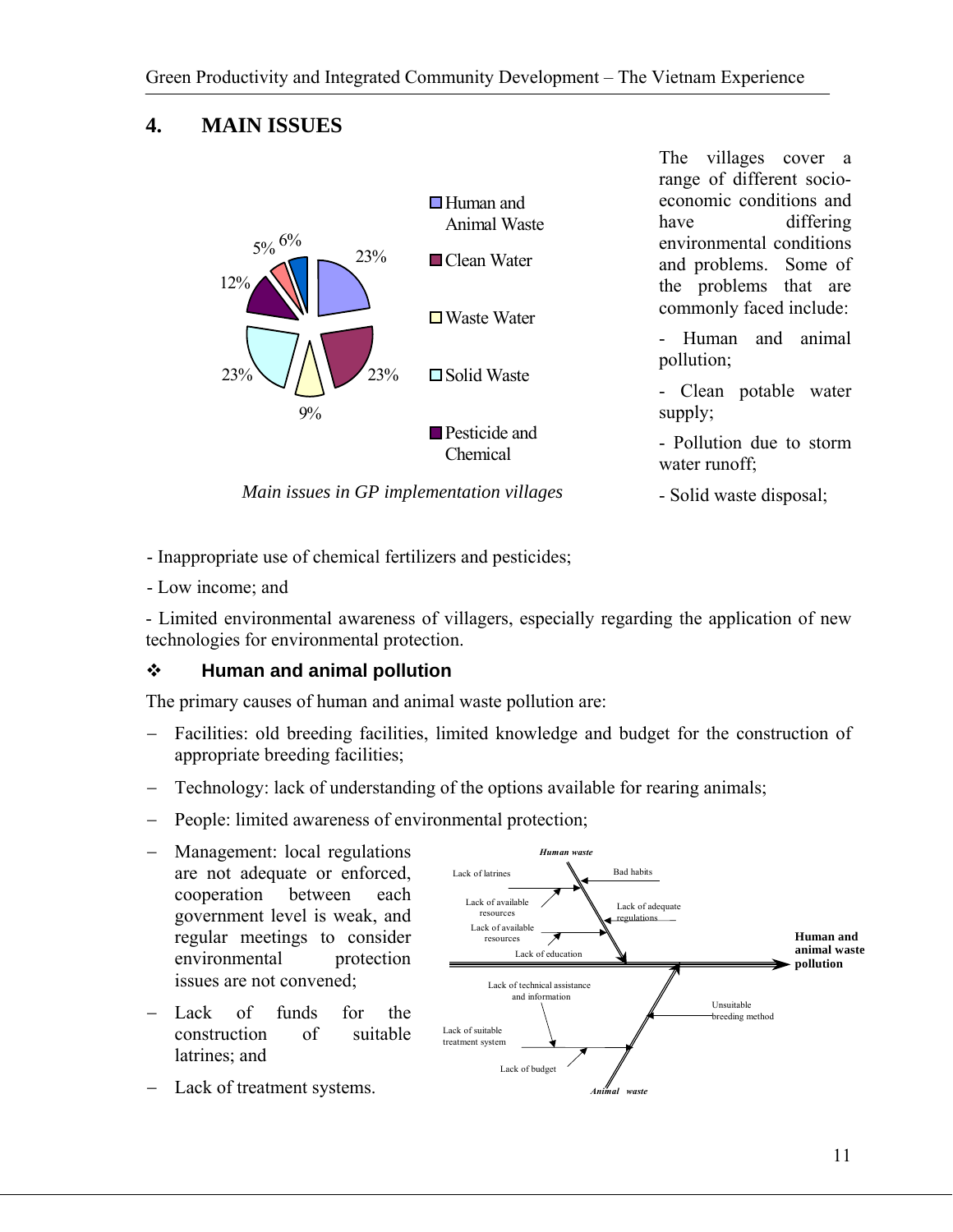## 4. MAIN ISSUES

Main issues in GP implementation villages

The villages cover a range of different socio-economic conditions and have differing environmental conditions and problems. Some of the problems that are commonly faced include:

- Human and animal pollution;
- Clean potable water supply;
- Pollution due to storm water runoff;
- Solid waste disposal;
- Inappropriate use of chemical fertilizers and pesticides;
- Low income; and
- Limited environmental awareness of villagers, especially regarding the application of new technologies for environmental protection.

### ❖ Human and animal pollution

The primary causes of human and animal waste pollution are:

- Facilities: old breeding facilities, limited knowledge and budget for the construction of appropriate breeding facilities;
- Technology: lack of understanding of the options available for rearing animals;
- People: limited awareness of environmental protection;
- Management: local regulations are not adequate or enforced, cooperation between each government level is weak, and regular meetings to consider environmental protection issues are not convened;
- Lack of funds for the construction of suitable latrines; and
- Lack of treatment systems.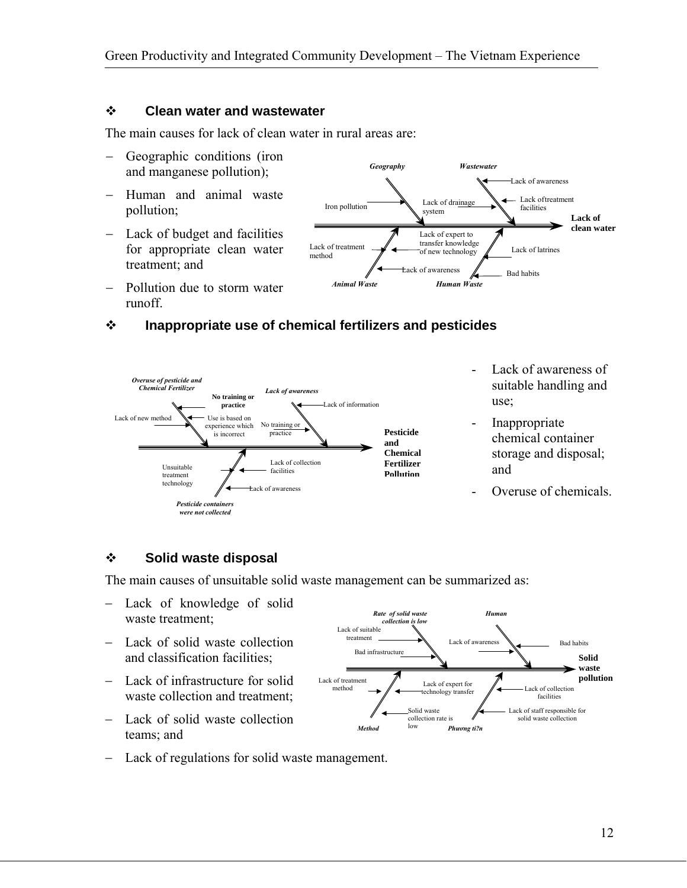❖ **Clean water and wastewater**

The main causes for lack of clean water in rural areas are:

- Geographic conditions (iron and manganese pollution);
- Human and animal waste pollution;
- Lack of budget and facilities for appropriate clean water treatment; and
- Pollution due to storm water runoff.

*Geography* — Iron pollution; *Wastewater* — Lack of awareness, Lack oftreatment facilities, Lack of drainage system; *Animal Waste* — Lack of treatment method, Lack of awareness; *Human Waste* — Lack of expert to transfer knowledge of new technology, Lack of latrines, Bad habits → **Lack of clean water**

❖ **Inappropriate use of chemical fertilizers and pesticides**

*Overuse of pesticide and Chemical Fertilizer* — **No training or practice**, Lack of new method, Use is based on experience which is incorrect; *Lack of awareness* — Lack of information, No training or practice; *Pesticide containers were not collected* — Unsuitable treatment technology, Lack of collection facilities, Lack of awareness → **Pesticide and Chemical Fertilizer Pollution**

- Lack of awareness of suitable handling and use;
- Inappropriate chemical container storage and disposal; and
- Overuse of chemicals.

❖ **Solid waste disposal**

The main causes of unsuitable solid waste management can be summarized as:

- Lack of knowledge of solid waste treatment;
- Lack of solid waste collection and classification facilities;
- Lack of infrastructure for solid waste collection and treatment;
- Lack of solid waste collection teams; and
- Lack of regulations for solid waste management.

*Rate of solid waste collection is low* — Lack of suitable treatment, Bad infrastructure; *Human* — Lack of awareness, Bad habits; *Method* — Lack of treatment method, Lack of expert for technology transfer, Solid waste collection rate is low; *Phương ti?n* — Lack of collection facilities, Lack of staff responsible for solid waste collection → **Solid waste pollution**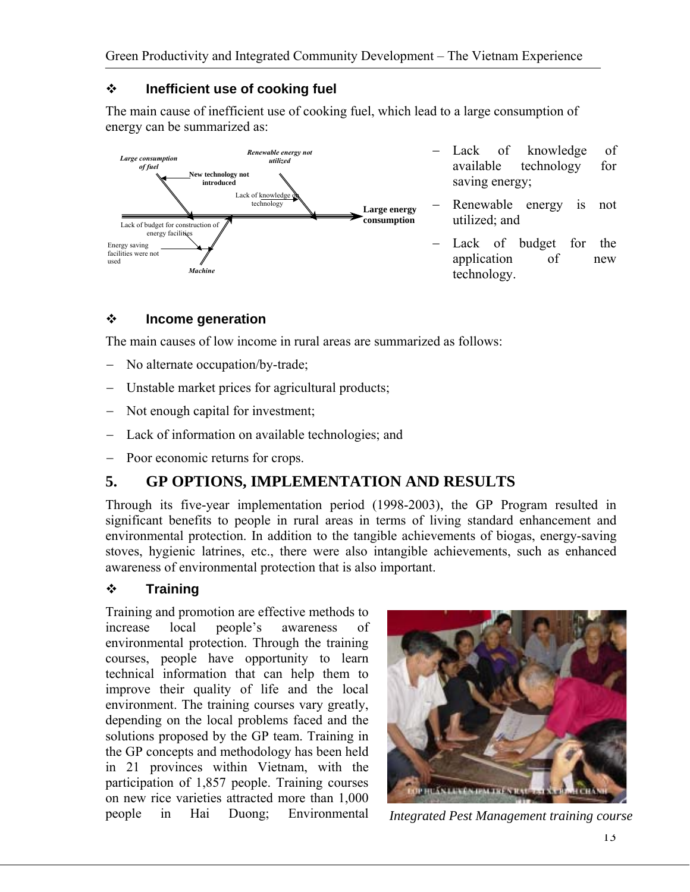### ❖ Inefficient use of cooking fuel

The main cause of inefficient use of cooking fuel, which lead to a large consumption of energy can be summarized as:

- Lack of knowledge of available technology for saving energy;
- Renewable energy is not utilized; and
- Lack of budget for the application of new technology.

### ❖ Income generation

The main causes of low income in rural areas are summarized as follows:

- No alternate occupation/by-trade;
- Unstable market prices for agricultural products;
- Not enough capital for investment;
- Lack of information on available technologies; and
- Poor economic returns for crops.

## 5. GP OPTIONS, IMPLEMENTATION AND RESULTS

Through its five-year implementation period (1998-2003), the GP Program resulted in significant benefits to people in rural areas in terms of living standard enhancement and environmental protection. In addition to the tangible achievements of biogas, energy-saving stoves, hygienic latrines, etc., there were also intangible achievements, such as enhanced awareness of environmental protection that is also important.

### ❖ Training

Training and promotion are effective methods to increase local people's awareness of environmental protection. Through the training courses, people have opportunity to learn technical information that can help them to improve their quality of life and the local environment. The training courses vary greatly, depending on the local problems faced and the solutions proposed by the GP team. Training in the GP concepts and methodology has been held in 21 provinces within Vietnam, with the participation of 1,857 people. Training courses on new rice varieties attracted more than 1,000 people in Hai Duong; Environmental

*Integrated Pest Management training course*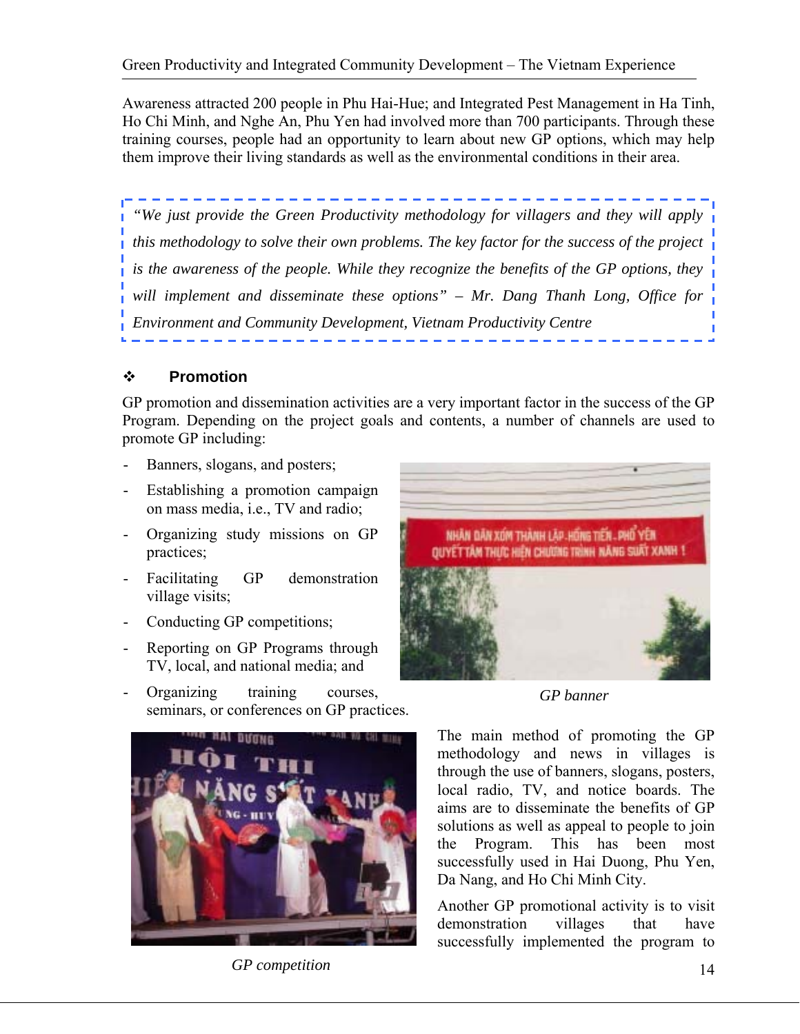Awareness attracted 200 people in Phu Hai-Hue; and Integrated Pest Management in Ha Tinh, Ho Chi Minh, and Nghe An, Phu Yen had involved more than 700 participants. Through these training courses, people had an opportunity to learn about new GP options, which may help them improve their living standards as well as the environmental conditions in their area.

> *"We just provide the Green Productivity methodology for villagers and they will apply this methodology to solve their own problems. The key factor for the success of the project is the awareness of the people. While they recognize the benefits of the GP options, they will implement and disseminate these options" – Mr. Dang Thanh Long, Office for Environment and Community Development, Vietnam Productivity Centre*

### ❖ Promotion

GP promotion and dissemination activities are a very important factor in the success of the GP Program. Depending on the project goals and contents, a number of channels are used to promote GP including:

- Banners, slogans, and posters;
- Establishing a promotion campaign on mass media, i.e., TV and radio;
- Organizing study missions on GP practices;
- Facilitating GP demonstration village visits;
- Conducting GP competitions;
- Reporting on GP Programs through TV, local, and national media; and
- Organizing training courses, seminars, or conferences on GP practices.

*GP banner*

*GP competition*

The main method of promoting the GP methodology and news in villages is through the use of banners, slogans, posters, local radio, TV, and notice boards. The aims are to disseminate the benefits of GP solutions as well as appeal to people to join the Program. This has been most successfully used in Hai Duong, Phu Yen, Da Nang, and Ho Chi Minh City.

Another GP promotional activity is to visit demonstration villages that have successfully implemented the program to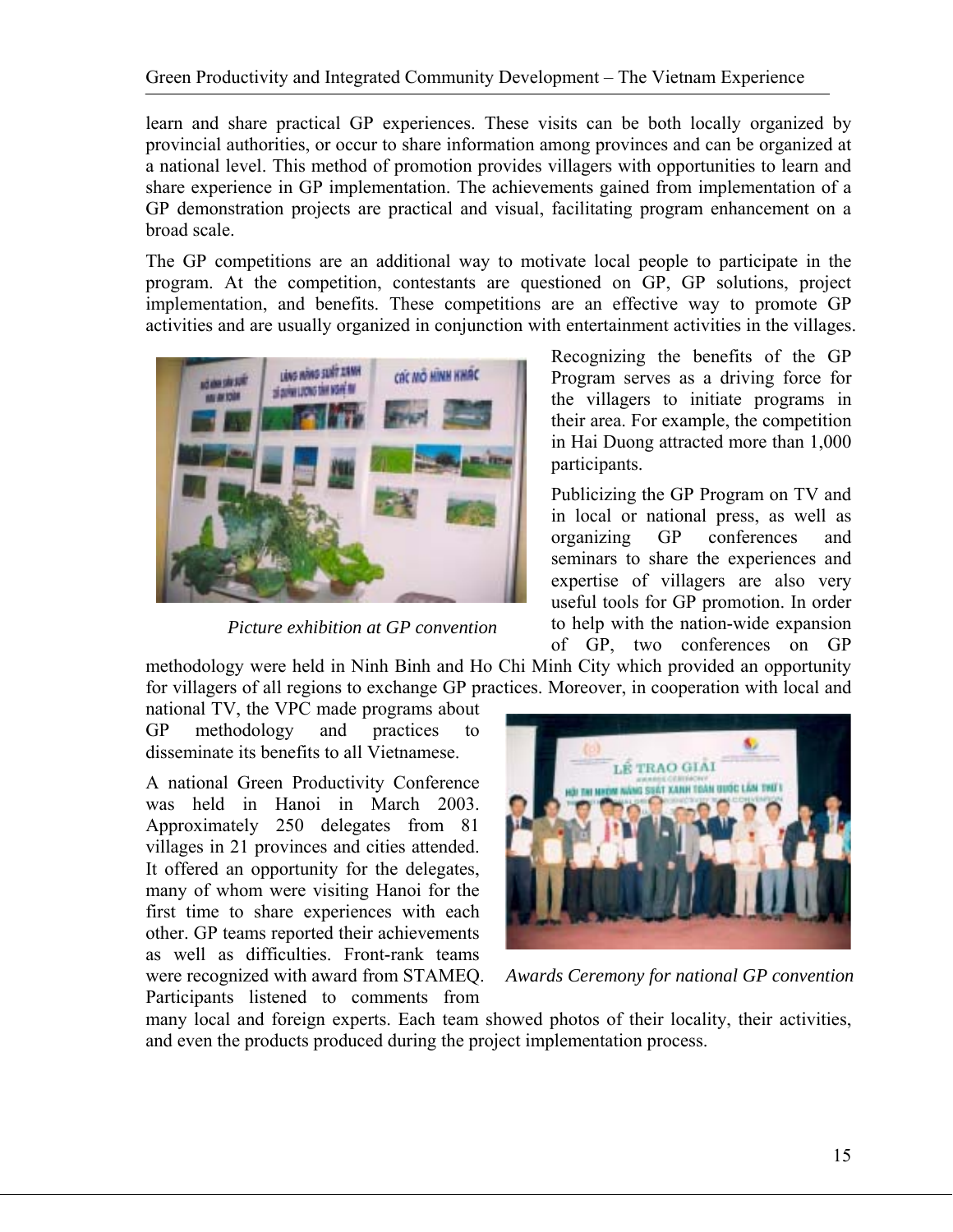learn and share practical GP experiences. These visits can be both locally organized by provincial authorities, or occur to share information among provinces and can be organized at a national level. This method of promotion provides villagers with opportunities to learn and share experience in GP implementation. The achievements gained from implementation of a GP demonstration projects are practical and visual, facilitating program enhancement on a broad scale.

The GP competitions are an additional way to motivate local people to participate in the program. At the competition, contestants are questioned on GP, GP solutions, project implementation, and benefits. These competitions are an effective way to promote GP activities and are usually organized in conjunction with entertainment activities in the villages.

*Picture exhibition at GP convention*

Recognizing the benefits of the GP Program serves as a driving force for the villagers to initiate programs in their area. For example, the competition in Hai Duong attracted more than 1,000 participants.

Publicizing the GP Program on TV and in local or national press, as well as organizing GP conferences and seminars to share the experiences and expertise of villagers are also very useful tools for GP promotion. In order to help with the nation-wide expansion of GP, two conferences on GP methodology were held in Ninh Binh and Ho Chi Minh City which provided an opportunity for villagers of all regions to exchange GP practices. Moreover, in cooperation with local and national TV, the VPC made programs about GP methodology and practices to disseminate its benefits to all Vietnamese.

A national Green Productivity Conference was held in Hanoi in March 2003. Approximately 250 delegates from 81 villages in 21 provinces and cities attended. It offered an opportunity for the delegates, many of whom were visiting Hanoi for the first time to share experiences with each other. GP teams reported their achievements as well as difficulties. Front-rank teams were recognized with award from STAMEQ. Participants listened to comments from many local and foreign experts. Each team showed photos of their locality, their activities, and even the products produced during the project implementation process.

*Awards Ceremony for national GP convention*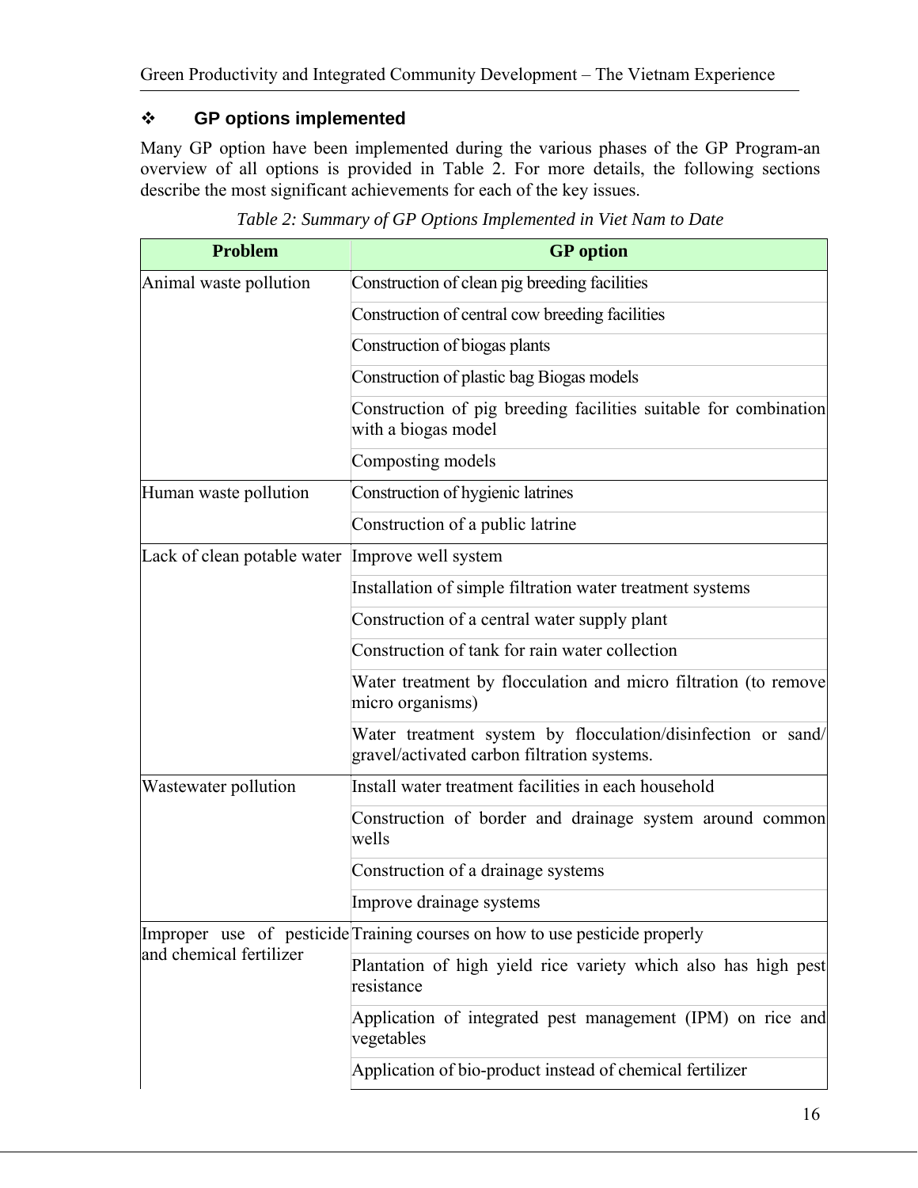## ❖ GP options implemented

Many GP option have been implemented during the various phases of the GP Program-an overview of all options is provided in Table 2. For more details, the following sections describe the most significant achievements for each of the key issues.

*Table 2: Summary of GP Options Implemented in Viet Nam to Date*

| Problem | GP option |
|---|---|
| Animal waste pollution | Construction of clean pig breeding facilities |
| | Construction of central cow breeding facilities |
| | Construction of biogas plants |
| | Construction of plastic bag Biogas models |
| | Construction of pig breeding facilities suitable for combination with a biogas model |
| | Composting models |
| Human waste pollution | Construction of hygienic latrines |
| | Construction of a public latrine |
| Lack of clean potable water | Improve well system |
| | Installation of simple filtration water treatment systems |
| | Construction of a central water supply plant |
| | Construction of tank for rain water collection |
| | Water treatment by flocculation and micro filtration (to remove micro organisms) |
| | Water treatment system by flocculation/disinfection or sand/ gravel/activated carbon filtration systems. |
| Wastewater pollution | Install water treatment facilities in each household |
| | Construction of border and drainage system around common wells |
| | Construction of a drainage systems |
| | Improve drainage systems |
| Improper use of pesticide and chemical fertilizer | Training courses on how to use pesticide properly |
| | Plantation of high yield rice variety which also has high pest resistance |
| | Application of integrated pest management (IPM) on rice and vegetables |
| | Application of bio-product instead of chemical fertilizer |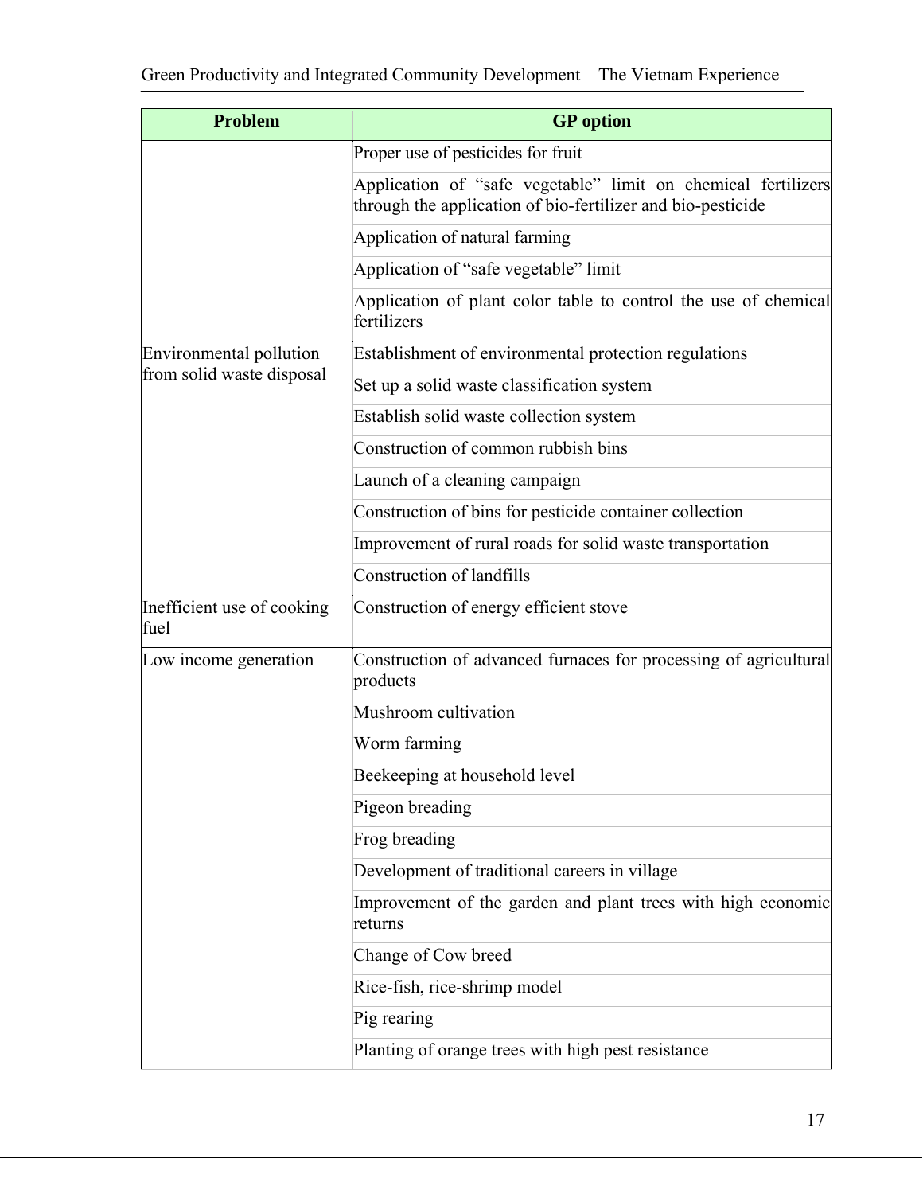| Problem | GP option |
|---|---|
| | Proper use of pesticides for fruit |
| | Application of "safe vegetable" limit on chemical fertilizers through the application of bio-fertilizer and bio-pesticide |
| | Application of natural farming |
| | Application of "safe vegetable" limit |
| | Application of plant color table to control the use of chemical fertilizers |
| Environmental pollution from solid waste disposal | Establishment of environmental protection regulations |
| | Set up a solid waste classification system |
| | Establish solid waste collection system |
| | Construction of common rubbish bins |
| | Launch of a cleaning campaign |
| | Construction of bins for pesticide container collection |
| | Improvement of rural roads for solid waste transportation |
| | Construction of landfills |
| Inefficient use of cooking fuel | Construction of energy efficient stove |
| Low income generation | Construction of advanced furnaces for processing of agricultural products |
| | Mushroom cultivation |
| | Worm farming |
| | Beekeeping at household level |
| | Pigeon breading |
| | Frog breading |
| | Development of traditional careers in village |
| | Improvement of the garden and plant trees with high economic returns |
| | Change of Cow breed |
| | Rice-fish, rice-shrimp model |
| | Pig rearing |
| | Planting of orange trees with high pest resistance |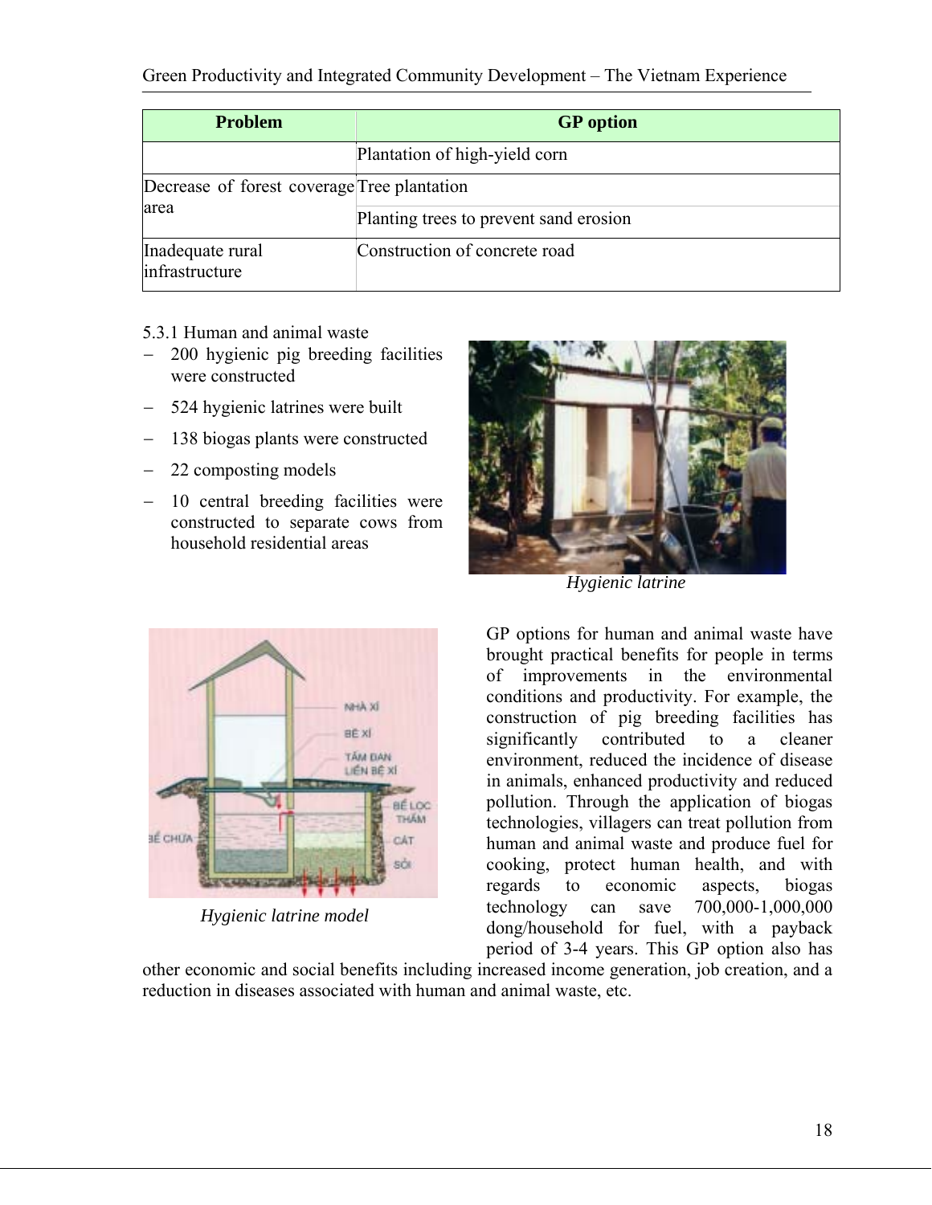| Problem | GP option |
| --- | --- |
| | Plantation of high-yield corn |
| Decrease of forest coverage area | Tree plantation |
| | Planting trees to prevent sand erosion |
| Inadequate rural infrastructure | Construction of concrete road |

5.3.1 Human and animal waste

- 200 hygienic pig breeding facilities were constructed
- 524 hygienic latrines were built
- 138 biogas plants were constructed
- 22 composting models
- 10 central breeding facilities were constructed to separate cows from household residential areas

*Hygienic latrine*

*Hygienic latrine model*

GP options for human and animal waste have brought practical benefits for people in terms of improvements in the environmental conditions and productivity. For example, the construction of pig breeding facilities has significantly contributed to a cleaner environment, reduced the incidence of disease in animals, enhanced productivity and reduced pollution. Through the application of biogas technologies, villagers can treat pollution from human and animal waste and produce fuel for cooking, protect human health, and with regards to economic aspects, biogas technology can save 700,000-1,000,000 dong/household for fuel, with a payback period of 3-4 years. This GP option also has other economic and social benefits including increased income generation, job creation, and a reduction in diseases associated with human and animal waste, etc.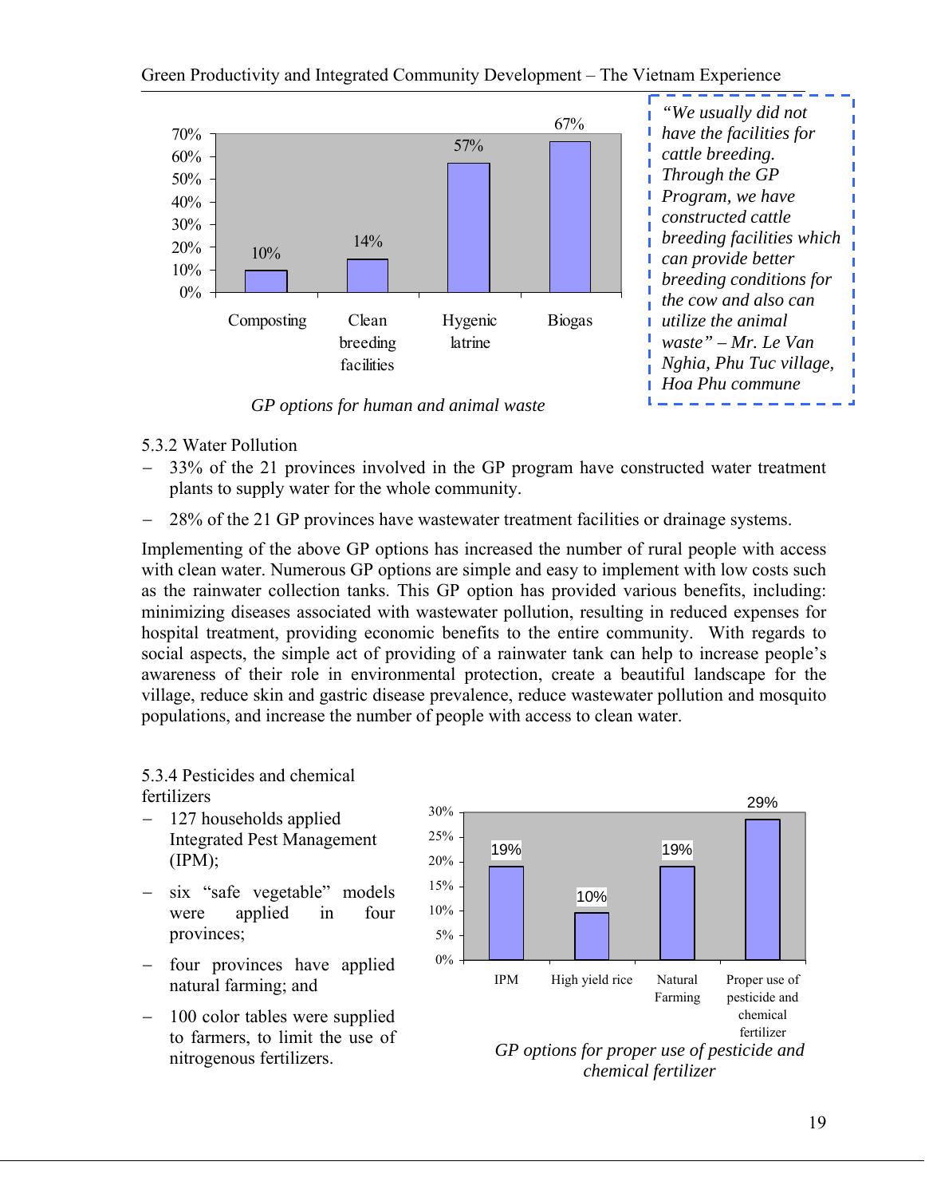| Composting | Clean breeding facilities | Hygenic latrine | Biogas |
|---|---|---|---|
| 10% | 14% | 57% | 67% |

*GP options for human and animal waste*

*"We usually did not have the facilities for cattle breeding. Through the GP Program, we have constructed cattle breeding facilities which can provide better breeding conditions for the cow and also can utilize the animal waste" – Mr. Le Van Nghia, Phu Tuc village, Hoa Phu commune*

5.3.2 Water Pollution

- 33% of the 21 provinces involved in the GP program have constructed water treatment plants to supply water for the whole community.
- 28% of the 21 GP provinces have wastewater treatment facilities or drainage systems.

Implementing of the above GP options has increased the number of rural people with access with clean water. Numerous GP options are simple and easy to implement with low costs such as the rainwater collection tanks. This GP option has provided various benefits, including: minimizing diseases associated with wastewater pollution, resulting in reduced expenses for hospital treatment, providing economic benefits to the entire community. With regards to social aspects, the simple act of providing of a rainwater tank can help to increase people's awareness of their role in environmental protection, create a beautiful landscape for the village, reduce skin and gastric disease prevalence, reduce wastewater pollution and mosquito populations, and increase the number of people with access to clean water.

5.3.4 Pesticides and chemical fertilizers

- 127 households applied Integrated Pest Management (IPM);
- six "safe vegetable" models were applied in four provinces;
- four provinces have applied natural farming; and
- 100 color tables were supplied to farmers, to limit the use of nitrogenous fertilizers.

| IPM | High yield rice | Natural Farming | Proper use of pesticide and chemical fertilizer |
|---|---|---|---|
| 19% | 10% | 19% | 29% |

*GP options for proper use of pesticide and chemical fertilizer*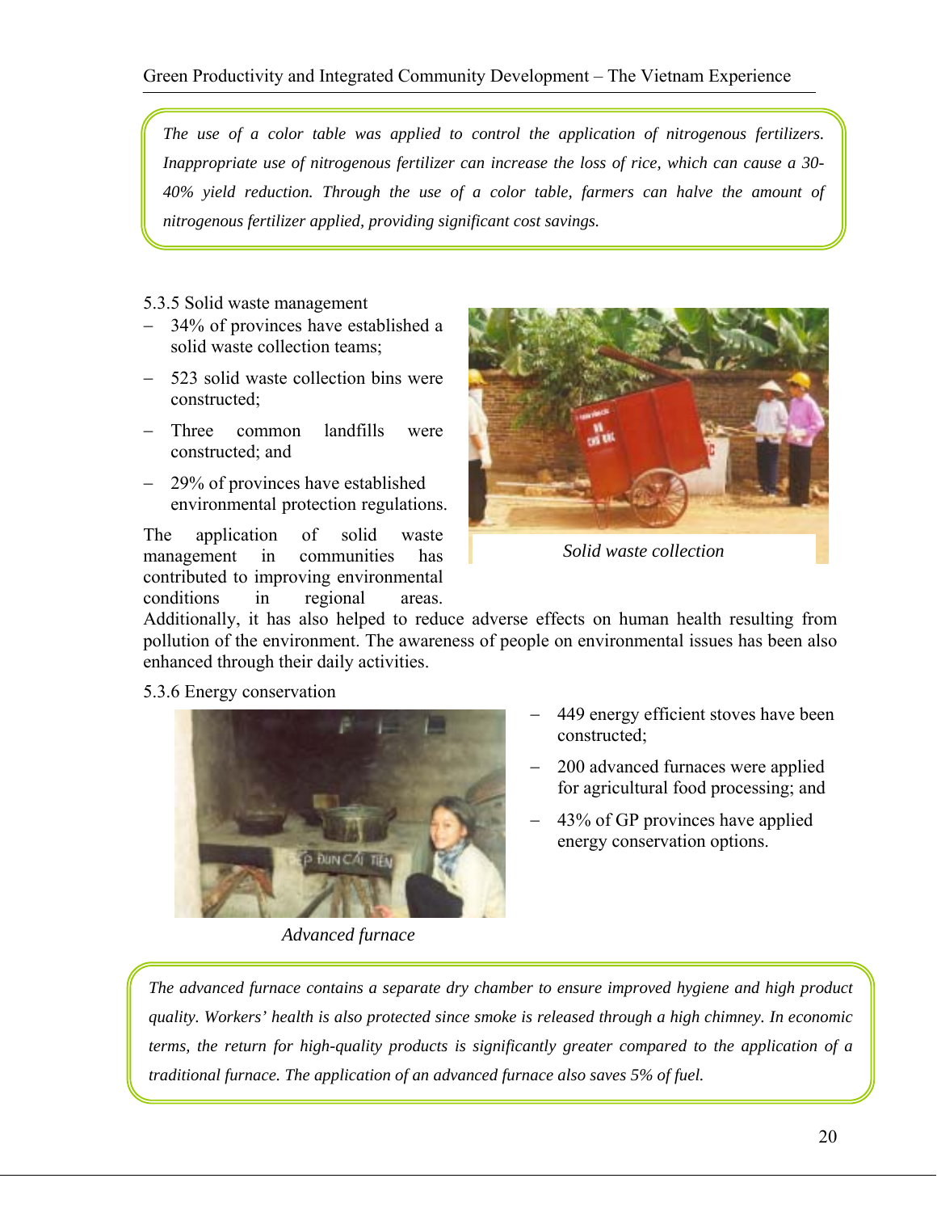*The use of a color table was applied to control the application of nitrogenous fertilizers. Inappropriate use of nitrogenous fertilizer can increase the loss of rice, which can cause a 30-40% yield reduction. Through the use of a color table, farmers can halve the amount of nitrogenous fertilizer applied, providing significant cost savings.*

5.3.5 Solid waste management

- 34% of provinces have established a solid waste collection teams;
- 523 solid waste collection bins were constructed;
- Three common landfills were constructed; and
- 29% of provinces have established environmental protection regulations.

*Solid waste collection*

The application of solid waste management in communities has contributed to improving environmental conditions in regional areas. Additionally, it has also helped to reduce adverse effects on human health resulting from pollution of the environment. The awareness of people on environmental issues has been also enhanced through their daily activities.

5.3.6 Energy conservation

*Advanced furnace*

- 449 energy efficient stoves have been constructed;
- 200 advanced furnaces were applied for agricultural food processing; and
- 43% of GP provinces have applied energy conservation options.

*The advanced furnace contains a separate dry chamber to ensure improved hygiene and high product quality. Workers' health is also protected since smoke is released through a high chimney. In economic terms, the return for high-quality products is significantly greater compared to the application of a traditional furnace. The application of an advanced furnace also saves 5% of fuel.*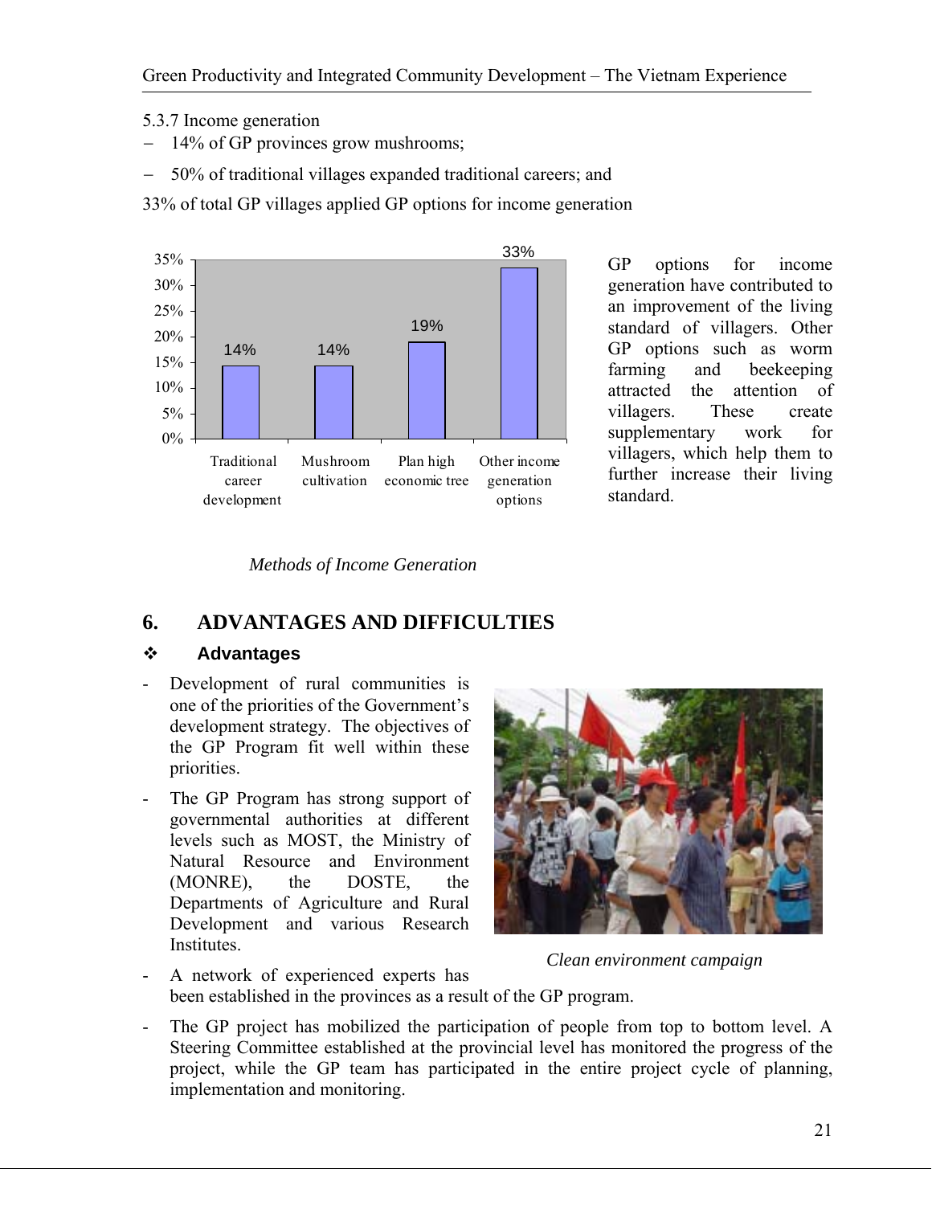5.3.7 Income generation

- 14% of GP provinces grow mushrooms;
- 50% of traditional villages expanded traditional careers; and

33% of total GP villages applied GP options for income generation

| Traditional career development | Mushroom cultivation | Plan high economic tree | Other income generation options |
|---|---|---|---|
| 14% | 14% | 19% | 33% |

*Methods of Income Generation*

GP options for income generation have contributed to an improvement of the living standard of villagers. Other GP options such as worm farming and beekeeping attracted the attention of villagers. These create supplementary work for villagers, which help them to further increase their living standard.

## 6. ADVANTAGES AND DIFFICULTIES

### ❖ Advantages

- Development of rural communities is one of the priorities of the Government's development strategy. The objectives of the GP Program fit well within these priorities.
- The GP Program has strong support of governmental authorities at different levels such as MOST, the Ministry of Natural Resource and Environment (MONRE), the DOSTE, the Departments of Agriculture and Rural Development and various Research Institutes.

*Clean environment campaign*

- A network of experienced experts has been established in the provinces as a result of the GP program.
- The GP project has mobilized the participation of people from top to bottom level. A Steering Committee established at the provincial level has monitored the progress of the project, while the GP team has participated in the entire project cycle of planning, implementation and monitoring.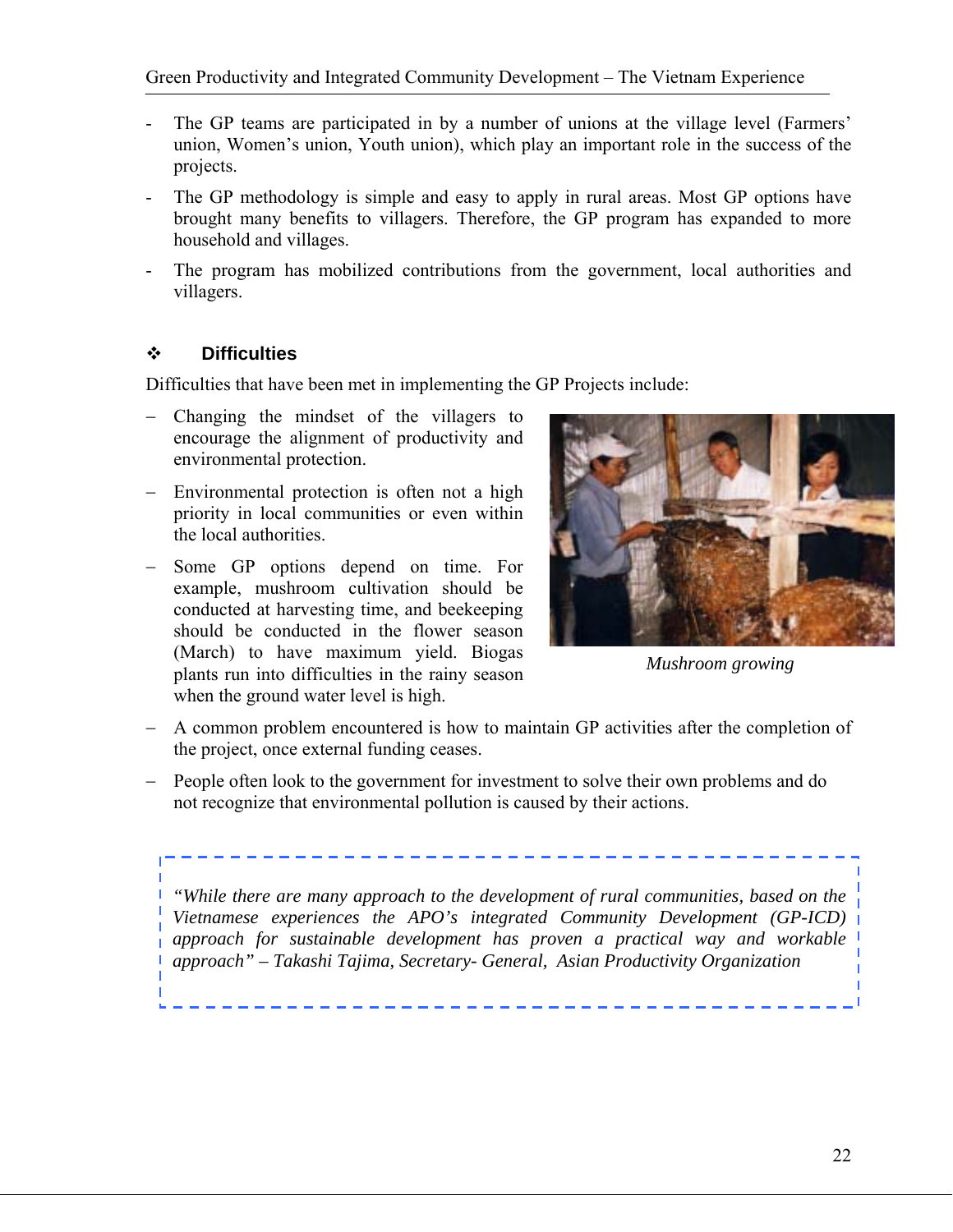- The GP teams are participated in by a number of unions at the village level (Farmers' union, Women's union, Youth union), which play an important role in the success of the projects.
- The GP methodology is simple and easy to apply in rural areas. Most GP options have brought many benefits to villagers. Therefore, the GP program has expanded to more household and villages.
- The program has mobilized contributions from the government, local authorities and villagers.

## ❖ Difficulties

Difficulties that have been met in implementing the GP Projects include:

- Changing the mindset of the villagers to encourage the alignment of productivity and environmental protection.
- Environmental protection is often not a high priority in local communities or even within the local authorities.
- Some GP options depend on time. For example, mushroom cultivation should be conducted at harvesting time, and beekeeping should be conducted in the flower season (March) to have maximum yield. Biogas plants run into difficulties in the rainy season when the ground water level is high.

*Mushroom growing*

- A common problem encountered is how to maintain GP activities after the completion of the project, once external funding ceases.
- People often look to the government for investment to solve their own problems and do not recognize that environmental pollution is caused by their actions.

> *"While there are many approach to the development of rural communities, based on the Vietnamese experiences the APO's integrated Community Development (GP-ICD) approach for sustainable development has proven a practical way and workable approach" – Takashi Tajima, Secretary- General, Asian Productivity Organization*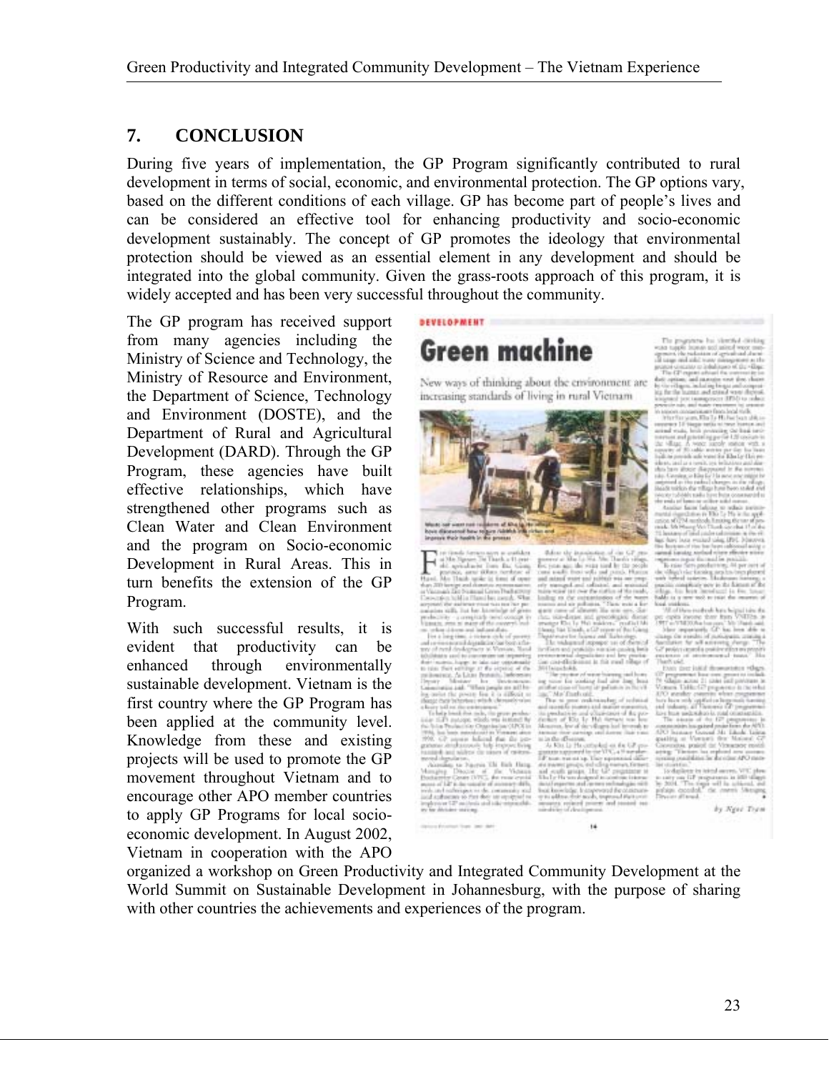## 7. CONCLUSION

During five years of implementation, the GP Program significantly contributed to rural development in terms of social, economic, and environmental protection. The GP options vary, based on the different conditions of each village. GP has become part of people's lives and can be considered an effective tool for enhancing productivity and socio-economic development sustainably. The concept of GP promotes the ideology that environmental protection should be viewed as an essential element in any development and should be integrated into the global community. Given the grass-roots approach of this program, it is widely accepted and has been very successful throughout the community.

The GP program has received support from many agencies including the Ministry of Science and Technology, the Ministry of Resource and Environment, the Department of Science, Technology and Environment (DOSTE), and the Department of Rural and Agricultural Development (DARD). Through the GP Program, these agencies have built effective relationships, which have strengthened other programs such as Clean Water and Clean Environment and the program on Socio-economic Development in Rural Areas. This in turn benefits the extension of the GP Program.

With such successful results, it is evident that productivity can be enhanced through environmentally sustainable development. Vietnam is the first country where the GP Program has been applied at the community level. Knowledge from these and existing projects will be used to promote the GP movement throughout Vietnam and to encourage other APO member countries to apply GP Programs for local socio-economic development. In August 2002, Vietnam in cooperation with the APO organized a workshop on Green Productivity and Integrated Community Development at the World Summit on Sustainable Development in Johannesburg, with the purpose of sharing with other countries the achievements and experiences of the program.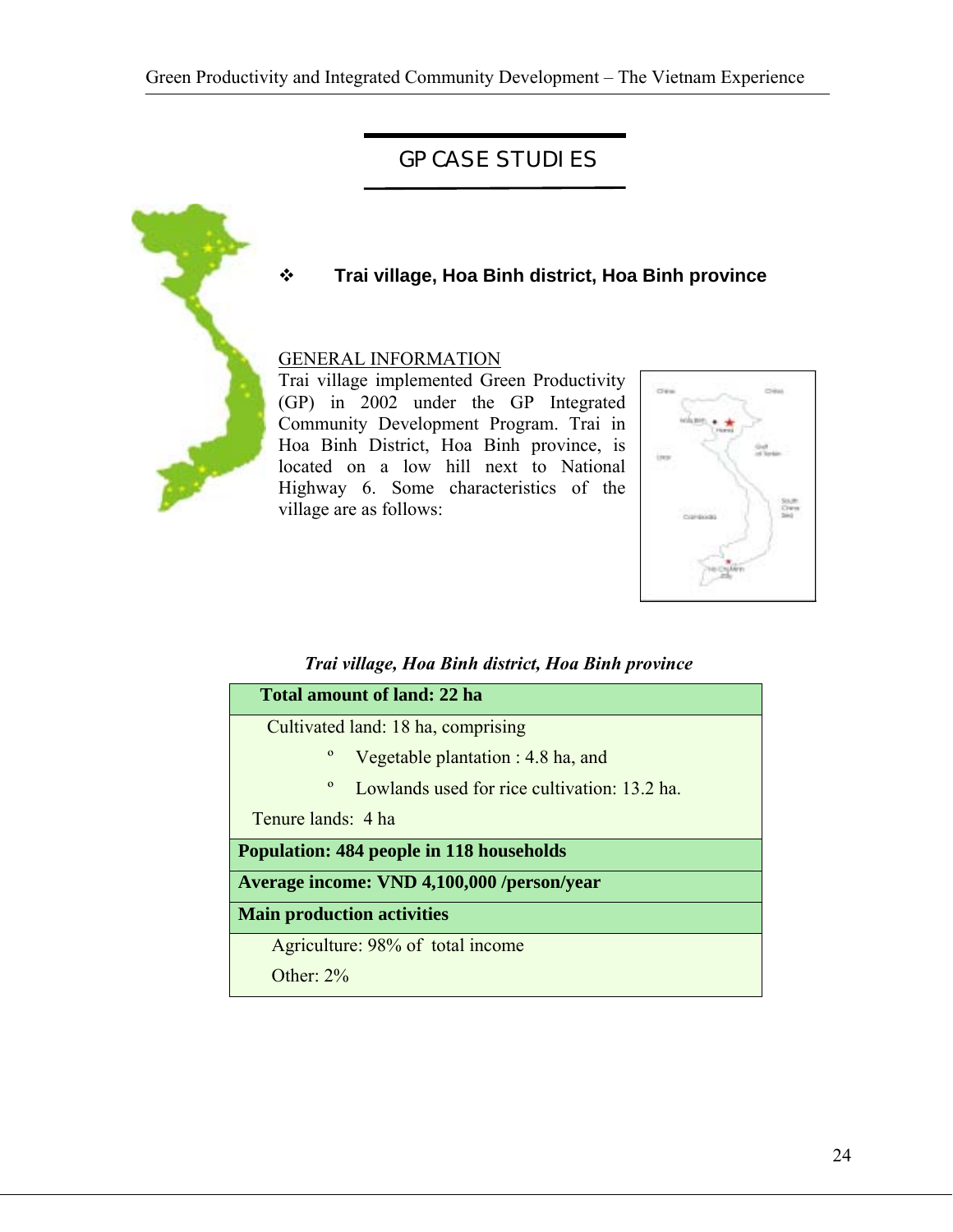# GP CASE STUDIES

## ❖ Trai village, Hoa Binh district, Hoa Binh province

GENERAL INFORMATION

Trai village implemented Green Productivity (GP) in 2002 under the GP Integrated Community Development Program. Trai in Hoa Binh District, Hoa Binh province, is located on a low hill next to National Highway 6. Some characteristics of the village are as follows:

*Trai village, Hoa Binh district, Hoa Binh province*

| **Total amount of land: 22 ha** |
|---|
| Cultivated land: 18 ha, comprising<br>º Vegetable plantation : 4.8 ha, and<br>º Lowlands used for rice cultivation: 13.2 ha.<br>Tenure lands: 4 ha |
| **Population: 484 people in 118 households** |
| **Average income: VND 4,100,000 /person/year** |
| **Main production activities** |
| Agriculture: 98% of total income<br>Other: 2% |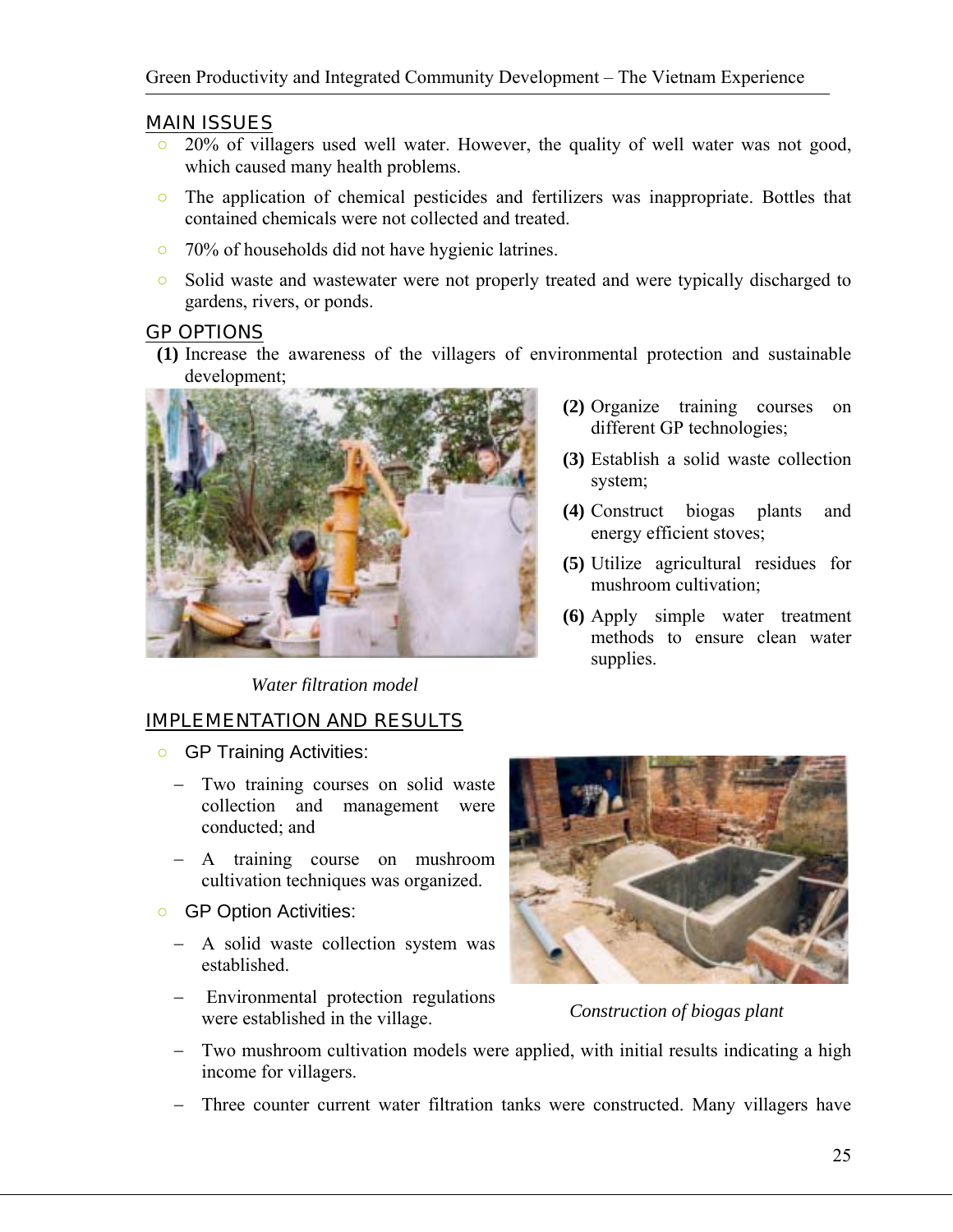## MAIN ISSUES

- 20% of villagers used well water. However, the quality of well water was not good, which caused many health problems.
- The application of chemical pesticides and fertilizers was inappropriate. Bottles that contained chemicals were not collected and treated.
- 70% of households did not have hygienic latrines.
- Solid waste and wastewater were not properly treated and were typically discharged to gardens, rivers, or ponds.

## GP OPTIONS

**(1)** Increase the awareness of the villagers of environmental protection and sustainable development;

**(2)** Organize training courses on different GP technologies;

**(3)** Establish a solid waste collection system;

**(4)** Construct biogas plants and energy efficient stoves;

**(5)** Utilize agricultural residues for mushroom cultivation;

**(6)** Apply simple water treatment methods to ensure clean water supplies.

*Water filtration model*

## IMPLEMENTATION AND RESULTS

- GP Training Activities:
  - Two training courses on solid waste collection and management were conducted; and
  - A training course on mushroom cultivation techniques was organized.
- GP Option Activities:
  - A solid waste collection system was established.
  - Environmental protection regulations were established in the village.
  - Two mushroom cultivation models were applied, with initial results indicating a high income for villagers.
  - Three counter current water filtration tanks were constructed. Many villagers have

*Construction of biogas plant*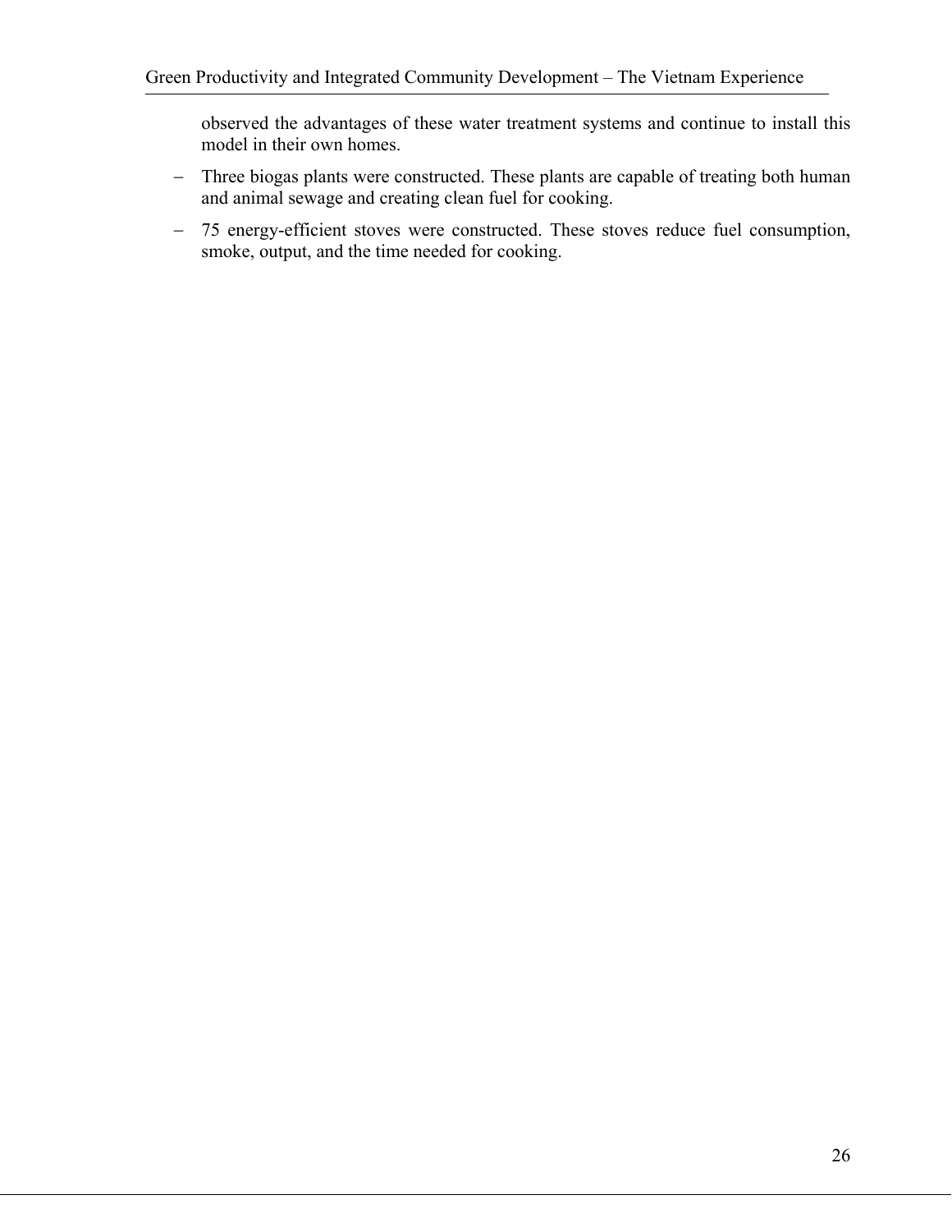observed the advantages of these water treatment systems and continue to install this model in their own homes.

- Three biogas plants were constructed. These plants are capable of treating both human and animal sewage and creating clean fuel for cooking.
- 75 energy-efficient stoves were constructed. These stoves reduce fuel consumption, smoke, output, and the time needed for cooking.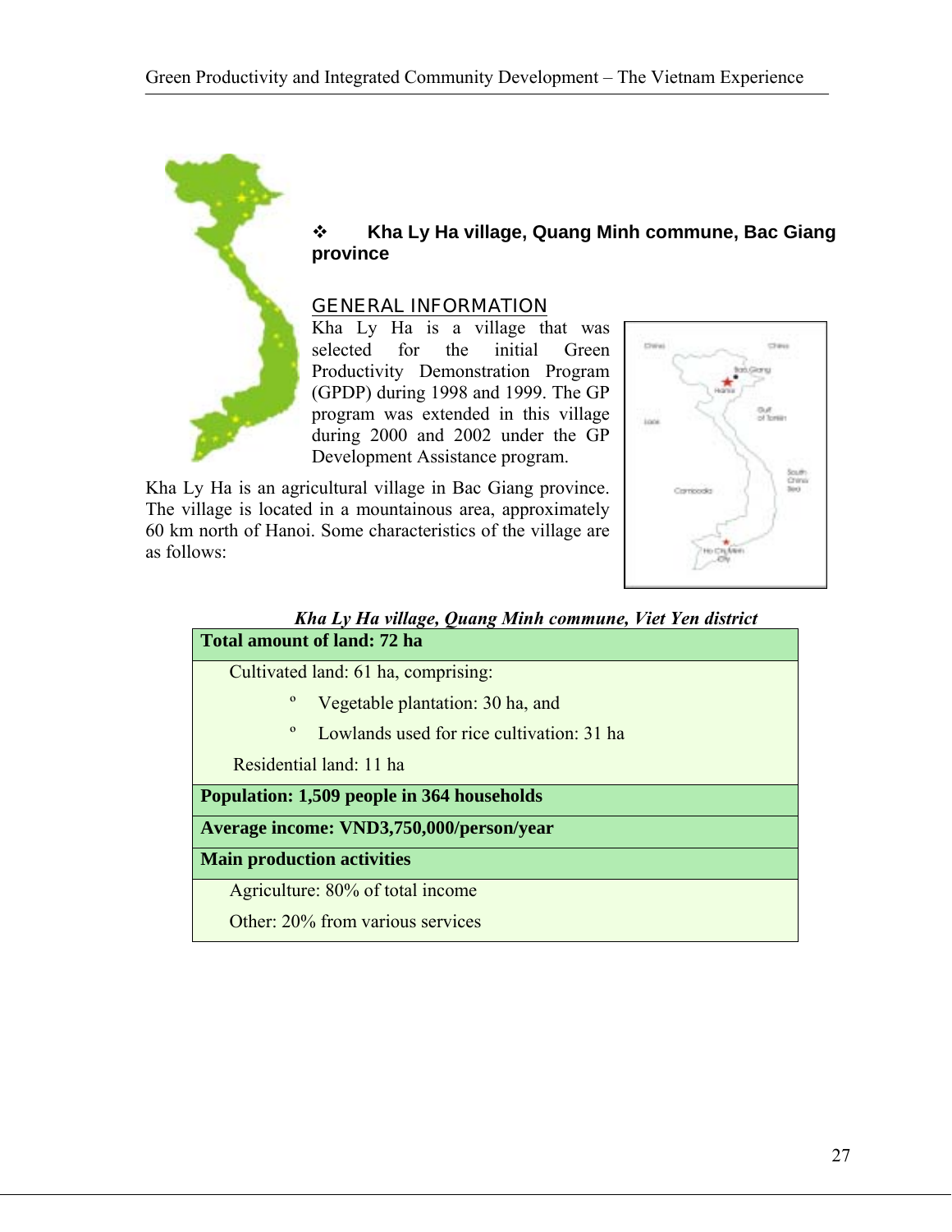### ❖ Kha Ly Ha village, Quang Minh commune, Bac Giang province

GENERAL INFORMATION

Kha Ly Ha is a village that was selected for the initial Green Productivity Demonstration Program (GPDP) during 1998 and 1999. The GP program was extended in this village during 2000 and 2002 under the GP Development Assistance program.

Kha Ly Ha is an agricultural village in Bac Giang province. The village is located in a mountainous area, approximately 60 km north of Hanoi. Some characteristics of the village are as follows:

***Kha Ly Ha village, Quang Minh commune, Viet Yen district***

| **Total amount of land: 72 ha** |
|---|
| Cultivated land: 61 ha, comprising:<br>º Vegetable plantation: 30 ha, and<br>º Lowlands used for rice cultivation: 31 ha<br>Residential land: 11 ha |
| **Population: 1,509 people in 364 households** |
| **Average income: VND3,750,000/person/year** |
| **Main production activities** |
| Agriculture: 80% of total income<br>Other: 20% from various services |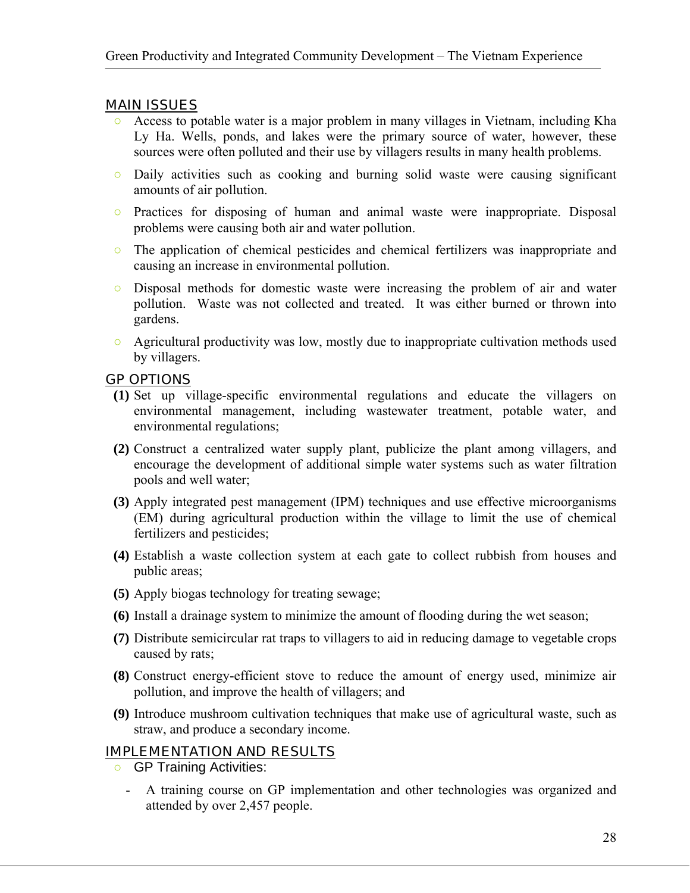## MAIN ISSUES

- Access to potable water is a major problem in many villages in Vietnam, including Kha Ly Ha. Wells, ponds, and lakes were the primary source of water, however, these sources were often polluted and their use by villagers results in many health problems.
- Daily activities such as cooking and burning solid waste were causing significant amounts of air pollution.
- Practices for disposing of human and animal waste were inappropriate. Disposal problems were causing both air and water pollution.
- The application of chemical pesticides and chemical fertilizers was inappropriate and causing an increase in environmental pollution.
- Disposal methods for domestic waste were increasing the problem of air and water pollution. Waste was not collected and treated. It was either burned or thrown into gardens.
- Agricultural productivity was low, mostly due to inappropriate cultivation methods used by villagers.

## GP OPTIONS

**(1)** Set up village-specific environmental regulations and educate the villagers on environmental management, including wastewater treatment, potable water, and environmental regulations;

**(2)** Construct a centralized water supply plant, publicize the plant among villagers, and encourage the development of additional simple water systems such as water filtration pools and well water;

**(3)** Apply integrated pest management (IPM) techniques and use effective microorganisms (EM) during agricultural production within the village to limit the use of chemical fertilizers and pesticides;

**(4)** Establish a waste collection system at each gate to collect rubbish from houses and public areas;

**(5)** Apply biogas technology for treating sewage;

**(6)** Install a drainage system to minimize the amount of flooding during the wet season;

**(7)** Distribute semicircular rat traps to villagers to aid in reducing damage to vegetable crops caused by rats;

**(8)** Construct energy-efficient stove to reduce the amount of energy used, minimize air pollution, and improve the health of villagers; and

**(9)** Introduce mushroom cultivation techniques that make use of agricultural waste, such as straw, and produce a secondary income.

## IMPLEMENTATION AND RESULTS

- GP Training Activities:
  - A training course on GP implementation and other technologies was organized and attended by over 2,457 people.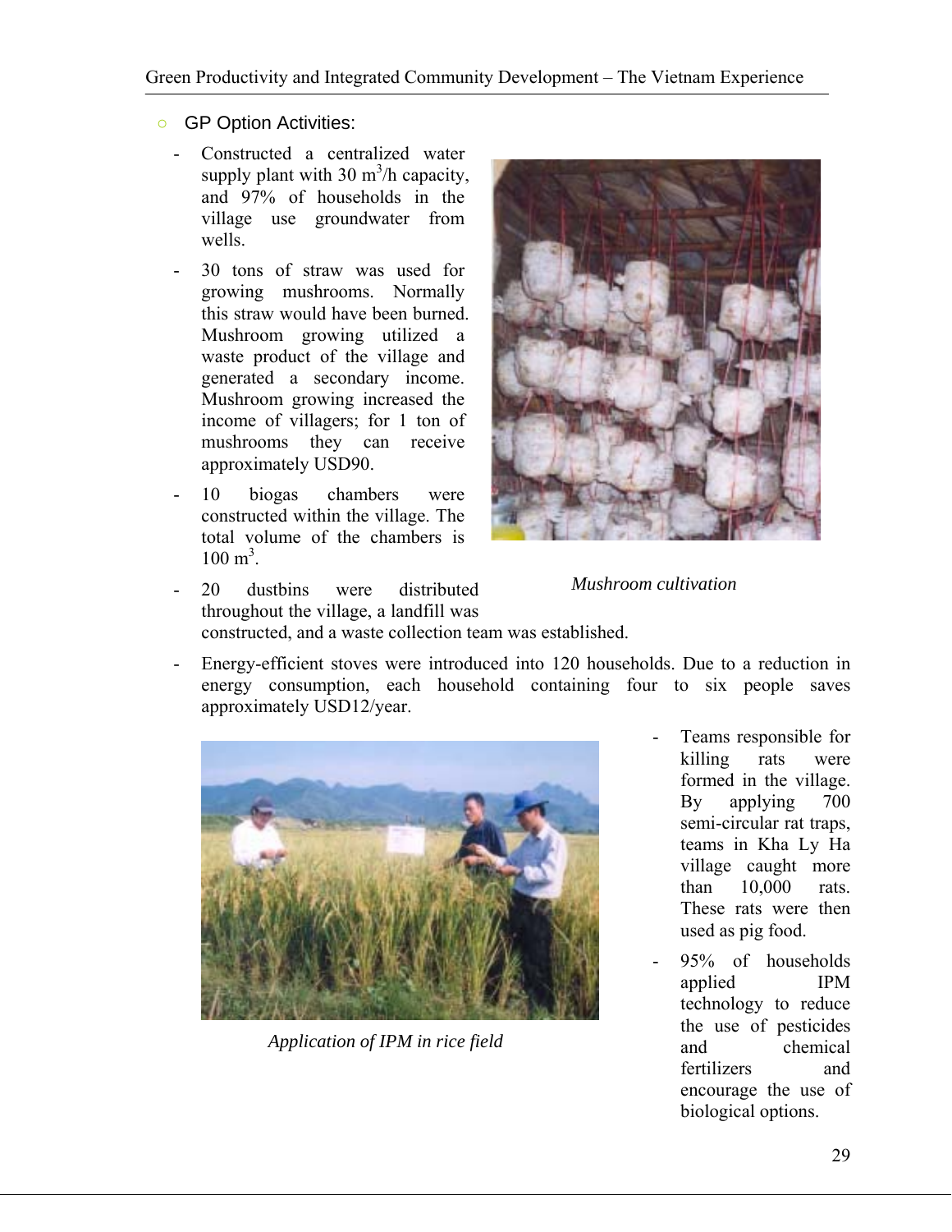- GP Option Activities:

  - Constructed a centralized water supply plant with 30 $m^3$/h capacity, and 97% of households in the village use groundwater from wells.
  - 30 tons of straw was used for growing mushrooms. Normally this straw would have been burned. Mushroom growing utilized a waste product of the village and generated a secondary income. Mushroom growing increased the income of villagers; for 1 ton of mushrooms they can receive approximately USD90.
  - 10 biogas chambers were constructed within the village. The total volume of the chambers is 100 $m^3$.
  - 20 dustbins were distributed throughout the village, a landfill was constructed, and a waste collection team was established.
  - Energy-efficient stoves were introduced into 120 households. Due to a reduction in energy consumption, each household containing four to six people saves approximately USD12/year.
  - Teams responsible for killing rats were formed in the village. By applying 700 semi-circular rat traps, teams in Kha Ly Ha village caught more than 10,000 rats. These rats were then used as pig food.
  - 95% of households applied IPM technology to reduce the use of pesticides and chemical fertilizers and encourage the use of biological options.

*Mushroom cultivation*

*Application of IPM in rice field*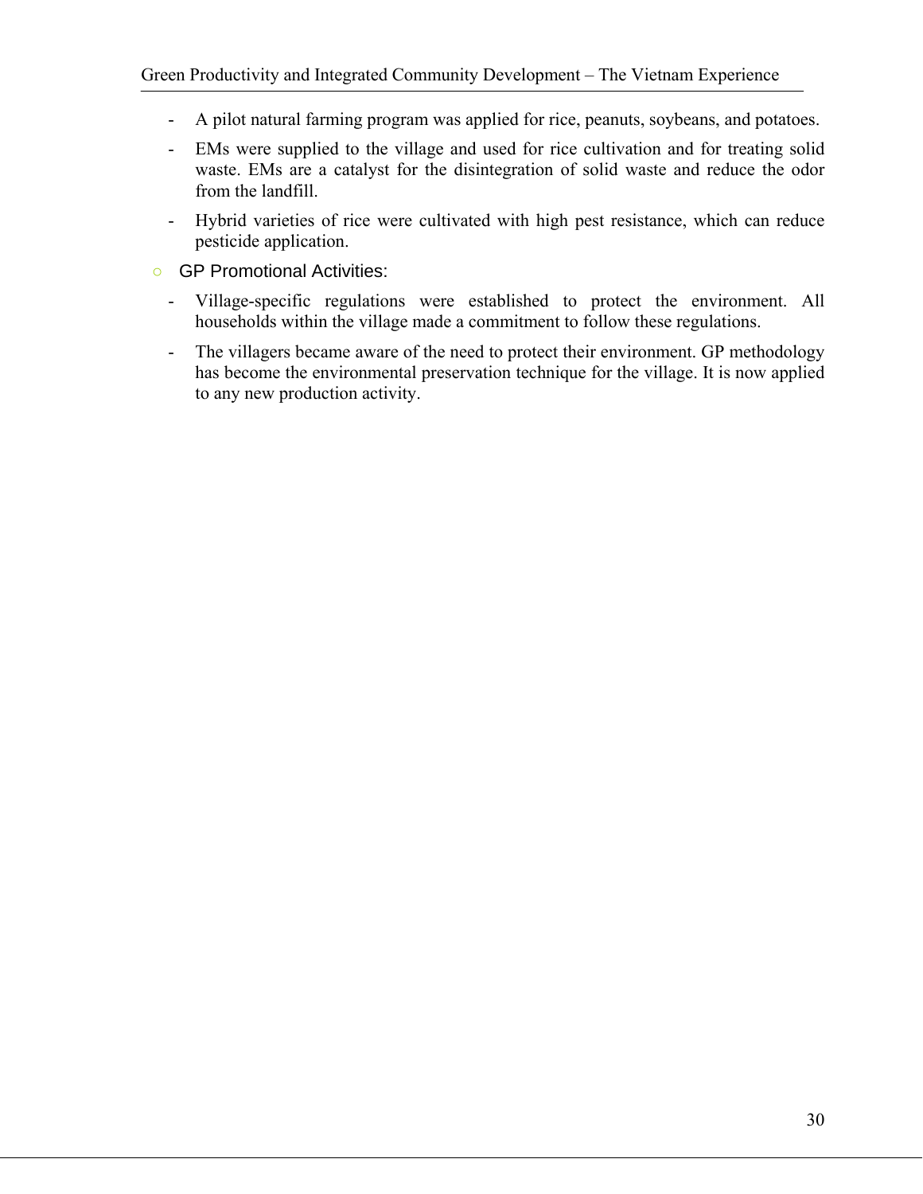- A pilot natural farming program was applied for rice, peanuts, soybeans, and potatoes.
- EMs were supplied to the village and used for rice cultivation and for treating solid waste. EMs are a catalyst for the disintegration of solid waste and reduce the odor from the landfill.
- Hybrid varieties of rice were cultivated with high pest resistance, which can reduce pesticide application.

- GP Promotional Activities:
  - Village-specific regulations were established to protect the environment. All households within the village made a commitment to follow these regulations.
  - The villagers became aware of the need to protect their environment. GP methodology has become the environmental preservation technique for the village. It is now applied to any new production activity.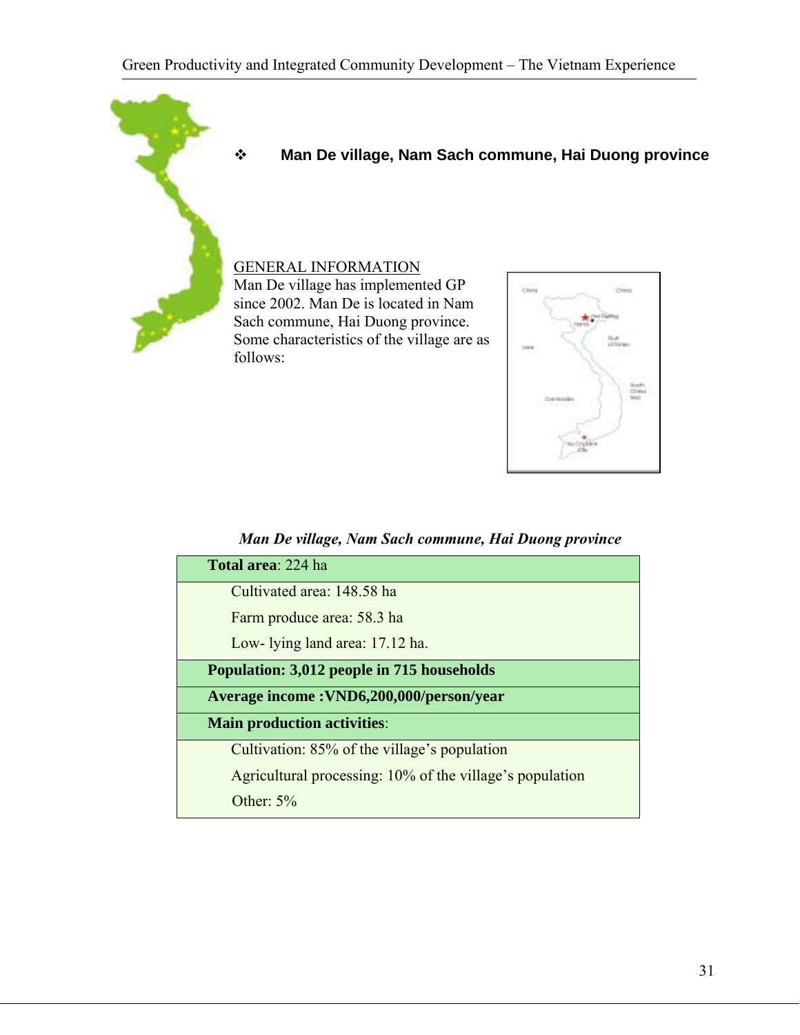## ❖ Man De village, Nam Sach commune, Hai Duong province

GENERAL INFORMATION

Man De village has implemented GP since 2002. Man De is located in Nam Sach commune, Hai Duong province. Some characteristics of the village are as follows:

*Man De village, Nam Sach commune, Hai Duong province*

| **Total area**: 224 ha |
|---|
| Cultivated area: 148.58 ha<br>Farm produce area: 58.3 ha<br>Low- lying land area: 17.12 ha. |
| **Population: 3,012 people in 715 households** |
| **Average income :VND6,200,000/person/year** |
| **Main production activities**: |
| Cultivation: 85% of the village's population<br>Agricultural processing: 10% of the village's population<br>Other: 5% |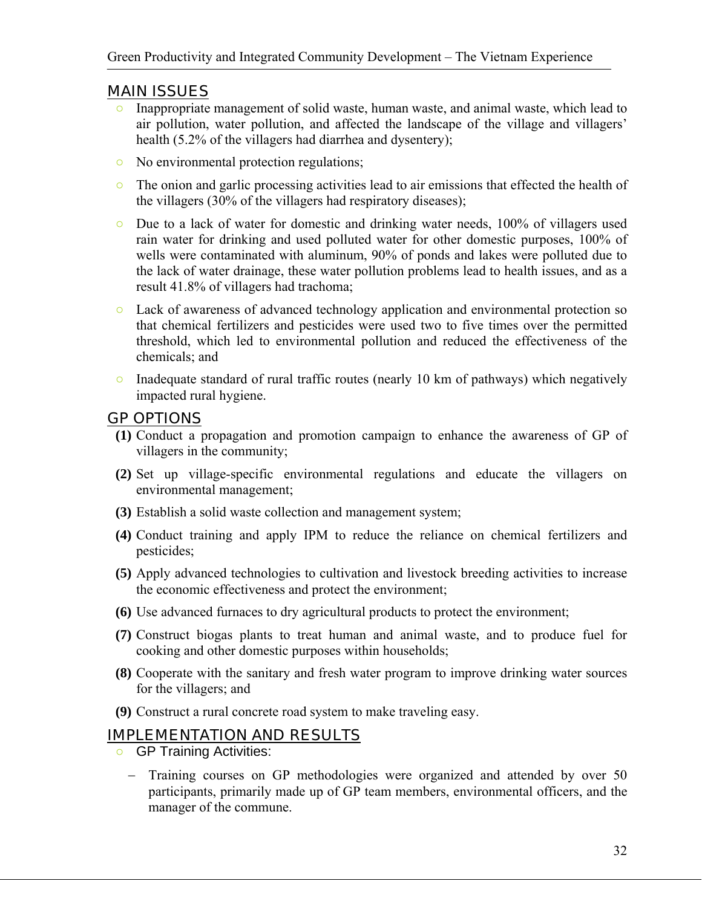## MAIN ISSUES

- Inappropriate management of solid waste, human waste, and animal waste, which lead to air pollution, water pollution, and affected the landscape of the village and villagers' health (5.2% of the villagers had diarrhea and dysentery);
- No environmental protection regulations;
- The onion and garlic processing activities lead to air emissions that effected the health of the villagers (30% of the villagers had respiratory diseases);
- Due to a lack of water for domestic and drinking water needs, 100% of villagers used rain water for drinking and used polluted water for other domestic purposes, 100% of wells were contaminated with aluminum, 90% of ponds and lakes were polluted due to the lack of water drainage, these water pollution problems lead to health issues, and as a result 41.8% of villagers had trachoma;
- Lack of awareness of advanced technology application and environmental protection so that chemical fertilizers and pesticides were used two to five times over the permitted threshold, which led to environmental pollution and reduced the effectiveness of the chemicals; and
- Inadequate standard of rural traffic routes (nearly 10 km of pathways) which negatively impacted rural hygiene.

## GP OPTIONS

**(1)** Conduct a propagation and promotion campaign to enhance the awareness of GP of villagers in the community;

**(2)** Set up village-specific environmental regulations and educate the villagers on environmental management;

**(3)** Establish a solid waste collection and management system;

**(4)** Conduct training and apply IPM to reduce the reliance on chemical fertilizers and pesticides;

**(5)** Apply advanced technologies to cultivation and livestock breeding activities to increase the economic effectiveness and protect the environment;

**(6)** Use advanced furnaces to dry agricultural products to protect the environment;

**(7)** Construct biogas plants to treat human and animal waste, and to produce fuel for cooking and other domestic purposes within households;

**(8)** Cooperate with the sanitary and fresh water program to improve drinking water sources for the villagers; and

**(9)** Construct a rural concrete road system to make traveling easy.

## IMPLEMENTATION AND RESULTS

- GP Training Activities:
  - Training courses on GP methodologies were organized and attended by over 50 participants, primarily made up of GP team members, environmental officers, and the manager of the commune.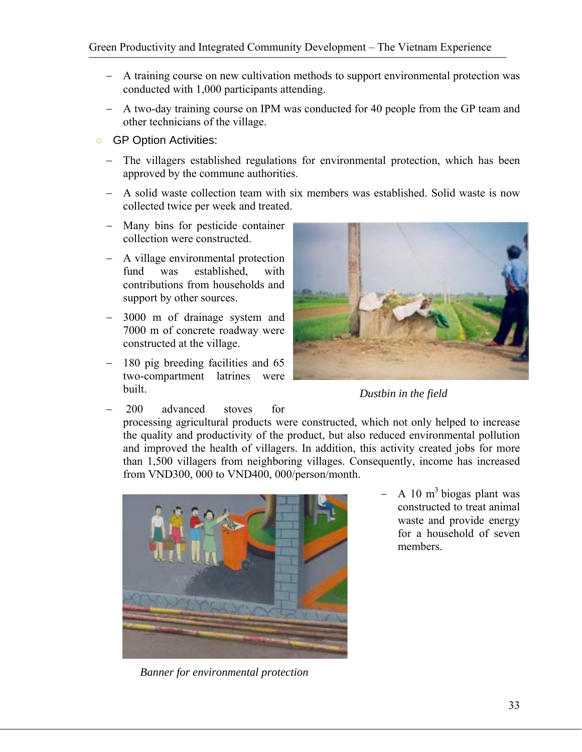- A training course on new cultivation methods to support environmental protection was conducted with 1,000 participants attending.
- A two-day training course on IPM was conducted for 40 people from the GP team and other technicians of the village.

○ GP Option Activities:

- The villagers established regulations for environmental protection, which has been approved by the commune authorities.
- A solid waste collection team with six members was established. Solid waste is now collected twice per week and treated.
- Many bins for pesticide container collection were constructed.
- A village environmental protection fund was established, with contributions from households and support by other sources.
- 3000 m of drainage system and 7000 m of concrete roadway were constructed at the village.
- 180 pig breeding facilities and 65 two-compartment latrines were built.

*Dustbin in the field*

- 200 advanced stoves for processing agricultural products were constructed, which not only helped to increase the quality and productivity of the product, but also reduced environmental pollution and improved the health of villagers. In addition, this activity created jobs for more than 1,500 villagers from neighboring villages. Consequently, income has increased from VND300, 000 to VND400, 000/person/month.
- A 10 $m^3$ biogas plant was constructed to treat animal waste and provide energy for a household of seven members.

*Banner for environmental protection*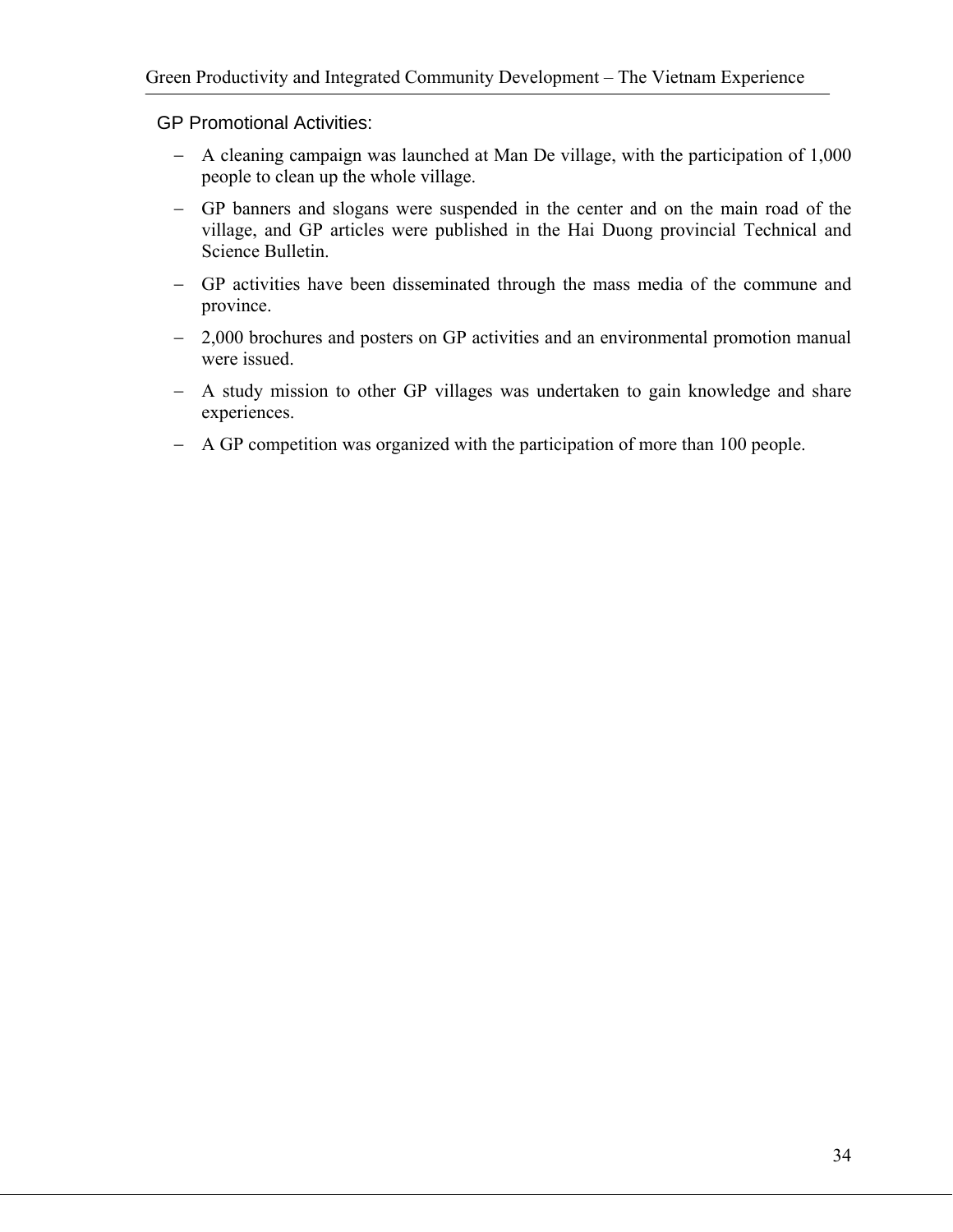GP Promotional Activities:

- A cleaning campaign was launched at Man De village, with the participation of 1,000 people to clean up the whole village.
- GP banners and slogans were suspended in the center and on the main road of the village, and GP articles were published in the Hai Duong provincial Technical and Science Bulletin.
- GP activities have been disseminated through the mass media of the commune and province.
- 2,000 brochures and posters on GP activities and an environmental promotion manual were issued.
- A study mission to other GP villages was undertaken to gain knowledge and share experiences.
- A GP competition was organized with the participation of more than 100 people.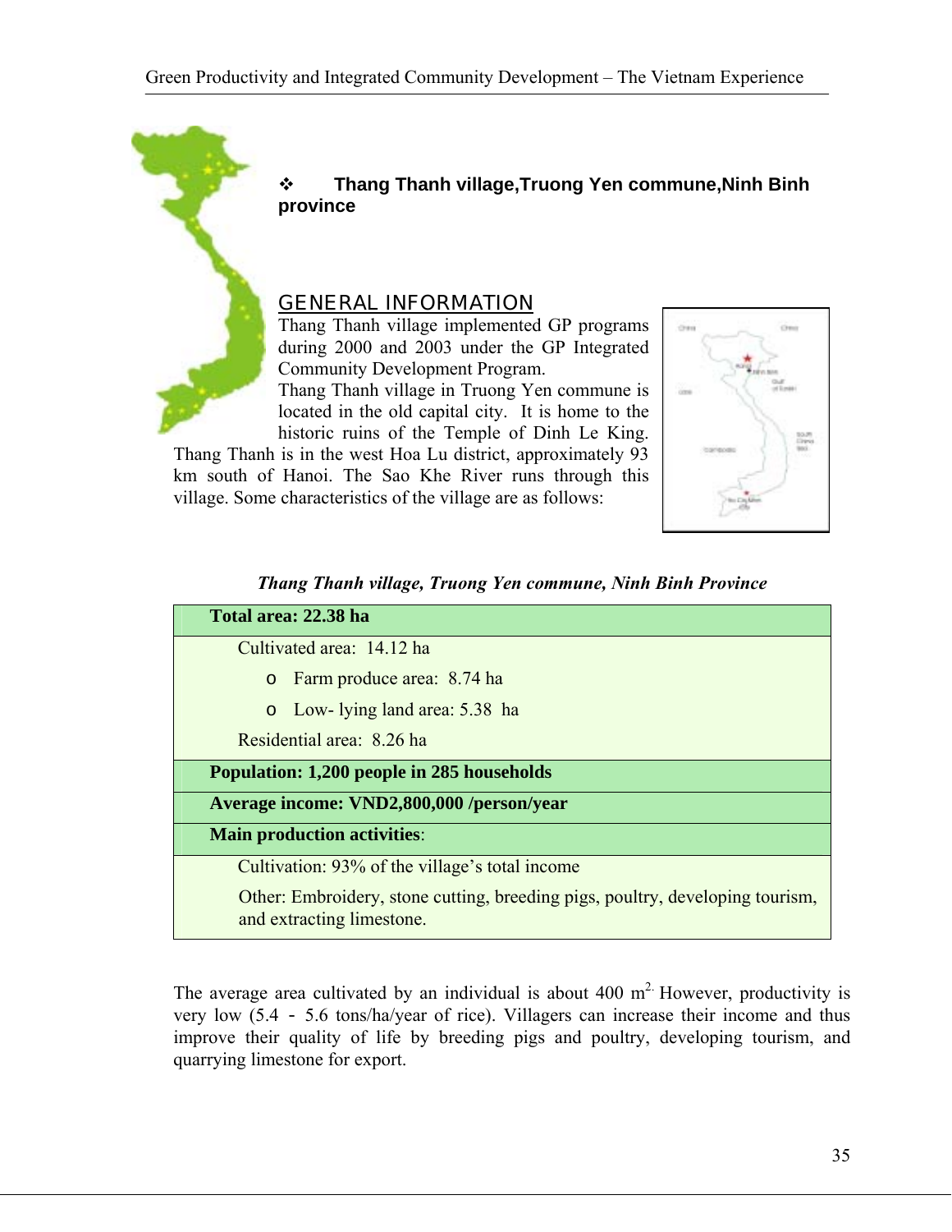❖ **Thang Thanh village,Truong Yen commune,Ninh Binh province**

## GENERAL INFORMATION

Thang Thanh village implemented GP programs during 2000 and 2003 under the GP Integrated Community Development Program.

Thang Thanh village in Truong Yen commune is located in the old capital city. It is home to the historic ruins of the Temple of Dinh Le King. Thang Thanh is in the west Hoa Lu district, approximately 93 km south of Hanoi. The Sao Khe River runs through this village. Some characteristics of the village are as follows:

***Thang Thanh village, Truong Yen commune, Ninh Binh Province***

| **Total area: 22.38 ha** |
|---|
| Cultivated area: 14.12 ha<br>o Farm produce area: 8.74 ha<br>o Low- lying land area: 5.38 ha<br>Residential area: 8.26 ha |
| **Population: 1,200 people in 285 households** |
| **Average income: VND2,800,000 /person/year** |
| **Main production activities**: |
| Cultivation: 93% of the village's total income<br>Other: Embroidery, stone cutting, breeding pigs, poultry, developing tourism, and extracting limestone. |

The average area cultivated by an individual is about 400 $m^2$. However, productivity is very low (5.4 - 5.6 tons/ha/year of rice). Villagers can increase their income and thus improve their quality of life by breeding pigs and poultry, developing tourism, and quarrying limestone for export.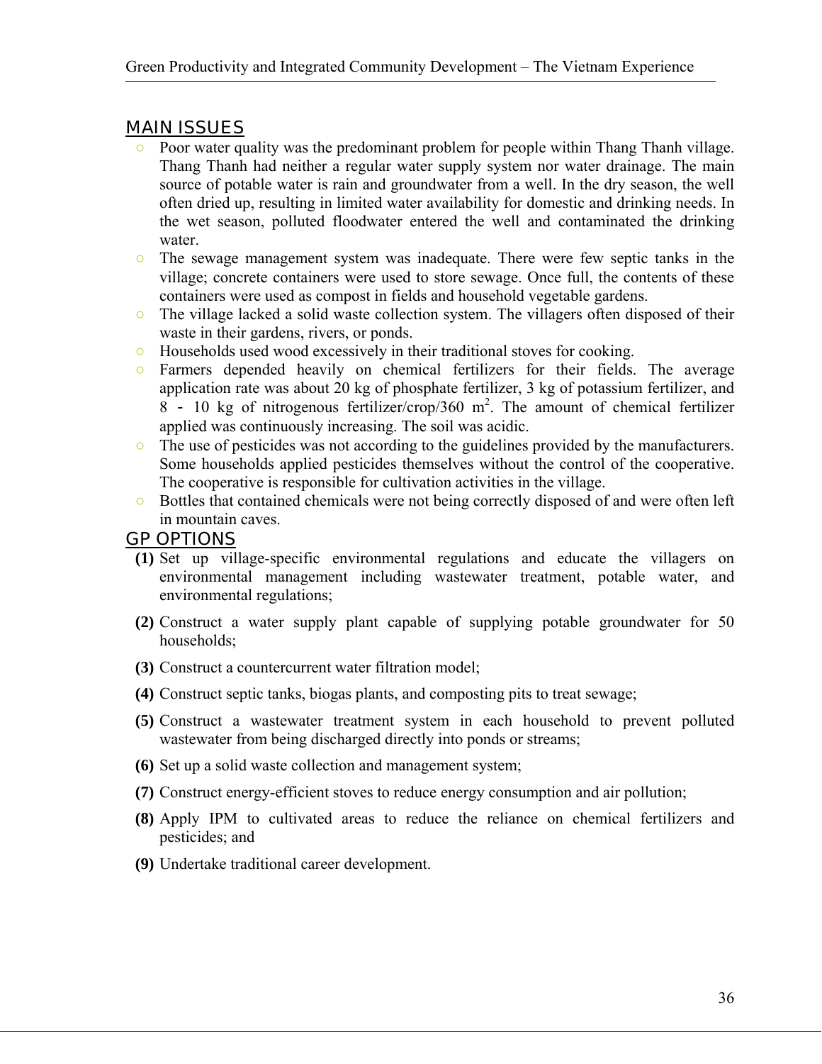## MAIN ISSUES

- Poor water quality was the predominant problem for people within Thang Thanh village. Thang Thanh had neither a regular water supply system nor water drainage. The main source of potable water is rain and groundwater from a well. In the dry season, the well often dried up, resulting in limited water availability for domestic and drinking needs. In the wet season, polluted floodwater entered the well and contaminated the drinking water.
- The sewage management system was inadequate. There were few septic tanks in the village; concrete containers were used to store sewage. Once full, the contents of these containers were used as compost in fields and household vegetable gardens.
- The village lacked a solid waste collection system. The villagers often disposed of their waste in their gardens, rivers, or ponds.
- Households used wood excessively in their traditional stoves for cooking.
- Farmers depended heavily on chemical fertilizers for their fields. The average application rate was about 20 kg of phosphate fertilizer, 3 kg of potassium fertilizer, and 8 - 10 kg of nitrogenous fertilizer/crop/360 $m^2$. The amount of chemical fertilizer applied was continuously increasing. The soil was acidic.
- The use of pesticides was not according to the guidelines provided by the manufacturers. Some households applied pesticides themselves without the control of the cooperative. The cooperative is responsible for cultivation activities in the village.
- Bottles that contained chemicals were not being correctly disposed of and were often left in mountain caves.

## GP OPTIONS

**(1)** Set up village-specific environmental regulations and educate the villagers on environmental management including wastewater treatment, potable water, and environmental regulations;

**(2)** Construct a water supply plant capable of supplying potable groundwater for 50 households;

**(3)** Construct a countercurrent water filtration model;

**(4)** Construct septic tanks, biogas plants, and composting pits to treat sewage;

**(5)** Construct a wastewater treatment system in each household to prevent polluted wastewater from being discharged directly into ponds or streams;

**(6)** Set up a solid waste collection and management system;

**(7)** Construct energy-efficient stoves to reduce energy consumption and air pollution;

**(8)** Apply IPM to cultivated areas to reduce the reliance on chemical fertilizers and pesticides; and

**(9)** Undertake traditional career development.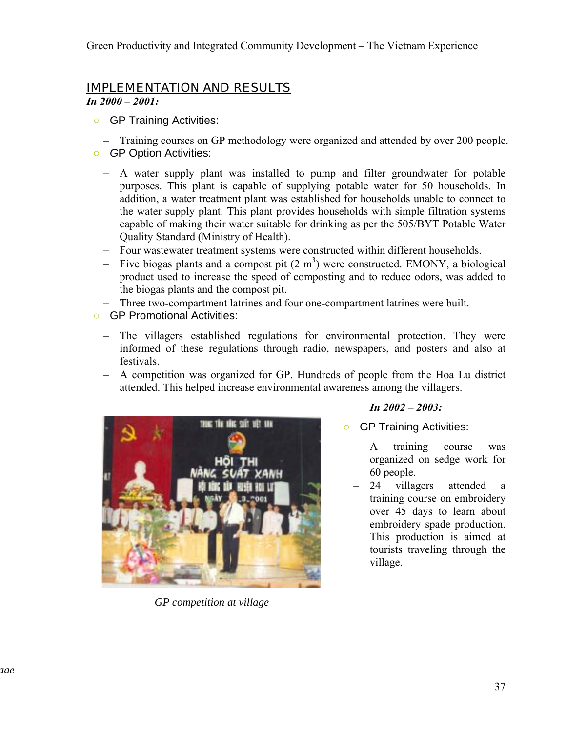## IMPLEMENTATION AND RESULTS

***In 2000 – 2001:***

- GP Training Activities:
  - Training courses on GP methodology were organized and attended by over 200 people.
- GP Option Activities:
  - A water supply plant was installed to pump and filter groundwater for potable purposes. This plant is capable of supplying potable water for 50 households. In addition, a water treatment plant was established for households unable to connect to the water supply plant. This plant provides households with simple filtration systems capable of making their water suitable for drinking as per the 505/BYT Potable Water Quality Standard (Ministry of Health).
  - Four wastewater treatment systems were constructed within different households.
  - Five biogas plants and a compost pit (2 $m^3$) were constructed. EMONY, a biological product used to increase the speed of composting and to reduce odors, was added to the biogas plants and the compost pit.
  - Three two-compartment latrines and four one-compartment latrines were built.
- GP Promotional Activities:
  - The villagers established regulations for environmental protection. They were informed of these regulations through radio, newspapers, and posters and also at festivals.
  - A competition was organized for GP. Hundreds of people from the Hoa Lu district attended. This helped increase environmental awareness among the villagers.

*GP competition at village*

***In 2002 – 2003:***

- GP Training Activities:
  - A training course was organized on sedge work for 60 people.
  - 24 villagers attended a training course on embroidery over 45 days to learn about embroidery spade production. This production is aimed at tourists traveling through the village.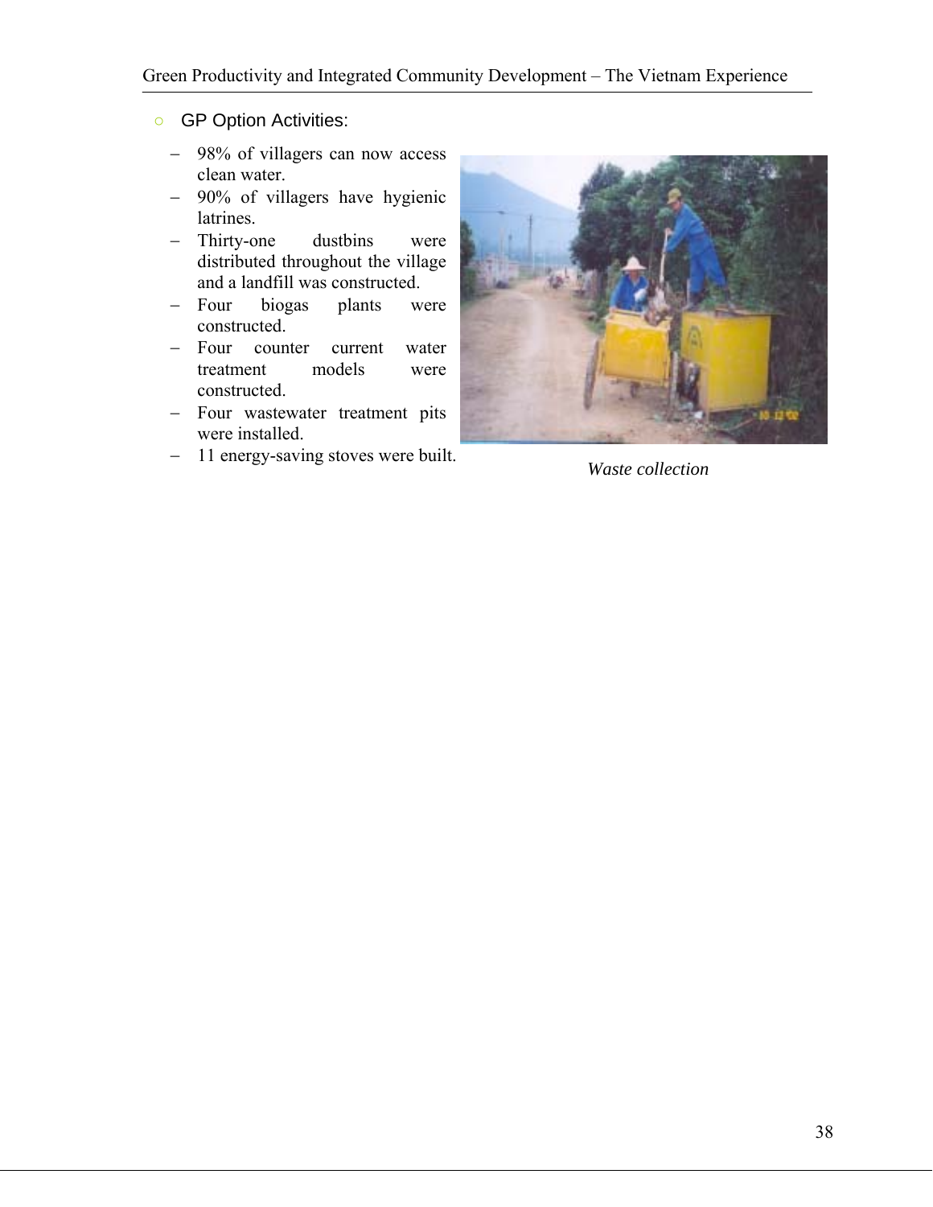- GP Option Activities:
  - 98% of villagers can now access clean water.
  - 90% of villagers have hygienic latrines.
  - Thirty-one dustbins were distributed throughout the village and a landfill was constructed.
  - Four biogas plants were constructed.
  - Four counter current water treatment models were constructed.
  - Four wastewater treatment pits were installed.
  - 11 energy-saving stoves were built.

*Waste collection*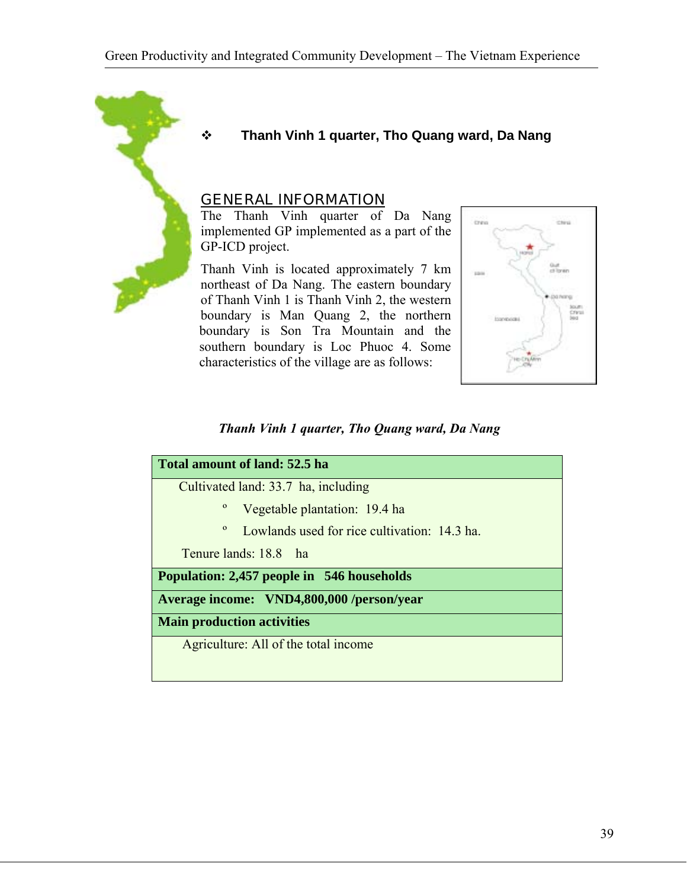## Thanh Vinh 1 quarter, Tho Quang ward, Da Nang

### GENERAL INFORMATION

The Thanh Vinh quarter of Da Nang implemented GP implemented as a part of the GP-ICD project.

Thanh Vinh is located approximately 7 km northeast of Da Nang. The eastern boundary of Thanh Vinh 1 is Thanh Vinh 2, the western boundary is Man Quang 2, the northern boundary is Son Tra Mountain and the southern boundary is Loc Phuoc 4. Some characteristics of the village are as follows:

*Thanh Vinh 1 quarter, Tho Quang ward, Da Nang*

| **Total amount of land: 52.5 ha** |
|---|
| Cultivated land: 33.7 ha, including<br>º Vegetable plantation: 19.4 ha<br>º Lowlands used for rice cultivation: 14.3 ha.<br>Tenure lands: 18.8 ha |
| **Population: 2,457 people in 546 households** |
| **Average income: VND4,800,000 /person/year** |
| **Main production activities** |
| Agriculture: All of the total income |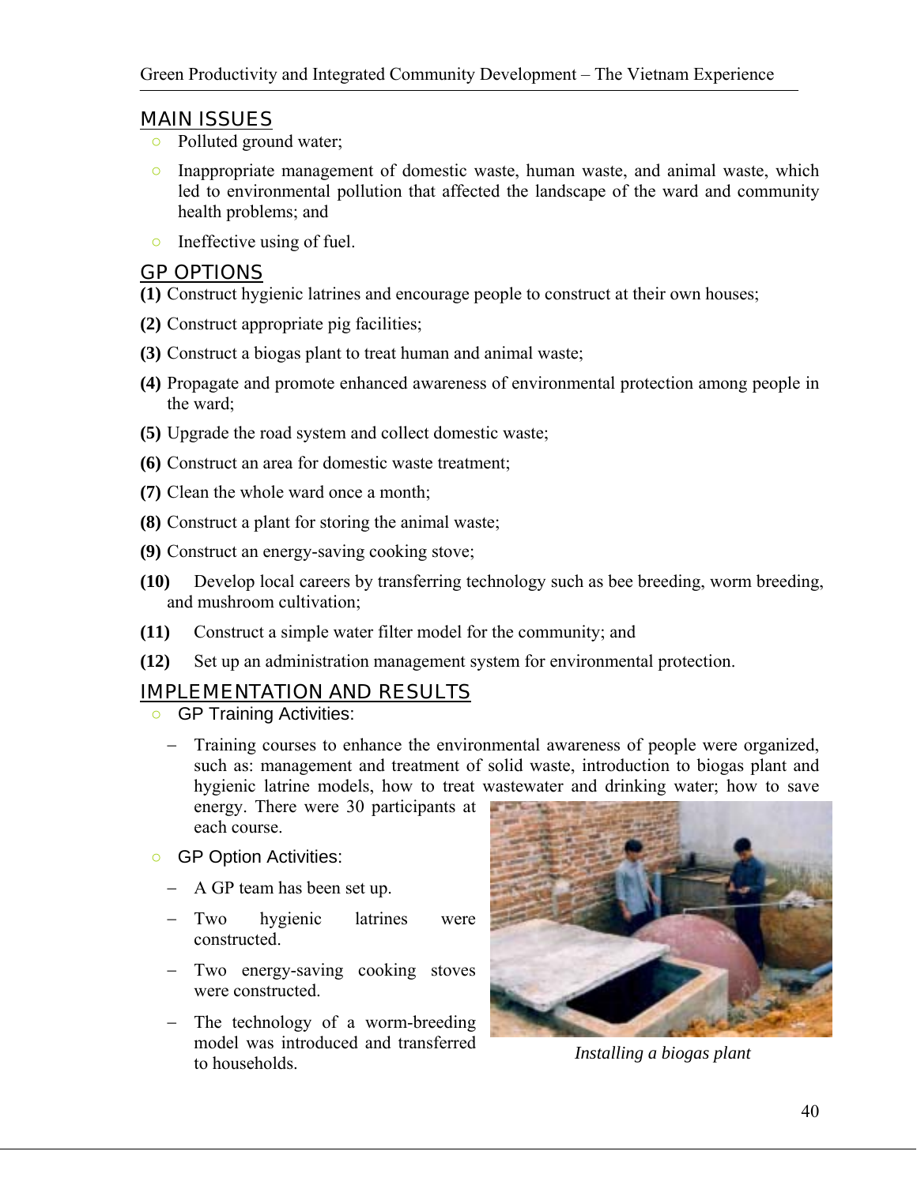## MAIN ISSUES

- Polluted ground water;
- Inappropriate management of domestic waste, human waste, and animal waste, which led to environmental pollution that affected the landscape of the ward and community health problems; and
- Ineffective using of fuel.

## GP OPTIONS

**(1)** Construct hygienic latrines and encourage people to construct at their own houses;

**(2)** Construct appropriate pig facilities;

**(3)** Construct a biogas plant to treat human and animal waste;

**(4)** Propagate and promote enhanced awareness of environmental protection among people in the ward;

**(5)** Upgrade the road system and collect domestic waste;

**(6)** Construct an area for domestic waste treatment;

**(7)** Clean the whole ward once a month;

**(8)** Construct a plant for storing the animal waste;

**(9)** Construct an energy-saving cooking stove;

**(10)** Develop local careers by transferring technology such as bee breeding, worm breeding, and mushroom cultivation;

**(11)** Construct a simple water filter model for the community; and

**(12)** Set up an administration management system for environmental protection.

## IMPLEMENTATION AND RESULTS

- GP Training Activities:
  - Training courses to enhance the environmental awareness of people were organized, such as: management and treatment of solid waste, introduction to biogas plant and hygienic latrine models, how to treat wastewater and drinking water; how to save energy. There were 30 participants at each course.
- GP Option Activities:
  - A GP team has been set up.
  - Two hygienic latrines were constructed.
  - Two energy-saving cooking stoves were constructed.
  - The technology of a worm-breeding model was introduced and transferred to households.

*Installing a biogas plant*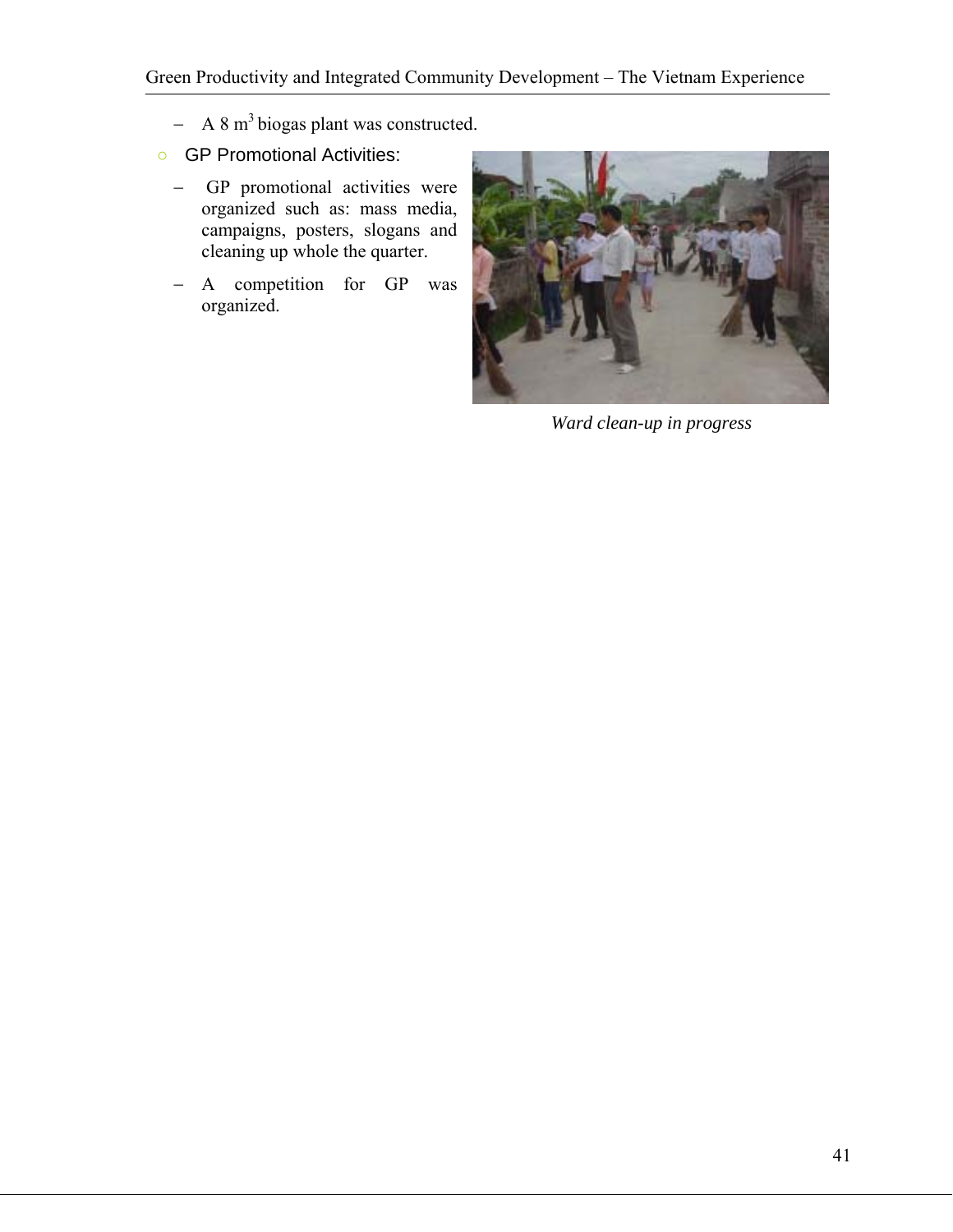- A 8 $m^3$ biogas plant was constructed.

- GP Promotional Activities:
  - GP promotional activities were organized such as: mass media, campaigns, posters, slogans and cleaning up whole the quarter.
  - A competition for GP was organized.

*Ward clean-up in progress*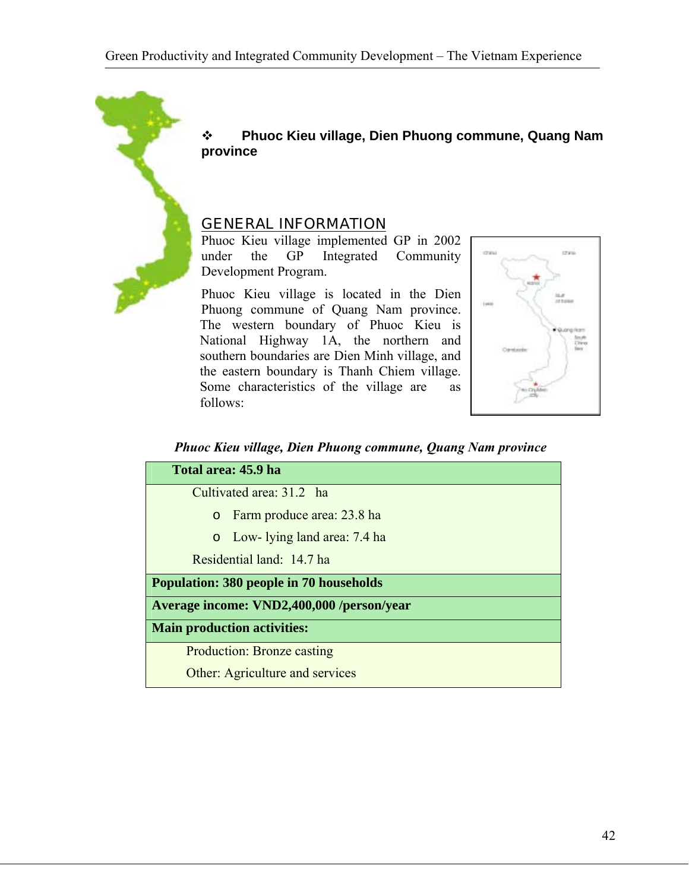### ❖ Phuoc Kieu village, Dien Phuong commune, Quang Nam province

## GENERAL INFORMATION

Phuoc Kieu village implemented GP in 2002 under the GP Integrated Community Development Program.

Phuoc Kieu village is located in the Dien Phuong commune of Quang Nam province. The western boundary of Phuoc Kieu is National Highway 1A, the northern and southern boundaries are Dien Minh village, and the eastern boundary is Thanh Chiem village. Some characteristics of the village are as follows:

***Phuoc Kieu village, Dien Phuong commune, Quang Nam province***

| **Total area: 45.9 ha** |
|---|
| Cultivated area: 31.2 ha<br>- Farm produce area: 23.8 ha<br>- Low- lying land area: 7.4 ha<br>Residential land: 14.7 ha |
| **Population: 380 people in 70 households** |
| **Average income: VND2,400,000 /person/year** |
| **Main production activities:** |
| Production: Bronze casting<br>Other: Agriculture and services |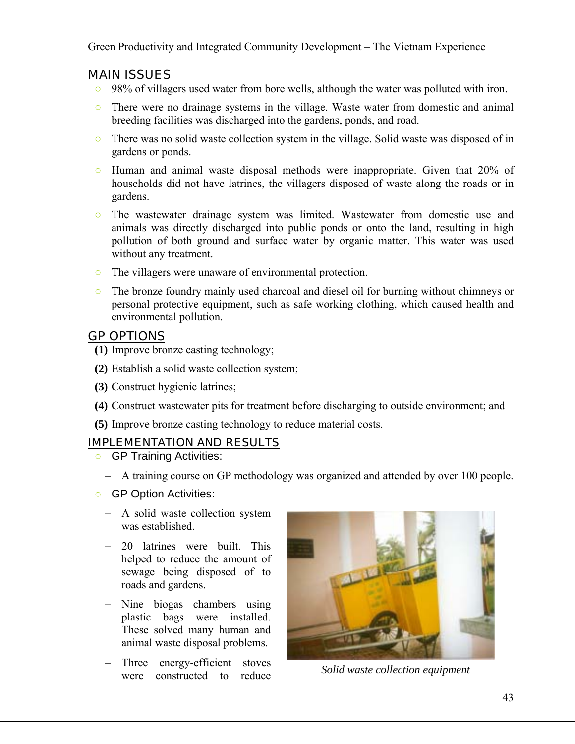## MAIN ISSUES

- 98% of villagers used water from bore wells, although the water was polluted with iron.
- There were no drainage systems in the village. Waste water from domestic and animal breeding facilities was discharged into the gardens, ponds, and road.
- There was no solid waste collection system in the village. Solid waste was disposed of in gardens or ponds.
- Human and animal waste disposal methods were inappropriate. Given that 20% of households did not have latrines, the villagers disposed of waste along the roads or in gardens.
- The wastewater drainage system was limited. Wastewater from domestic use and animals was directly discharged into public ponds or onto the land, resulting in high pollution of both ground and surface water by organic matter. This water was used without any treatment.
- The villagers were unaware of environmental protection.
- The bronze foundry mainly used charcoal and diesel oil for burning without chimneys or personal protective equipment, such as safe working clothing, which caused health and environmental pollution.

## GP OPTIONS

**(1)** Improve bronze casting technology;

**(2)** Establish a solid waste collection system;

**(3)** Construct hygienic latrines;

**(4)** Construct wastewater pits for treatment before discharging to outside environment; and

**(5)** Improve bronze casting technology to reduce material costs.

## IMPLEMENTATION AND RESULTS

- GP Training Activities:
  - A training course on GP methodology was organized and attended by over 100 people.
- GP Option Activities:
  - A solid waste collection system was established.
  - 20 latrines were built. This helped to reduce the amount of sewage being disposed of to roads and gardens.
  - Nine biogas chambers using plastic bags were installed. These solved many human and animal waste disposal problems.
  - Three energy-efficient stoves were constructed to reduce

*Solid waste collection equipment*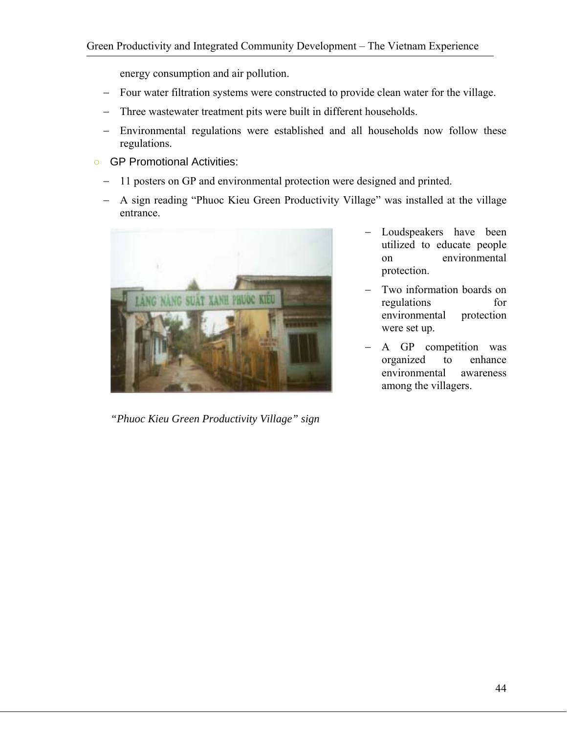energy consumption and air pollution.

- Four water filtration systems were constructed to provide clean water for the village.
- Three wastewater treatment pits were built in different households.
- Environmental regulations were established and all households now follow these regulations.

- GP Promotional Activities:
  - 11 posters on GP and environmental protection were designed and printed.
  - A sign reading “Phuoc Kieu Green Productivity Village” was installed at the village entrance.
  - Loudspeakers have been utilized to educate people on environmental protection.
  - Two information boards on regulations for environmental protection were set up.
  - A GP competition was organized to enhance environmental awareness among the villagers.

*“Phuoc Kieu Green Productivity Village” sign*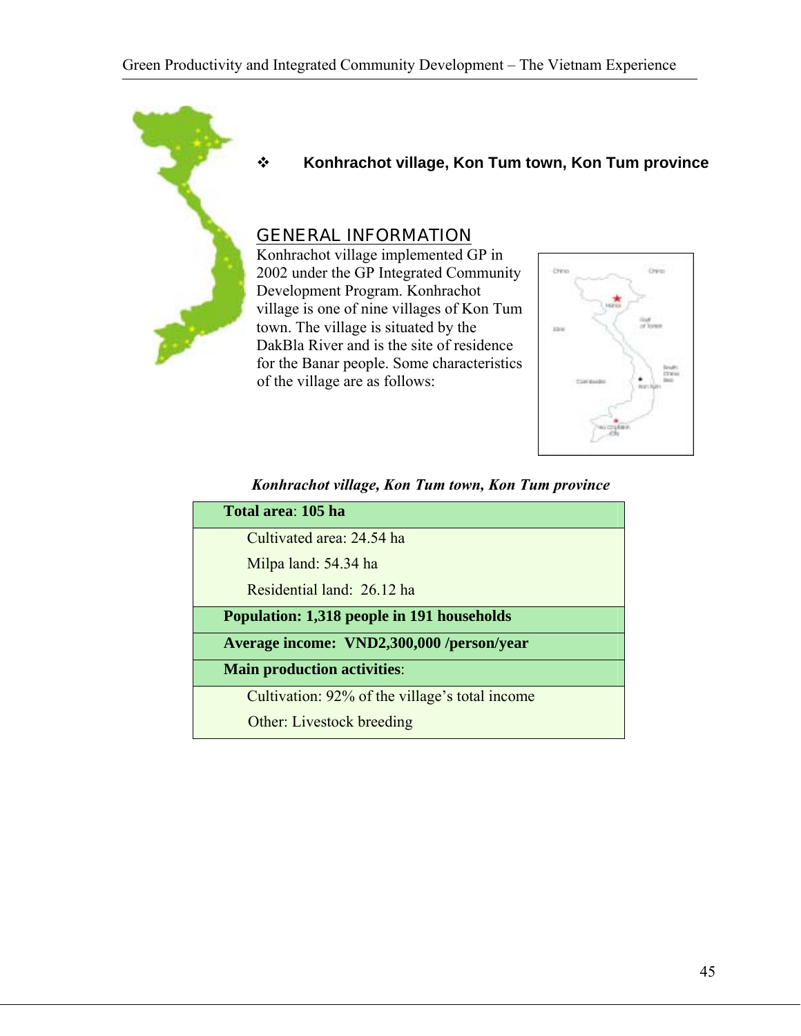- **Konhrachot village, Kon Tum town, Kon Tum province**

## GENERAL INFORMATION

Konhrachot village implemented GP in 2002 under the GP Integrated Community Development Program. Konhrachot village is one of nine villages of Kon Tum town. The village is situated by the DakBla River and is the site of residence for the Banar people. Some characteristics of the village are as follows:

***Konhrachot village, Kon Tum town, Kon Tum province***

| **Total area**: **105 ha** |
|---|
| Cultivated area: 24.54 ha<br>Milpa land: 54.34 ha<br>Residential land: 26.12 ha |
| **Population: 1,318 people in 191 households** |
| **Average income: VND2,300,000 /person/year** |
| **Main production activities**: |
| Cultivation: 92% of the village's total income<br>Other: Livestock breeding |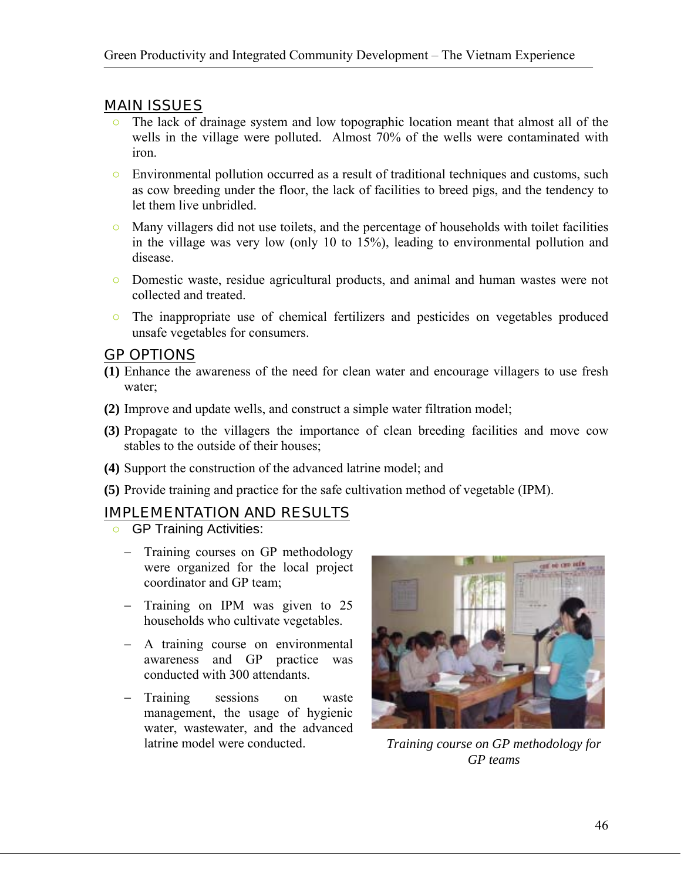## MAIN ISSUES

- The lack of drainage system and low topographic location meant that almost all of the wells in the village were polluted. Almost 70% of the wells were contaminated with iron.
- Environmental pollution occurred as a result of traditional techniques and customs, such as cow breeding under the floor, the lack of facilities to breed pigs, and the tendency to let them live unbridled.
- Many villagers did not use toilets, and the percentage of households with toilet facilities in the village was very low (only 10 to 15%), leading to environmental pollution and disease.
- Domestic waste, residue agricultural products, and animal and human wastes were not collected and treated.
- The inappropriate use of chemical fertilizers and pesticides on vegetables produced unsafe vegetables for consumers.

## GP OPTIONS

**(1)** Enhance the awareness of the need for clean water and encourage villagers to use fresh water;

**(2)** Improve and update wells, and construct a simple water filtration model;

**(3)** Propagate to the villagers the importance of clean breeding facilities and move cow stables to the outside of their houses;

**(4)** Support the construction of the advanced latrine model; and

**(5)** Provide training and practice for the safe cultivation method of vegetable (IPM).

## IMPLEMENTATION AND RESULTS

- GP Training Activities:
  - Training courses on GP methodology were organized for the local project coordinator and GP team;
  - Training on IPM was given to 25 households who cultivate vegetables.
  - A training course on environmental awareness and GP practice was conducted with 300 attendants.
  - Training sessions on waste management, the usage of hygienic water, wastewater, and the advanced latrine model were conducted.

*Training course on GP methodology for GP teams*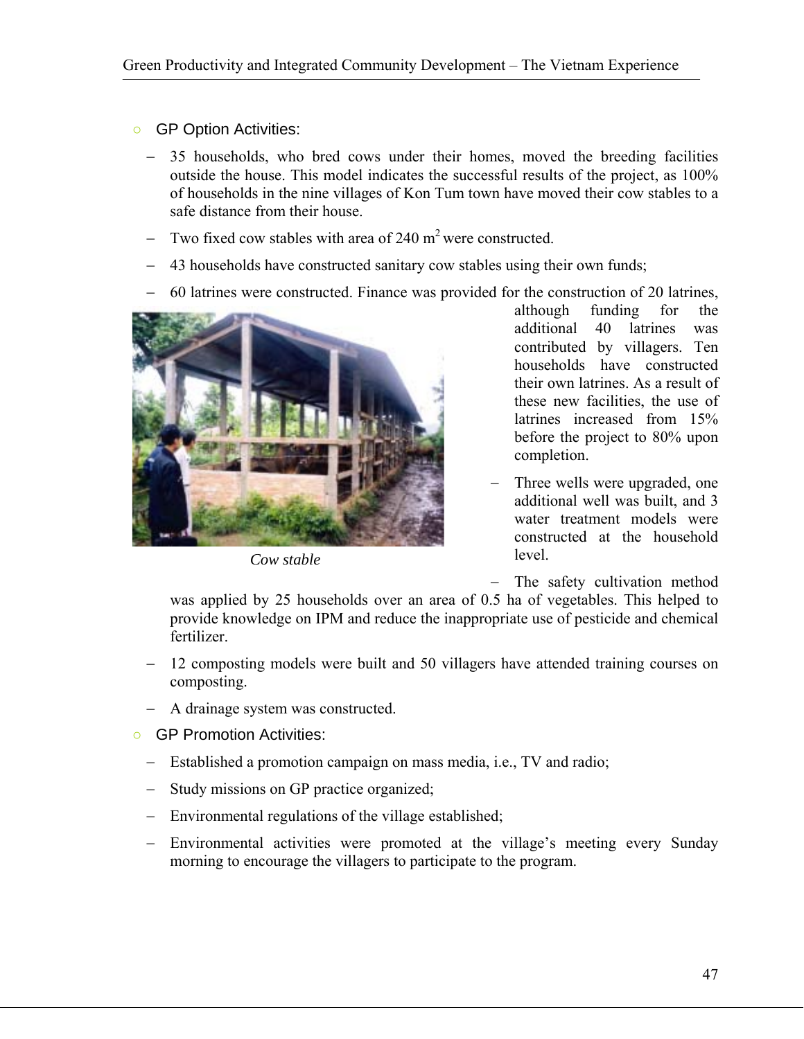- GP Option Activities:
  - 35 households, who bred cows under their homes, moved the breeding facilities outside the house. This model indicates the successful results of the project, as 100% of households in the nine villages of Kon Tum town have moved their cow stables to a safe distance from their house.
  - Two fixed cow stables with area of 240 $m^2$ were constructed.
  - 43 households have constructed sanitary cow stables using their own funds;
  - 60 latrines were constructed. Finance was provided for the construction of 20 latrines, although funding for the additional 40 latrines was contributed by villagers. Ten households have constructed their own latrines. As a result of these new facilities, the use of latrines increased from 15% before the project to 80% upon completion.
  - Three wells were upgraded, one additional well was built, and 3 water treatment models were constructed at the household level.
  - The safety cultivation method was applied by 25 households over an area of 0.5 ha of vegetables. This helped to provide knowledge on IPM and reduce the inappropriate use of pesticide and chemical fertilizer.
  - 12 composting models were built and 50 villagers have attended training courses on composting.
  - A drainage system was constructed.

*Cow stable*

- GP Promotion Activities:
  - Established a promotion campaign on mass media, i.e., TV and radio;
  - Study missions on GP practice organized;
  - Environmental regulations of the village established;
  - Environmental activities were promoted at the village's meeting every Sunday morning to encourage the villagers to participate to the program.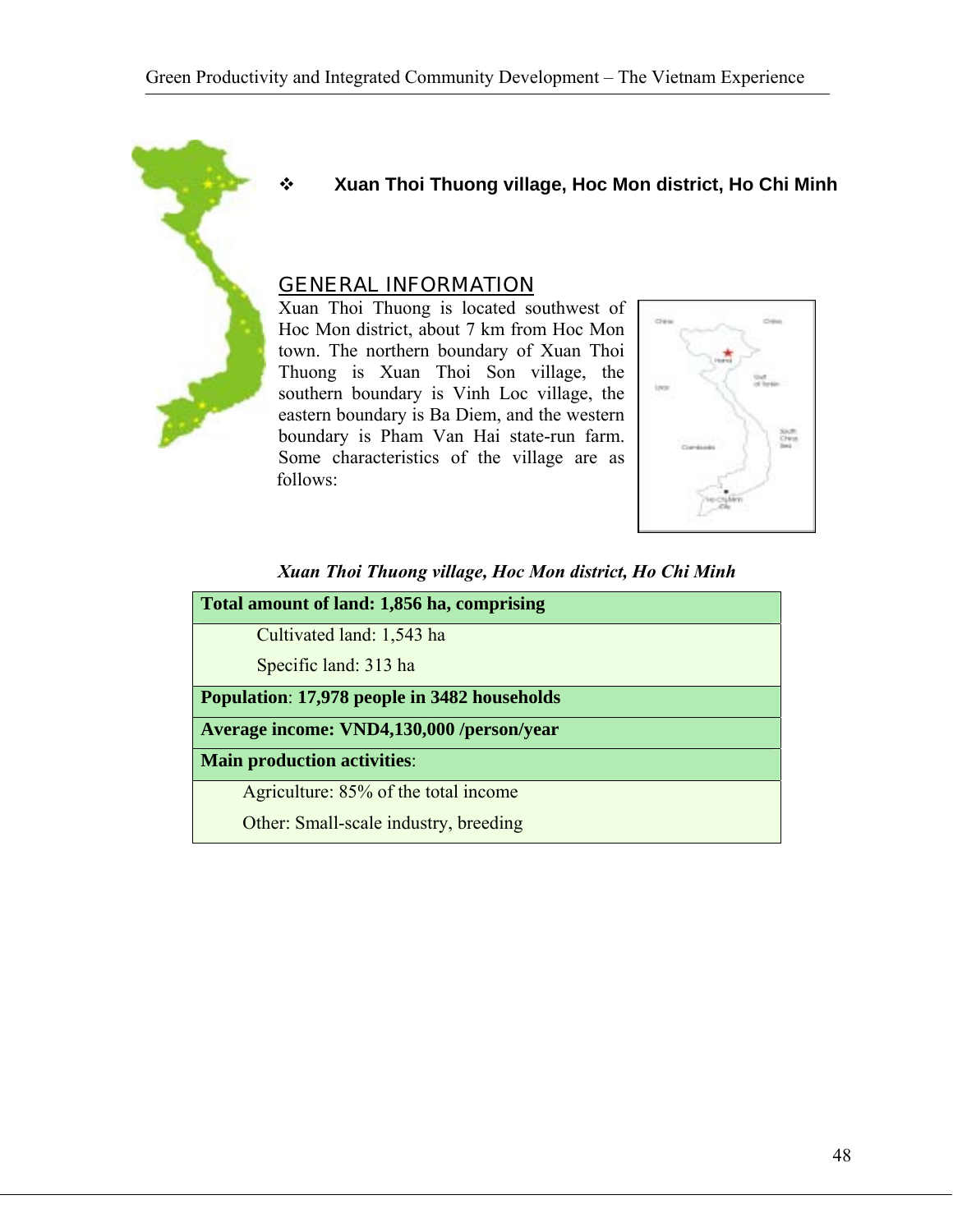## ❖ Xuan Thoi Thuong village, Hoc Mon district, Ho Chi Minh

### GENERAL INFORMATION

Xuan Thoi Thuong is located southwest of Hoc Mon district, about 7 km from Hoc Mon town. The northern boundary of Xuan Thoi Thuong is Xuan Thoi Son village, the southern boundary is Vinh Loc village, the eastern boundary is Ba Diem, and the western boundary is Pham Van Hai state-run farm. Some characteristics of the village are as follows:

*Xuan Thoi Thuong village, Hoc Mon district, Ho Chi Minh*

| **Total amount of land: 1,856 ha, comprising** |
|---|
| Cultivated land: 1,543 ha |
| Specific land: 313 ha |
| **Population**: **17,978 people in 3482 households** |
| **Average income: VND4,130,000 /person/year** |
| **Main production activities**: |
| Agriculture: 85% of the total income |
| Other: Small-scale industry, breeding |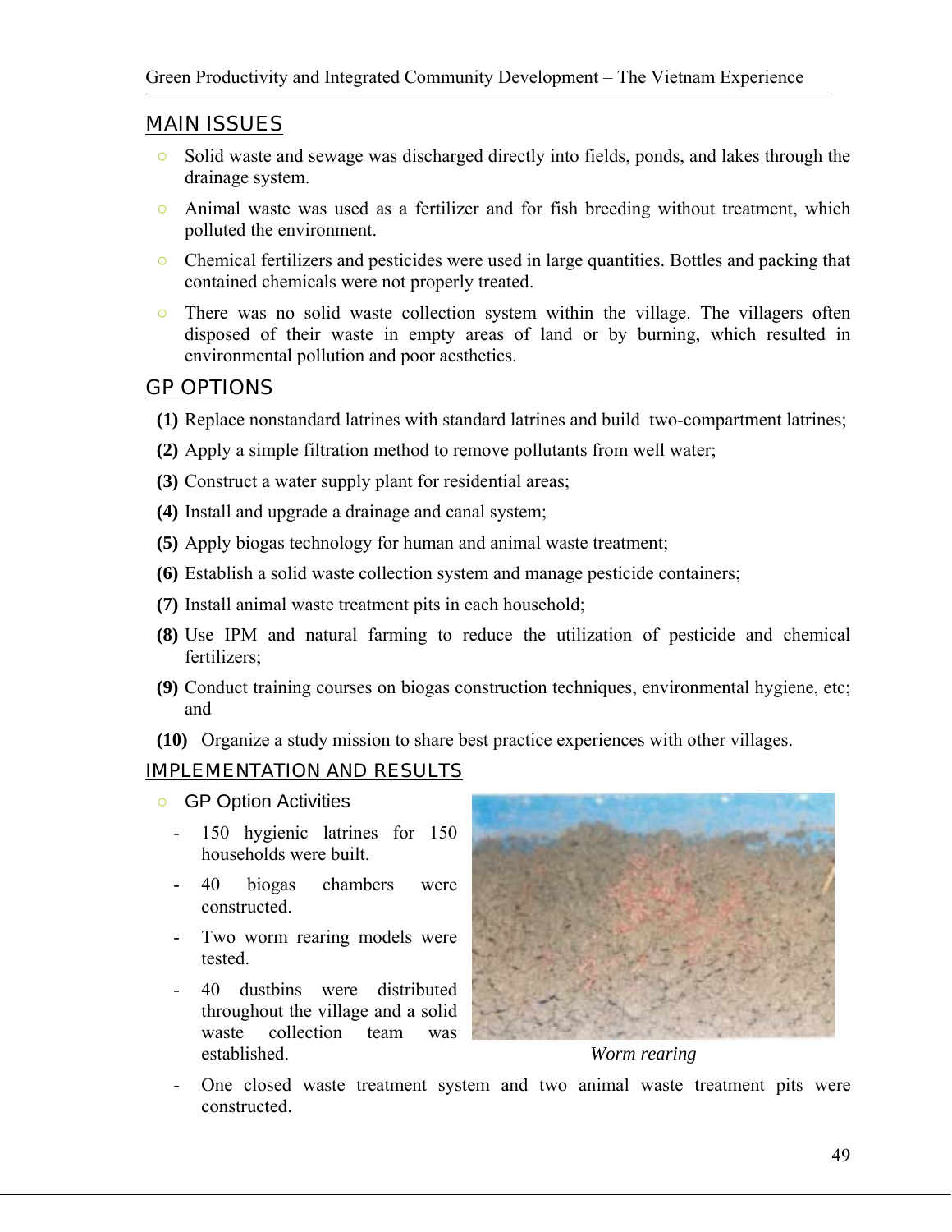## MAIN ISSUES

- Solid waste and sewage was discharged directly into fields, ponds, and lakes through the drainage system.
- Animal waste was used as a fertilizer and for fish breeding without treatment, which polluted the environment.
- Chemical fertilizers and pesticides were used in large quantities. Bottles and packing that contained chemicals were not properly treated.
- There was no solid waste collection system within the village. The villagers often disposed of their waste in empty areas of land or by burning, which resulted in environmental pollution and poor aesthetics.

## GP OPTIONS

**(1)** Replace nonstandard latrines with standard latrines and build two-compartment latrines;

**(2)** Apply a simple filtration method to remove pollutants from well water;

**(3)** Construct a water supply plant for residential areas;

**(4)** Install and upgrade a drainage and canal system;

**(5)** Apply biogas technology for human and animal waste treatment;

**(6)** Establish a solid waste collection system and manage pesticide containers;

**(7)** Install animal waste treatment pits in each household;

**(8)** Use IPM and natural farming to reduce the utilization of pesticide and chemical fertilizers;

**(9)** Conduct training courses on biogas construction techniques, environmental hygiene, etc; and

**(10)** Organize a study mission to share best practice experiences with other villages.

## IMPLEMENTATION AND RESULTS

- GP Option Activities
  - 150 hygienic latrines for 150 households were built.
  - 40 biogas chambers were constructed.
  - Two worm rearing models were tested.
  - 40 dustbins were distributed throughout the village and a solid waste collection team was established.

*Worm rearing*

  - One closed waste treatment system and two animal waste treatment pits were constructed.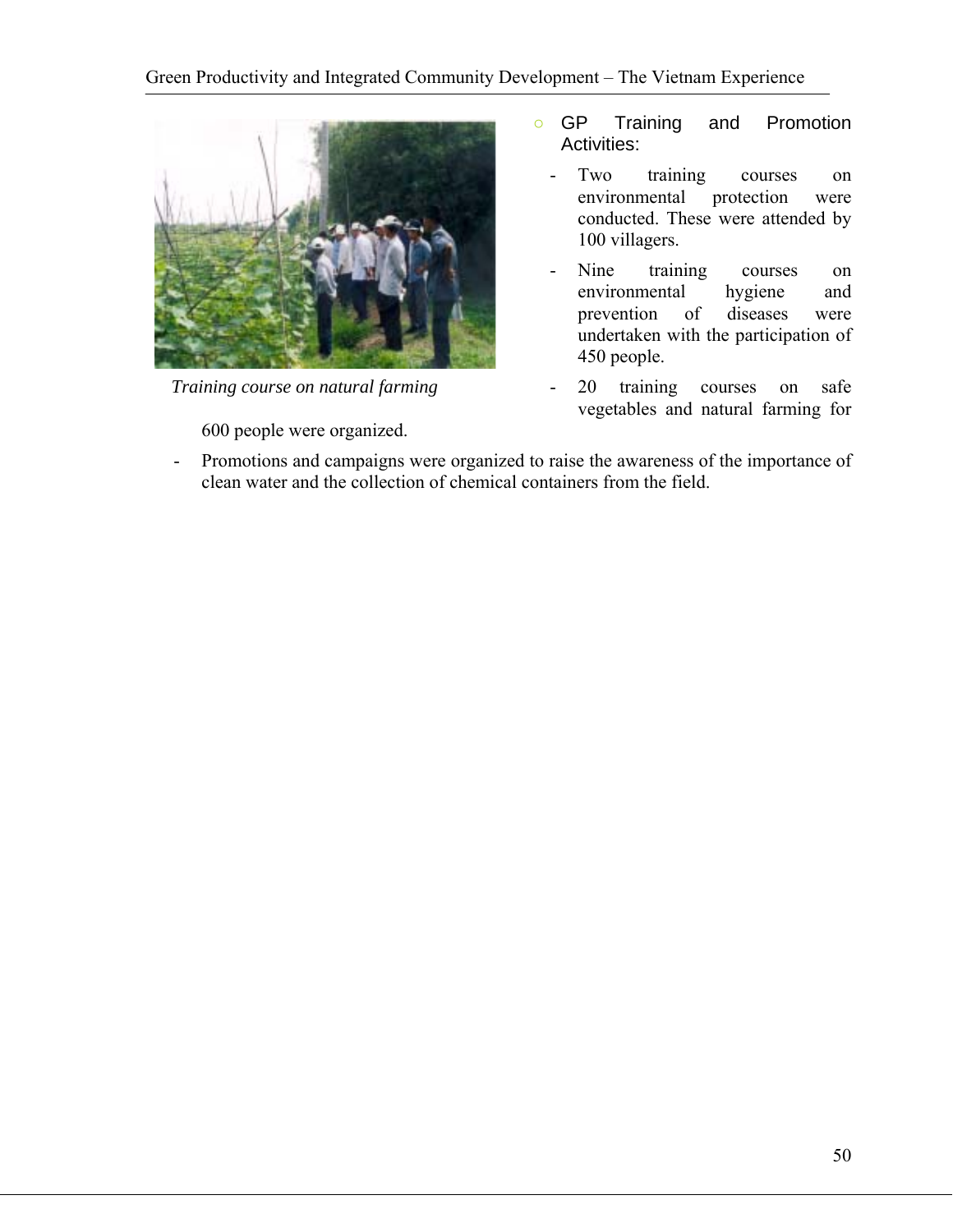*Training course on natural farming*

- GP Training and Promotion Activities:
  - Two training courses on environmental protection were conducted. These were attended by 100 villagers.
  - Nine training courses on environmental hygiene and prevention of diseases were undertaken with the participation of 450 people.
  - 20 training courses on safe vegetables and natural farming for 600 people were organized.
  - Promotions and campaigns were organized to raise the awareness of the importance of clean water and the collection of chemical containers from the field.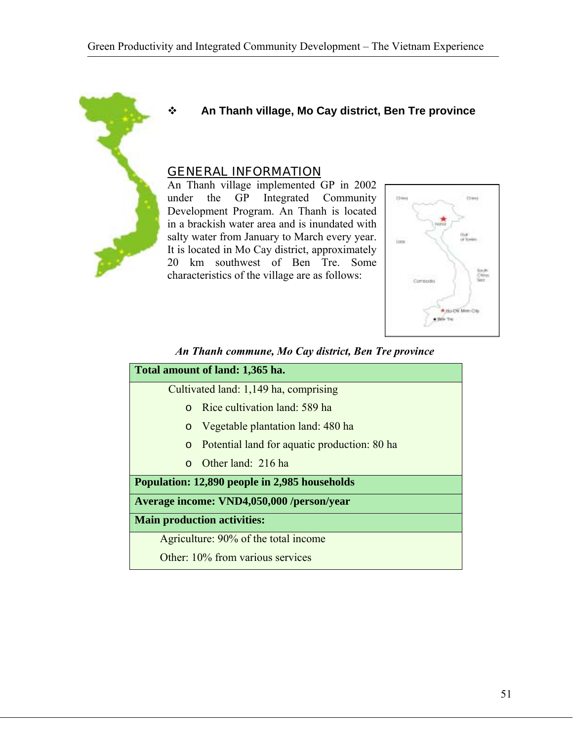## An Thanh village, Mo Cay district, Ben Tre province

### GENERAL INFORMATION

An Thanh village implemented GP in 2002 under the GP Integrated Community Development Program. An Thanh is located in a brackish water area and is inundated with salty water from January to March every year. It is located in Mo Cay district, approximately 20 km southwest of Ben Tre. Some characteristics of the village are as follows:

*An Thanh commune, Mo Cay district, Ben Tre province*

| **Total amount of land: 1,365 ha.** |
|---|
| Cultivated land: 1,149 ha, comprising<br>o Rice cultivation land: 589 ha<br>o Vegetable plantation land: 480 ha<br>o Potential land for aquatic production: 80 ha<br>o Other land: 216 ha |
| **Population: 12,890 people in 2,985 households** |
| **Average income: VND4,050,000 /person/year** |
| **Main production activities:** |
| Agriculture: 90% of the total income<br>Other: 10% from various services |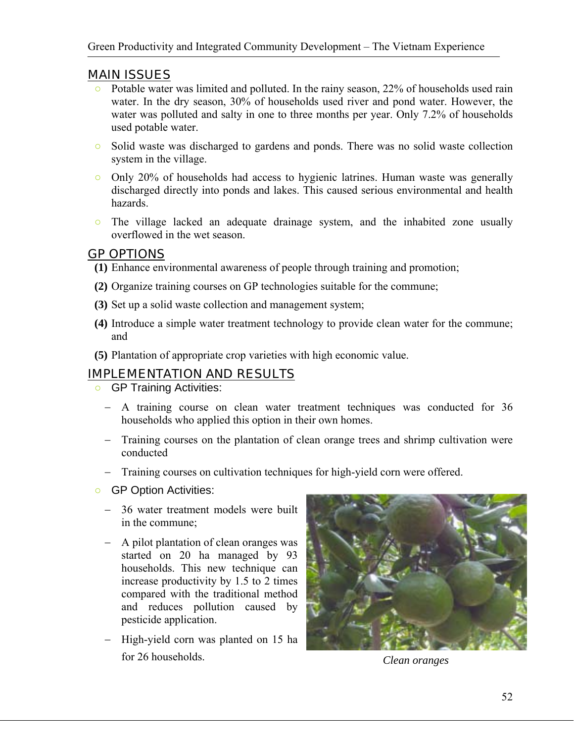## MAIN ISSUES

- Potable water was limited and polluted. In the rainy season, 22% of households used rain water. In the dry season, 30% of households used river and pond water. However, the water was polluted and salty in one to three months per year. Only 7.2% of households used potable water.
- Solid waste was discharged to gardens and ponds. There was no solid waste collection system in the village.
- Only 20% of households had access to hygienic latrines. Human waste was generally discharged directly into ponds and lakes. This caused serious environmental and health hazards.
- The village lacked an adequate drainage system, and the inhabited zone usually overflowed in the wet season.

## GP OPTIONS

**(1)** Enhance environmental awareness of people through training and promotion;

**(2)** Organize training courses on GP technologies suitable for the commune;

**(3)** Set up a solid waste collection and management system;

**(4)** Introduce a simple water treatment technology to provide clean water for the commune; and

**(5)** Plantation of appropriate crop varieties with high economic value.

## IMPLEMENTATION AND RESULTS

- GP Training Activities:
  - A training course on clean water treatment techniques was conducted for 36 households who applied this option in their own homes.
  - Training courses on the plantation of clean orange trees and shrimp cultivation were conducted
  - Training courses on cultivation techniques for high-yield corn were offered.
- GP Option Activities:
  - 36 water treatment models were built in the commune;
  - A pilot plantation of clean oranges was started on 20 ha managed by 93 households. This new technique can increase productivity by 1.5 to 2 times compared with the traditional method and reduces pollution caused by pesticide application.
  - High-yield corn was planted on 15 ha for 26 households.

*Clean oranges*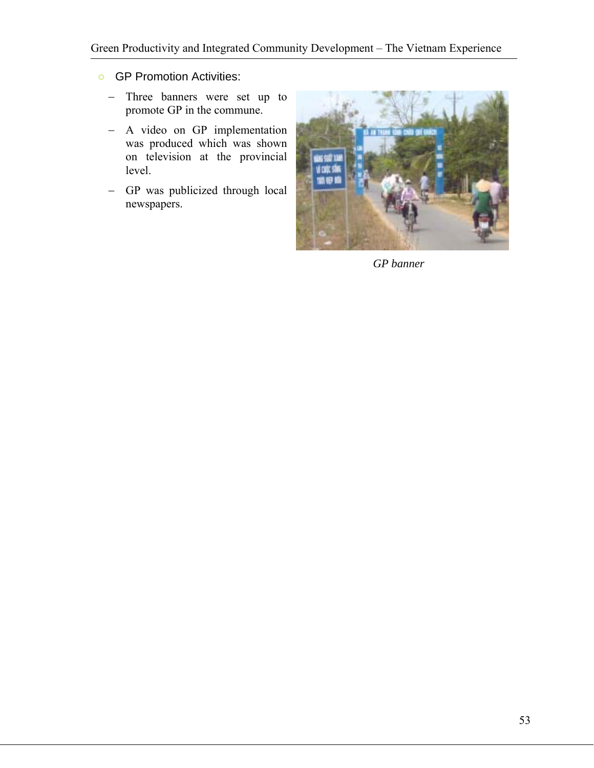- GP Promotion Activities:
  - Three banners were set up to promote GP in the commune.
  - A video on GP implementation was produced which was shown on television at the provincial level.
  - GP was publicized through local newspapers.

*GP banner*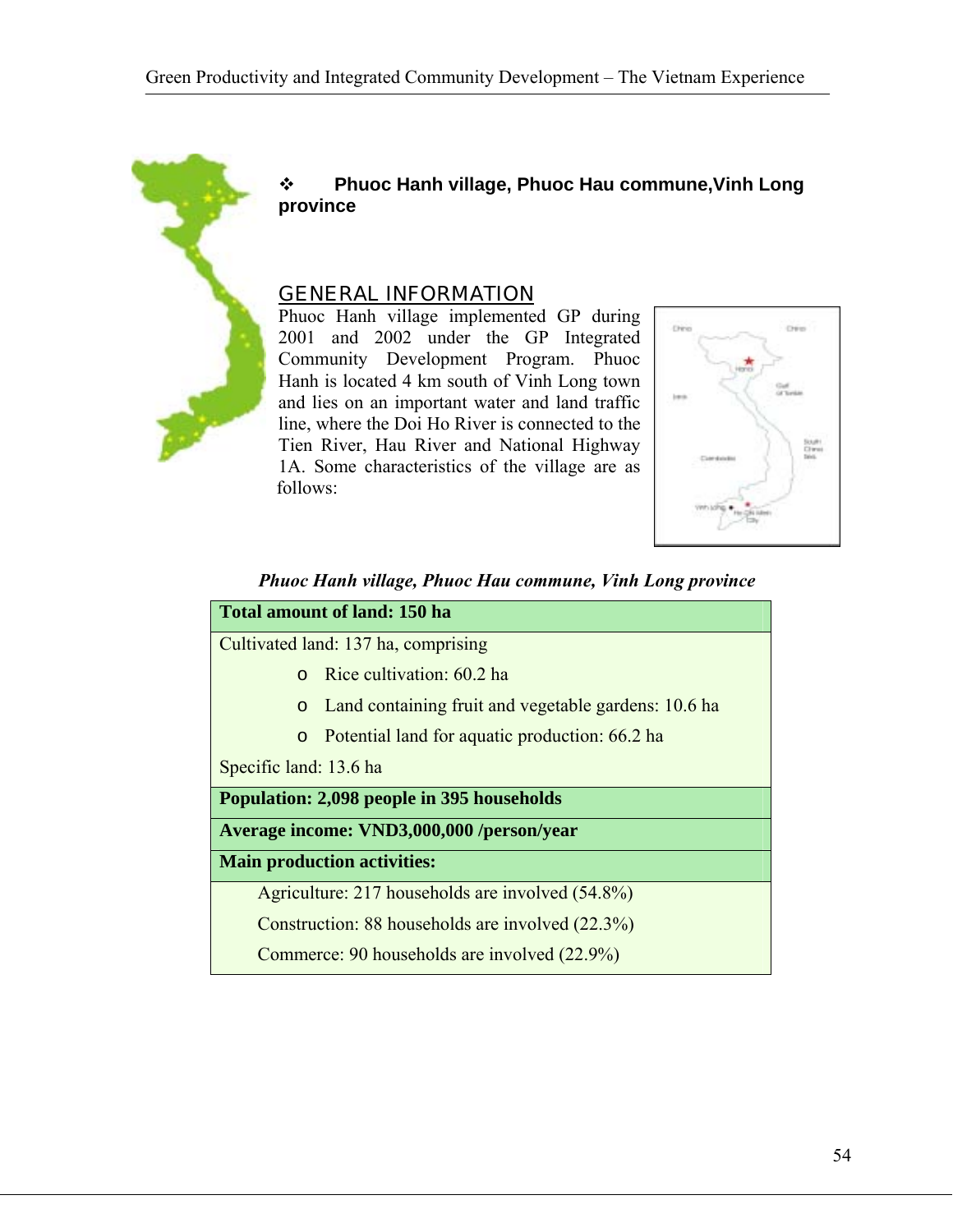## ❖ Phuoc Hanh village, Phuoc Hau commune,Vinh Long province

### GENERAL INFORMATION

Phuoc Hanh village implemented GP during 2001 and 2002 under the GP Integrated Community Development Program. Phuoc Hanh is located 4 km south of Vinh Long town and lies on an important water and land traffic line, where the Doi Ho River is connected to the Tien River, Hau River and National Highway 1A. Some characteristics of the village are as follows:

*Phuoc Hanh village, Phuoc Hau commune, Vinh Long province*

| **Total amount of land: 150 ha** |
|---|
| Cultivated land: 137 ha, comprising<br>o Rice cultivation: 60.2 ha<br>o Land containing fruit and vegetable gardens: 10.6 ha<br>o Potential land for aquatic production: 66.2 ha<br>Specific land: 13.6 ha |
| **Population: 2,098 people in 395 households** |
| **Average income: VND3,000,000 /person/year** |
| **Main production activities:** |
| Agriculture: 217 households are involved (54.8%)<br>Construction: 88 households are involved (22.3%)<br>Commerce: 90 households are involved (22.9%) |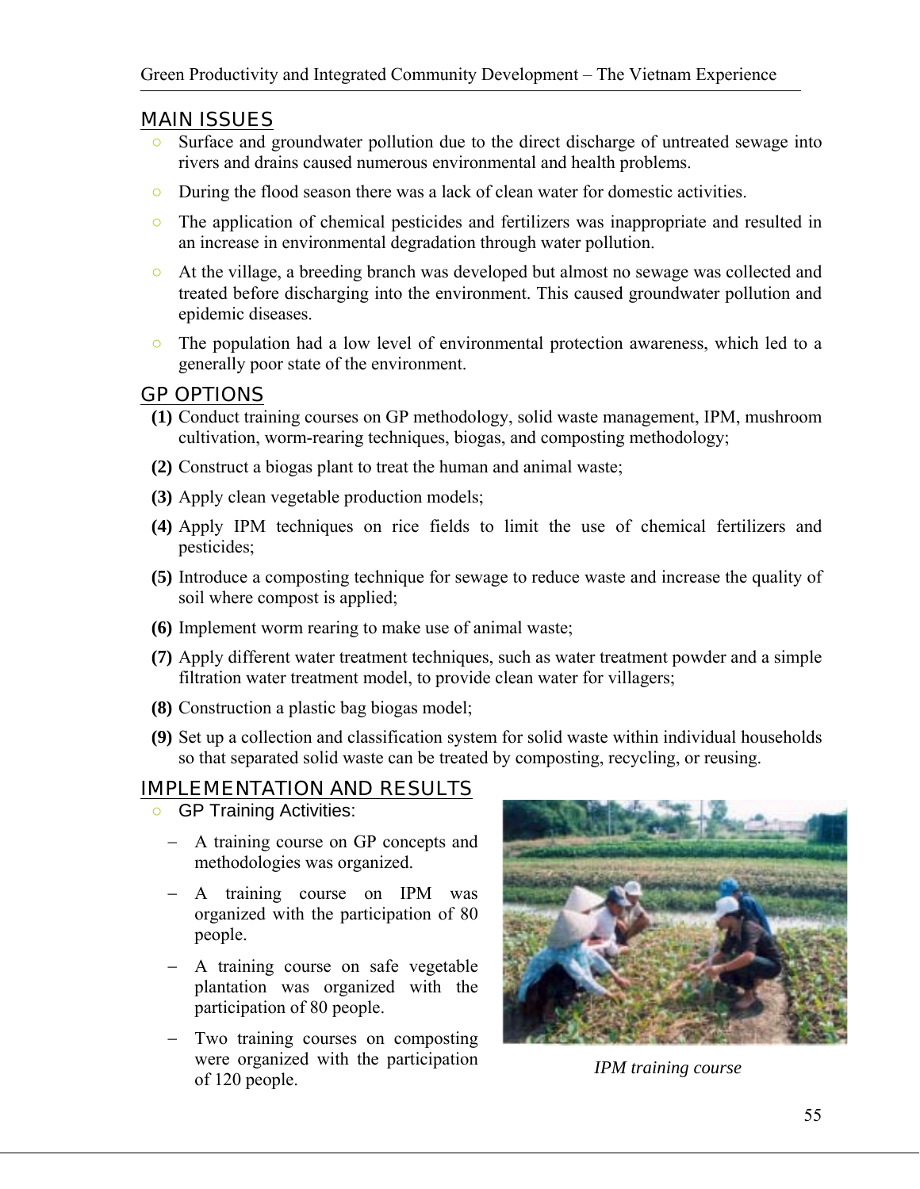## MAIN ISSUES

- Surface and groundwater pollution due to the direct discharge of untreated sewage into rivers and drains caused numerous environmental and health problems.
- During the flood season there was a lack of clean water for domestic activities.
- The application of chemical pesticides and fertilizers was inappropriate and resulted in an increase in environmental degradation through water pollution.
- At the village, a breeding branch was developed but almost no sewage was collected and treated before discharging into the environment. This caused groundwater pollution and epidemic diseases.
- The population had a low level of environmental protection awareness, which led to a generally poor state of the environment.

## GP OPTIONS

**(1)** Conduct training courses on GP methodology, solid waste management, IPM, mushroom cultivation, worm-rearing techniques, biogas, and composting methodology;

**(2)** Construct a biogas plant to treat the human and animal waste;

**(3)** Apply clean vegetable production models;

**(4)** Apply IPM techniques on rice fields to limit the use of chemical fertilizers and pesticides;

**(5)** Introduce a composting technique for sewage to reduce waste and increase the quality of soil where compost is applied;

**(6)** Implement worm rearing to make use of animal waste;

**(7)** Apply different water treatment techniques, such as water treatment powder and a simple filtration water treatment model, to provide clean water for villagers;

**(8)** Construction a plastic bag biogas model;

**(9)** Set up a collection and classification system for solid waste within individual households so that separated solid waste can be treated by composting, recycling, or reusing.

## IMPLEMENTATION AND RESULTS

- GP Training Activities:
  - A training course on GP concepts and methodologies was organized.
  - A training course on IPM was organized with the participation of 80 people.
  - A training course on safe vegetable plantation was organized with the participation of 80 people.
  - Two training courses on composting were organized with the participation of 120 people.

*IPM training course*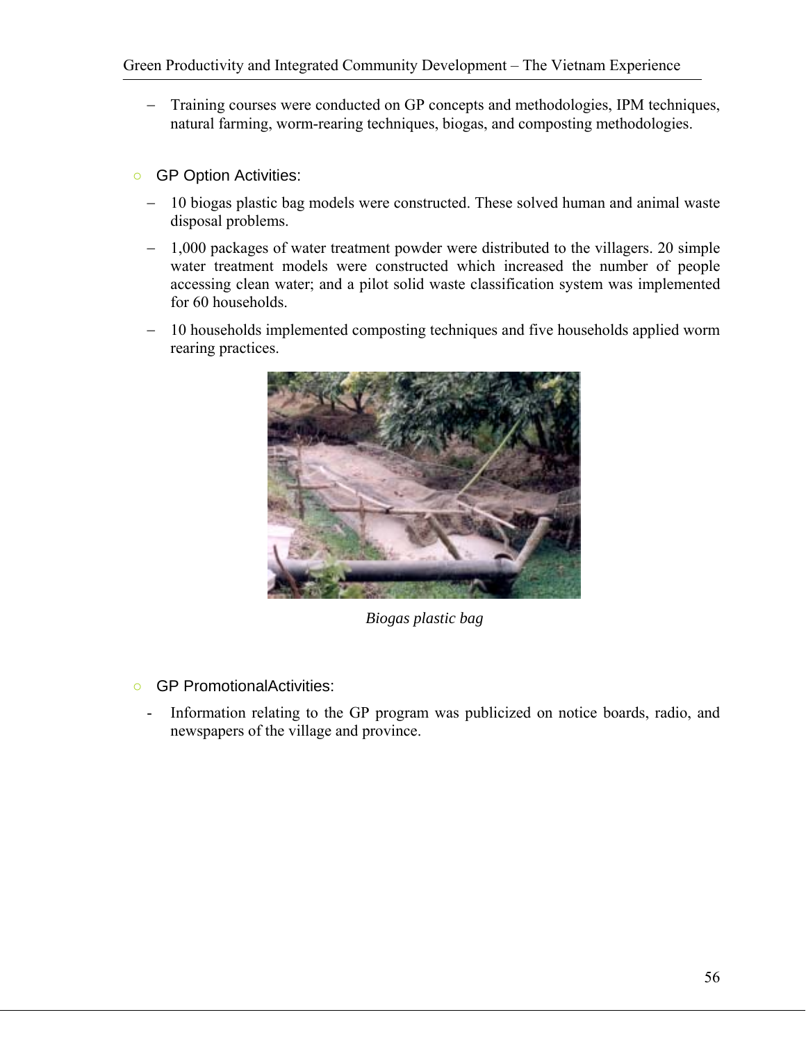- Training courses were conducted on GP concepts and methodologies, IPM techniques, natural farming, worm-rearing techniques, biogas, and composting methodologies.

- GP Option Activities:
  - 10 biogas plastic bag models were constructed. These solved human and animal waste disposal problems.
  - 1,000 packages of water treatment powder were distributed to the villagers. 20 simple water treatment models were constructed which increased the number of people accessing clean water; and a pilot solid waste classification system was implemented for 60 households.
  - 10 households implemented composting techniques and five households applied worm rearing practices.

*Biogas plastic bag*

- GP PromotionalActivities:
  - Information relating to the GP program was publicized on notice boards, radio, and newspapers of the village and province.